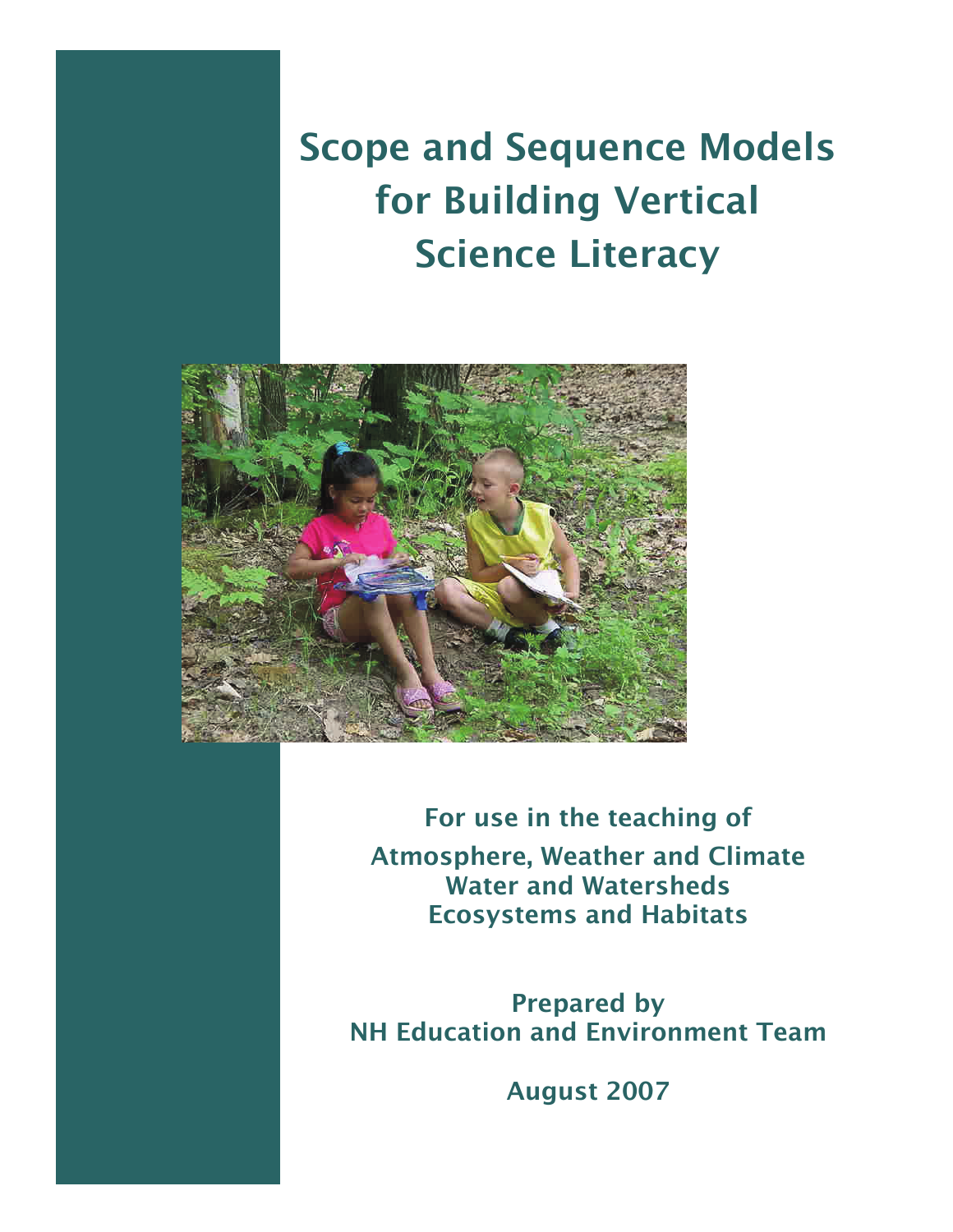# Scope and Sequence Models for Building Vertical Science Literacy

**For use in the teaching of**

**Atmosphere, Weather and Climate**
**Water and Watersheds**
**Ecosystems and Habitats**

**Prepared by**
**NH Education and Environment Team**

**August 2007**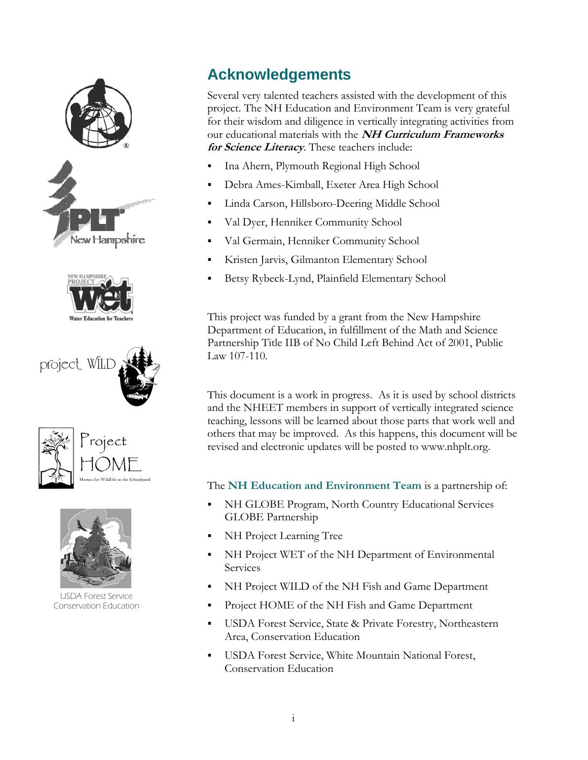## Acknowledgements

Several very talented teachers assisted with the development of this project. The NH Education and Environment Team is very grateful for their wisdom and diligence in vertically integrating activities from our educational materials with the ***NH Curriculum Frameworks for Science Literacy***. These teachers include:

- Ina Ahern, Plymouth Regional High School
- Debra Ames-Kimball, Exeter Area High School
- Linda Carson, Hillsboro-Deering Middle School
- Val Dyer, Henniker Community School
- Val Germain, Henniker Community School
- Kristen Jarvis, Gilmanton Elementary School
- Betsy Rybeck-Lynd, Plainfield Elementary School

This project was funded by a grant from the New Hampshire Department of Education, in fulfillment of the Math and Science Partnership Title IIB of No Child Left Behind Act of 2001, Public Law 107-110.

This document is a work in progress. As it is used by school districts and the NHEET members in support of vertically integrated science teaching, lessons will be learned about those parts that work well and others that may be improved. As this happens, this document will be revised and electronic updates will be posted to www.nhplt.org.

The **NH Education and Environment Team** is a partnership of:

- NH GLOBE Program, North Country Educational Services GLOBE Partnership
- NH Project Learning Tree
- NH Project WET of the NH Department of Environmental Services
- NH Project WILD of the NH Fish and Game Department
- Project HOME of the NH Fish and Game Department
- USDA Forest Service, State & Private Forestry, Northeastern Area, Conservation Education
- USDA Forest Service, White Mountain National Forest, Conservation Education

USDA Forest Service Conservation Education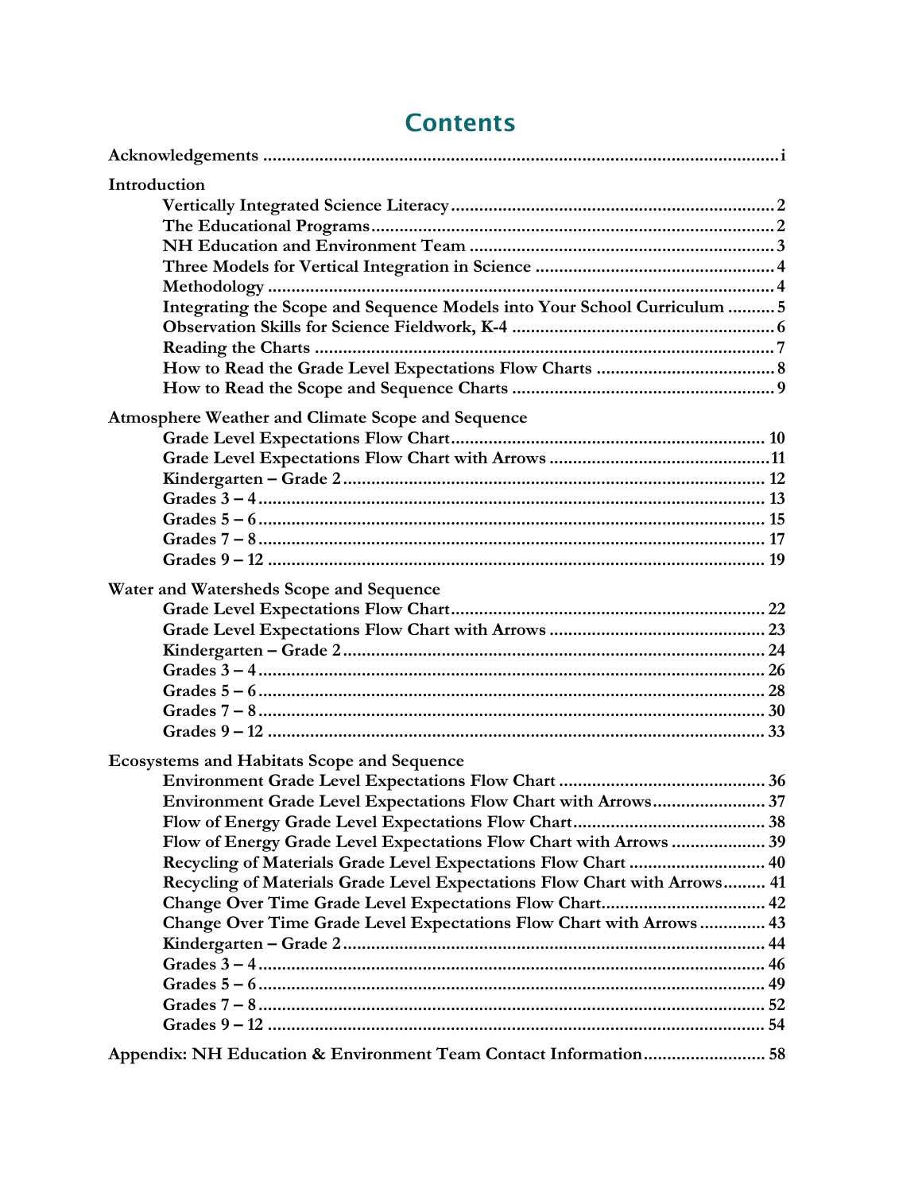# Contents

**Acknowledgements** ............................................................................................................i

Introduction

- **Vertically Integrated Science Literacy** ........................................................................2
- **The Educational Programs** ..........................................................................................2
- **NH Education and Environment Team** .........................................................................3
- **Three Models for Vertical Integration in Science** ........................................................4
- **Methodology** ............................................................................................................4
- **Integrating the Scope and Sequence Models into Your School Curriculum** ..........5
- **Observation Skills for Science Fieldwork, K-4** ...........................................................6
- **Reading the Charts** ......................................................................................................7
- **How to Read the Grade Level Expectations Flow Charts** .........................................8
- **How to Read the Scope and Sequence Charts** ..........................................................9

Atmosphere Weather and Climate Scope and Sequence

- **Grade Level Expectations Flow Chart** .......................................................................10
- **Grade Level Expectations Flow Chart with Arrows** ...................................................11
- **Kindergarten – Grade 2** .............................................................................................12
- **Grades 3 – 4** ..............................................................................................................13
- **Grades 5 – 6** ..............................................................................................................15
- **Grades 7 – 8** ..............................................................................................................17
- **Grades 9 – 12** ............................................................................................................19

Water and Watersheds Scope and Sequence

- **Grade Level Expectations Flow Chart** .......................................................................22
- **Grade Level Expectations Flow Chart with Arrows** ...................................................23
- **Kindergarten – Grade 2** .............................................................................................24
- **Grades 3 – 4** ..............................................................................................................26
- **Grades 5 – 6** ..............................................................................................................28
- **Grades 7 – 8** ..............................................................................................................30
- **Grades 9 – 12** ............................................................................................................33

Ecosystems and Habitats Scope and Sequence

- **Environment Grade Level Expectations Flow Chart** ...............................................36
- **Environment Grade Level Expectations Flow Chart with Arrows** ...........................37
- **Flow of Energy Grade Level Expectations Flow Chart** ..............................................38
- **Flow of Energy Grade Level Expectations Flow Chart with Arrows** ........................39
- **Recycling of Materials Grade Level Expectations Flow Chart** .................................40
- **Recycling of Materials Grade Level Expectations Flow Chart with Arrows** ............41
- **Change Over Time Grade Level Expectations Flow Chart** .......................................42
- **Change Over Time Grade Level Expectations Flow Chart with Arrows** ..................43
- **Kindergarten – Grade 2** .............................................................................................44
- **Grades 3 – 4** ..............................................................................................................46
- **Grades 5 – 6** ..............................................................................................................49
- **Grades 7 – 8** ..............................................................................................................52
- **Grades 9 – 12** ............................................................................................................54

**Appendix: NH Education & Environment Team Contact Information** .........................58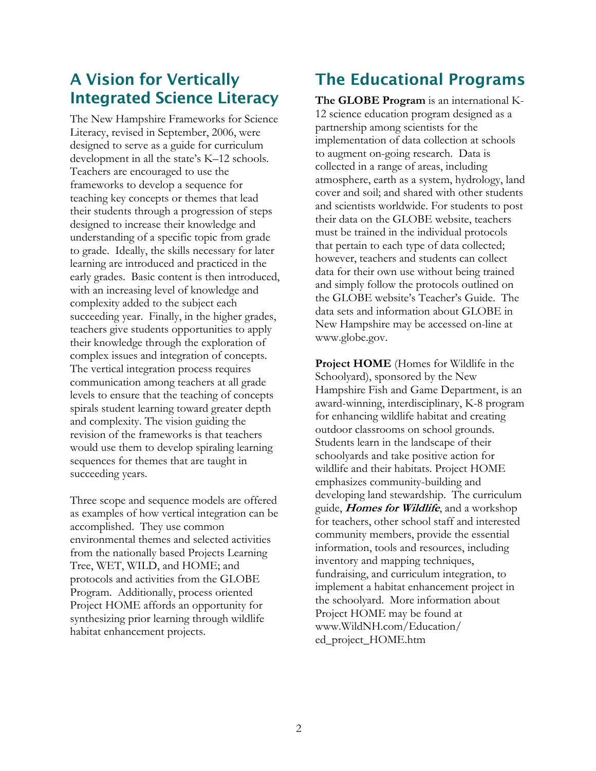## A Vision for Vertically Integrated Science Literacy

The New Hampshire Frameworks for Science Literacy, revised in September, 2006, were designed to serve as a guide for curriculum development in all the state's K–12 schools. Teachers are encouraged to use the frameworks to develop a sequence for teaching key concepts or themes that lead their students through a progression of steps designed to increase their knowledge and understanding of a specific topic from grade to grade. Ideally, the skills necessary for later learning are introduced and practiced in the early grades. Basic content is then introduced, with an increasing level of knowledge and complexity added to the subject each succeeding year. Finally, in the higher grades, teachers give students opportunities to apply their knowledge through the exploration of complex issues and integration of concepts. The vertical integration process requires communication among teachers at all grade levels to ensure that the teaching of concepts spirals student learning toward greater depth and complexity. The vision guiding the revision of the frameworks is that teachers would use them to develop spiraling learning sequences for themes that are taught in succeeding years.

Three scope and sequence models are offered as examples of how vertical integration can be accomplished. They use common environmental themes and selected activities from the nationally based Projects Learning Tree, WET, WILD, and HOME; and protocols and activities from the GLOBE Program. Additionally, process oriented Project HOME affords an opportunity for synthesizing prior learning through wildlife habitat enhancement projects.

## The Educational Programs

**The GLOBE Program** is an international K-12 science education program designed as a partnership among scientists for the implementation of data collection at schools to augment on-going research. Data is collected in a range of areas, including atmosphere, earth as a system, hydrology, land cover and soil; and shared with other students and scientists worldwide. For students to post their data on the GLOBE website, teachers must be trained in the individual protocols that pertain to each type of data collected; however, teachers and students can collect data for their own use without being trained and simply follow the protocols outlined on the GLOBE website's Teacher's Guide. The data sets and information about GLOBE in New Hampshire may be accessed on-line at www.globe.gov.

**Project HOME** (Homes for Wildlife in the Schoolyard), sponsored by the New Hampshire Fish and Game Department, is an award-winning, interdisciplinary, K-8 program for enhancing wildlife habitat and creating outdoor classrooms on school grounds. Students learn in the landscape of their schoolyards and take positive action for wildlife and their habitats. Project HOME emphasizes community-building and developing land stewardship. The curriculum guide, ***Homes for Wildlife***, and a workshop for teachers, other school staff and interested community members, provide the essential information, tools and resources, including inventory and mapping techniques, fundraising, and curriculum integration, to implement a habitat enhancement project in the schoolyard. More information about Project HOME may be found at www.WildNH.com/Education/ed_project_HOME.htm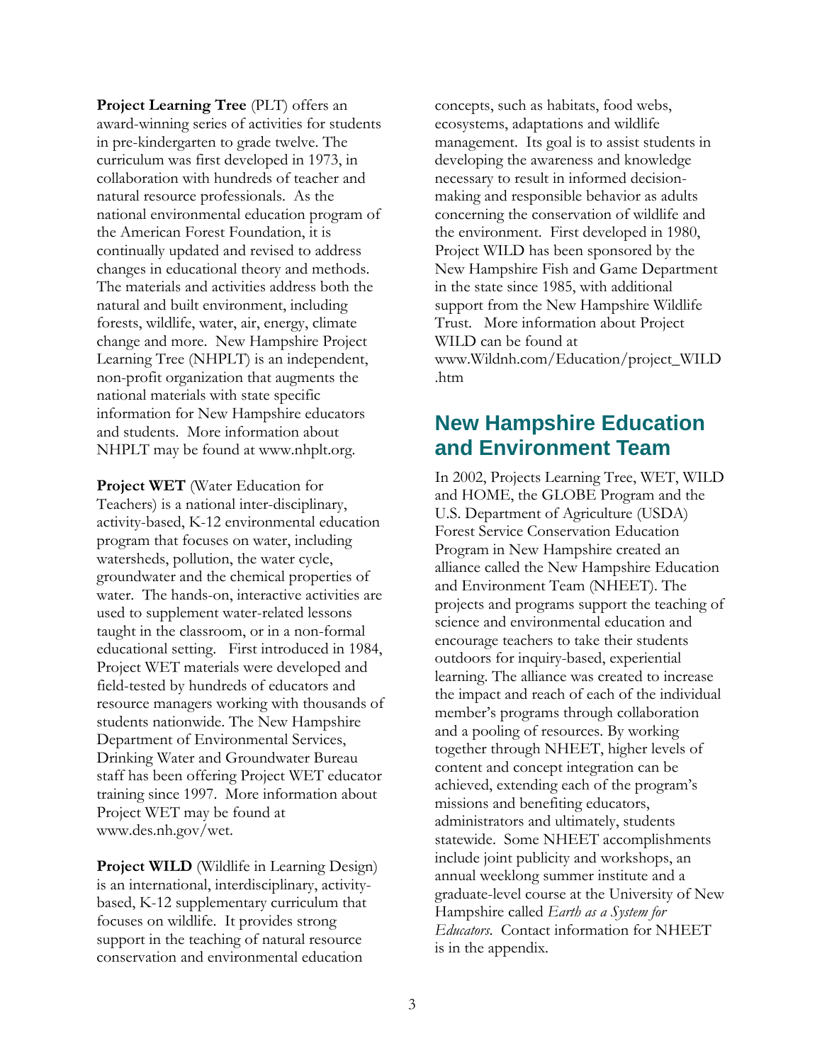**Project Learning Tree** (PLT) offers an award-winning series of activities for students in pre-kindergarten to grade twelve. The curriculum was first developed in 1973, in collaboration with hundreds of teacher and natural resource professionals. As the national environmental education program of the American Forest Foundation, it is continually updated and revised to address changes in educational theory and methods. The materials and activities address both the natural and built environment, including forests, wildlife, water, air, energy, climate change and more. New Hampshire Project Learning Tree (NHPLT) is an independent, non-profit organization that augments the national materials with state specific information for New Hampshire educators and students. More information about NHPLT may be found at www.nhplt.org.

**Project WET** (Water Education for Teachers) is a national inter-disciplinary, activity-based, K-12 environmental education program that focuses on water, including watersheds, pollution, the water cycle, groundwater and the chemical properties of water. The hands-on, interactive activities are used to supplement water-related lessons taught in the classroom, or in a non-formal educational setting. First introduced in 1984, Project WET materials were developed and field-tested by hundreds of educators and resource managers working with thousands of students nationwide. The New Hampshire Department of Environmental Services, Drinking Water and Groundwater Bureau staff has been offering Project WET educator training since 1997. More information about Project WET may be found at www.des.nh.gov/wet.

**Project WILD** (Wildlife in Learning Design) is an international, interdisciplinary, activity-based, K-12 supplementary curriculum that focuses on wildlife. It provides strong support in the teaching of natural resource conservation and environmental education concepts, such as habitats, food webs, ecosystems, adaptations and wildlife management. Its goal is to assist students in developing the awareness and knowledge necessary to result in informed decision-making and responsible behavior as adults concerning the conservation of wildlife and the environment. First developed in 1980, Project WILD has been sponsored by the New Hampshire Fish and Game Department in the state since 1985, with additional support from the New Hampshire Wildlife Trust. More information about Project WILD can be found at www.Wildnh.com/Education/project_WILD.htm

## New Hampshire Education and Environment Team

In 2002, Projects Learning Tree, WET, WILD and HOME, the GLOBE Program and the U.S. Department of Agriculture (USDA) Forest Service Conservation Education Program in New Hampshire created an alliance called the New Hampshire Education and Environment Team (NHEET). The projects and programs support the teaching of science and environmental education and encourage teachers to take their students outdoors for inquiry-based, experiential learning. The alliance was created to increase the impact and reach of each of the individual member's programs through collaboration and a pooling of resources. By working together through NHEET, higher levels of content and concept integration can be achieved, extending each of the program's missions and benefiting educators, administrators and ultimately, students statewide. Some NHEET accomplishments include joint publicity and workshops, an annual weeklong summer institute and a graduate-level course at the University of New Hampshire called *Earth as a System for Educators*. Contact information for NHEET is in the appendix.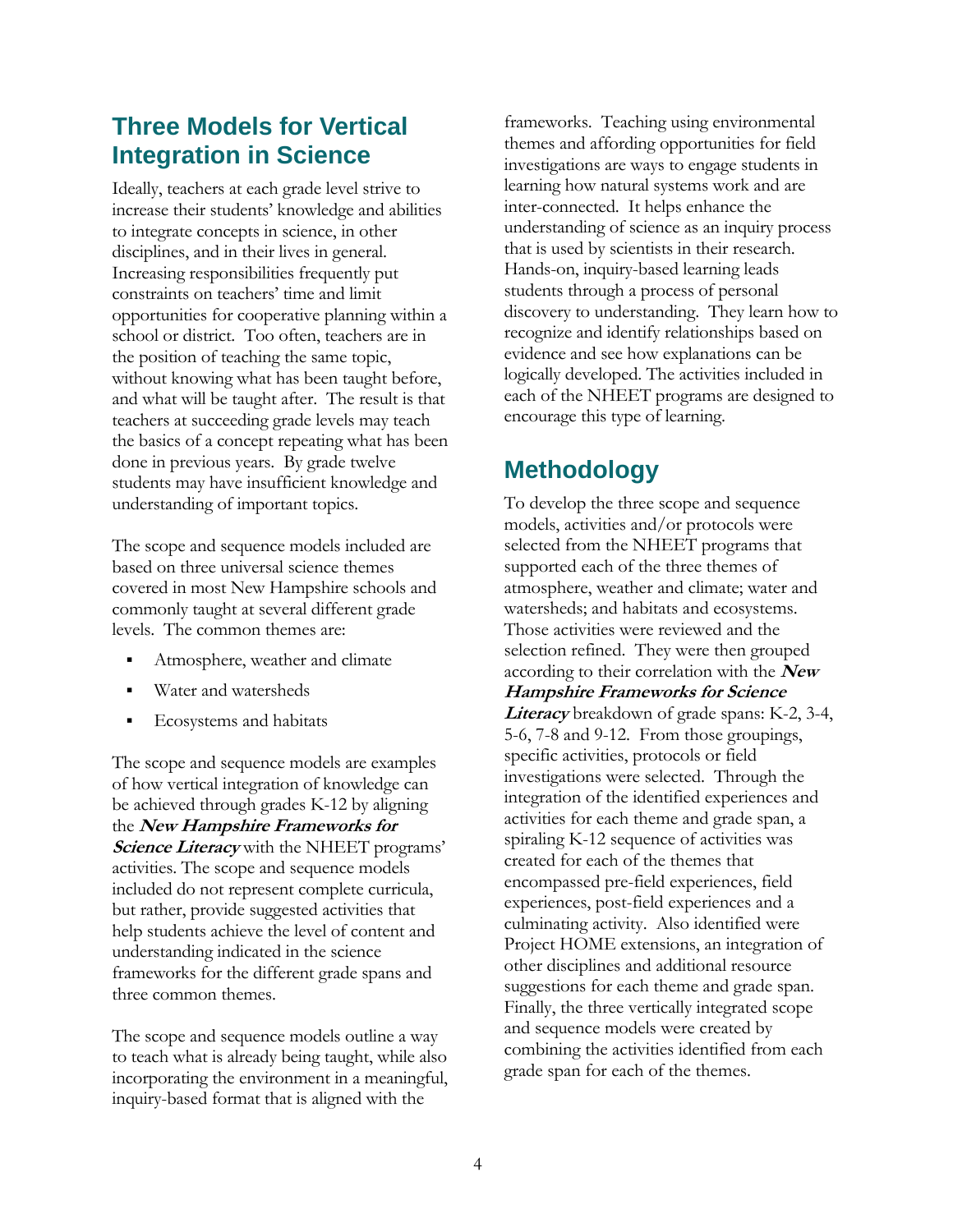## Three Models for Vertical Integration in Science

Ideally, teachers at each grade level strive to increase their students' knowledge and abilities to integrate concepts in science, in other disciplines, and in their lives in general. Increasing responsibilities frequently put constraints on teachers' time and limit opportunities for cooperative planning within a school or district. Too often, teachers are in the position of teaching the same topic, without knowing what has been taught before, and what will be taught after. The result is that teachers at succeeding grade levels may teach the basics of a concept repeating what has been done in previous years. By grade twelve students may have insufficient knowledge and understanding of important topics.

The scope and sequence models included are based on three universal science themes covered in most New Hampshire schools and commonly taught at several different grade levels. The common themes are:

- Atmosphere, weather and climate
- Water and watersheds
- Ecosystems and habitats

The scope and sequence models are examples of how vertical integration of knowledge can be achieved through grades K-12 by aligning the ***New Hampshire Frameworks for Science Literacy*** with the NHEET programs' activities. The scope and sequence models included do not represent complete curricula, but rather, provide suggested activities that help students achieve the level of content and understanding indicated in the science frameworks for the different grade spans and three common themes.

The scope and sequence models outline a way to teach what is already being taught, while also incorporating the environment in a meaningful, inquiry-based format that is aligned with the frameworks. Teaching using environmental themes and affording opportunities for field investigations are ways to engage students in learning how natural systems work and are inter-connected. It helps enhance the understanding of science as an inquiry process that is used by scientists in their research. Hands-on, inquiry-based learning leads students through a process of personal discovery to understanding. They learn how to recognize and identify relationships based on evidence and see how explanations can be logically developed. The activities included in each of the NHEET programs are designed to encourage this type of learning.

## Methodology

To develop the three scope and sequence models, activities and/or protocols were selected from the NHEET programs that supported each of the three themes of atmosphere, weather and climate; water and watersheds; and habitats and ecosystems. Those activities were reviewed and the selection refined. They were then grouped according to their correlation with the ***New Hampshire Frameworks for Science Literacy*** breakdown of grade spans: K-2, 3-4, 5-6, 7-8 and 9-12. From those groupings, specific activities, protocols or field investigations were selected. Through the integration of the identified experiences and activities for each theme and grade span, a spiraling K-12 sequence of activities was created for each of the themes that encompassed pre-field experiences, field experiences, post-field experiences and a culminating activity. Also identified were Project HOME extensions, an integration of other disciplines and additional resource suggestions for each theme and grade span. Finally, the three vertically integrated scope and sequence models were created by combining the activities identified from each grade span for each of the themes.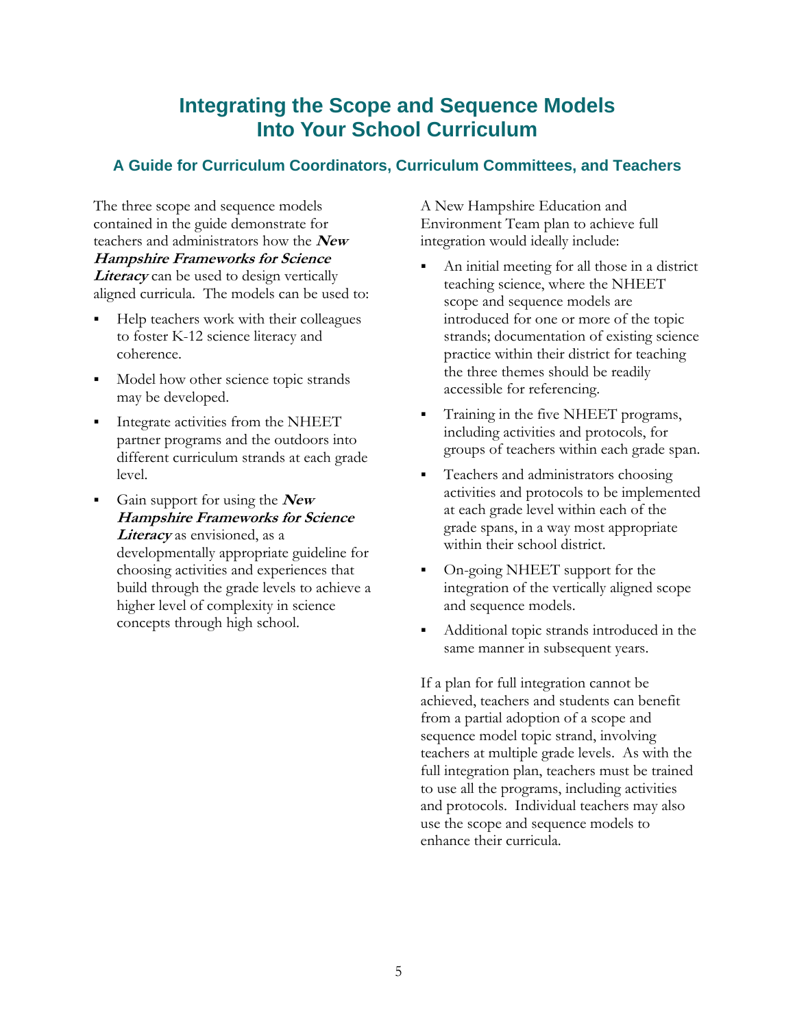# Integrating the Scope and Sequence Models Into Your School Curriculum

## A Guide for Curriculum Coordinators, Curriculum Committees, and Teachers

The three scope and sequence models contained in the guide demonstrate for teachers and administrators how the ***New Hampshire Frameworks for Science Literacy*** can be used to design vertically aligned curricula. The models can be used to:

- Help teachers work with their colleagues to foster K-12 science literacy and coherence.
- Model how other science topic strands may be developed.
- Integrate activities from the NHEET partner programs and the outdoors into different curriculum strands at each grade level.
- Gain support for using the ***New Hampshire Frameworks for Science Literacy*** as envisioned, as a developmentally appropriate guideline for choosing activities and experiences that build through the grade levels to achieve a higher level of complexity in science concepts through high school.

A New Hampshire Education and Environment Team plan to achieve full integration would ideally include:

- An initial meeting for all those in a district teaching science, where the NHEET scope and sequence models are introduced for one or more of the topic strands; documentation of existing science practice within their district for teaching the three themes should be readily accessible for referencing.
- Training in the five NHEET programs, including activities and protocols, for groups of teachers within each grade span.
- Teachers and administrators choosing activities and protocols to be implemented at each grade level within each of the grade spans, in a way most appropriate within their school district.
- On-going NHEET support for the integration of the vertically aligned scope and sequence models.
- Additional topic strands introduced in the same manner in subsequent years.

If a plan for full integration cannot be achieved, teachers and students can benefit from a partial adoption of a scope and sequence model topic strand, involving teachers at multiple grade levels. As with the full integration plan, teachers must be trained to use all the programs, including activities and protocols. Individual teachers may also use the scope and sequence models to enhance their curricula.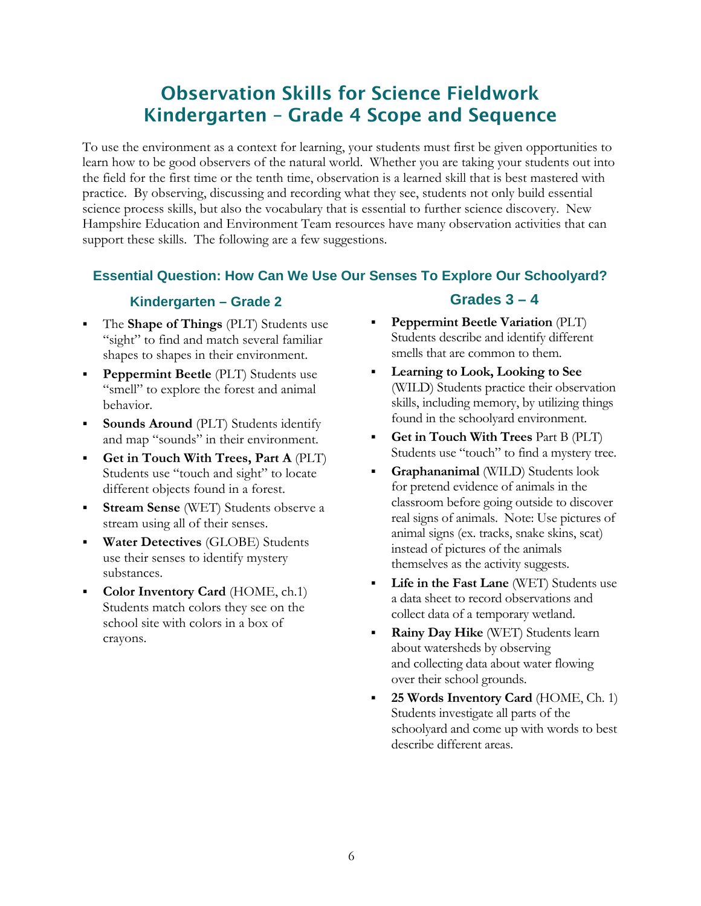# Observation Skills for Science Fieldwork
# Kindergarten – Grade 4 Scope and Sequence

To use the environment as a context for learning, your students must first be given opportunities to learn how to be good observers of the natural world. Whether you are taking your students out into the field for the first time or the tenth time, observation is a learned skill that is best mastered with practice. By observing, discussing and recording what they see, students not only build essential science process skills, but also the vocabulary that is essential to further science discovery. New Hampshire Education and Environment Team resources have many observation activities that can support these skills. The following are a few suggestions.

## Essential Question: How Can We Use Our Senses To Explore Our Schoolyard?

### Kindergarten – Grade 2

- The **Shape of Things** (PLT) Students use "sight" to find and match several familiar shapes to shapes in their environment.
- **Peppermint Beetle** (PLT) Students use "smell" to explore the forest and animal behavior.
- **Sounds Around** (PLT) Students identify and map "sounds" in their environment.
- **Get in Touch With Trees, Part A** (PLT) Students use "touch and sight" to locate different objects found in a forest.
- **Stream Sense** (WET) Students observe a stream using all of their senses.
- **Water Detectives** (GLOBE) Students use their senses to identify mystery substances.
- **Color Inventory Card** (HOME, ch.1) Students match colors they see on the school site with colors in a box of crayons.

### Grades 3 – 4

- **Peppermint Beetle Variation** (PLT) Students describe and identify different smells that are common to them.
- **Learning to Look, Looking to See** (WILD) Students practice their observation skills, including memory, by utilizing things found in the schoolyard environment.
- **Get in Touch With Trees** Part B (PLT) Students use "touch" to find a mystery tree.
- **Graphananimal** (WILD) Students look for pretend evidence of animals in the classroom before going outside to discover real signs of animals. Note: Use pictures of animal signs (ex. tracks, snake skins, scat) instead of pictures of the animals themselves as the activity suggests.
- **Life in the Fast Lane** (WET) Students use a data sheet to record observations and collect data of a temporary wetland.
- **Rainy Day Hike** (WET) Students learn about watersheds by observing and collecting data about water flowing over their school grounds.
- **25 Words Inventory Card** (HOME, Ch. 1) Students investigate all parts of the schoolyard and come up with words to best describe different areas.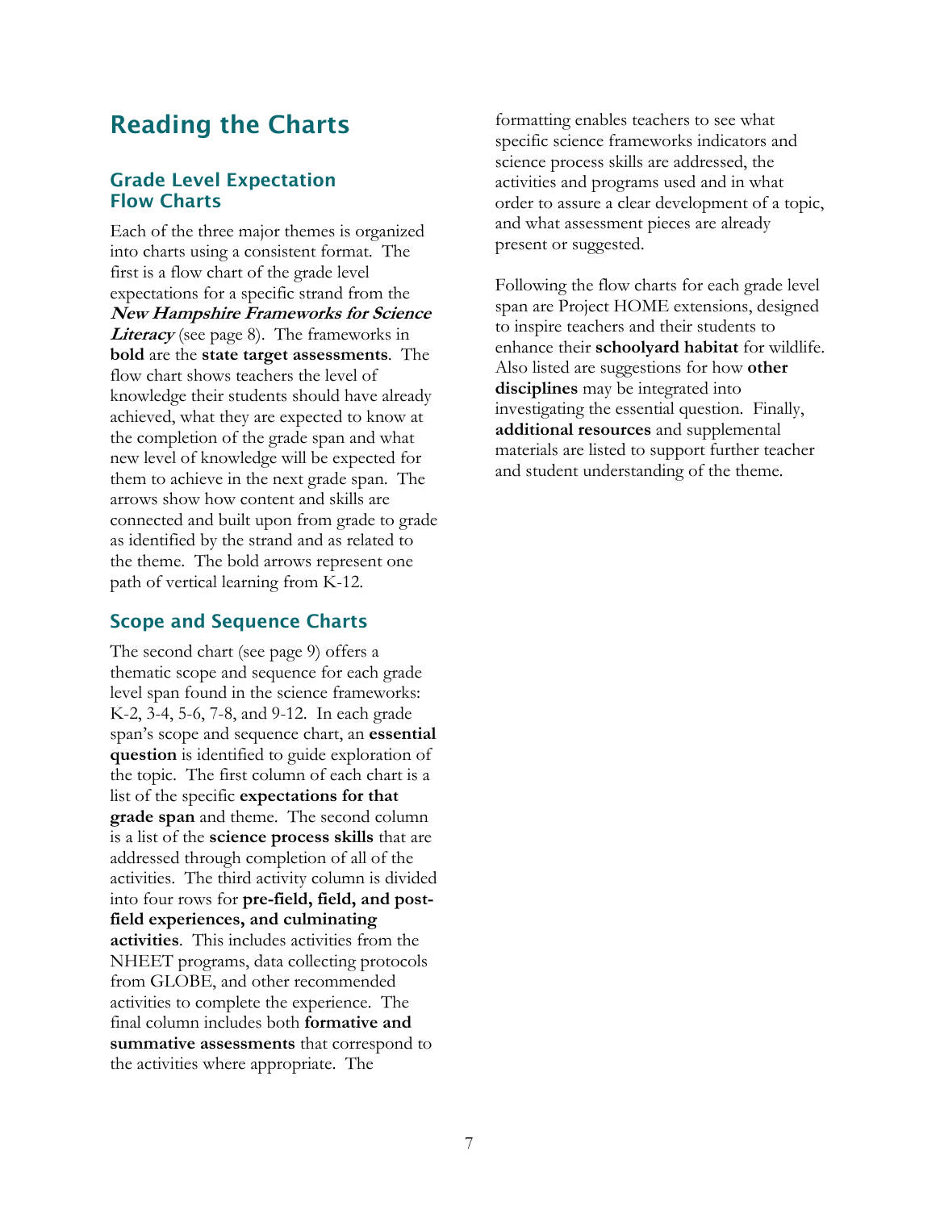# Reading the Charts

## Grade Level Expectation Flow Charts

Each of the three major themes is organized into charts using a consistent format. The first is a flow chart of the grade level expectations for a specific strand from the ***New Hampshire Frameworks for Science Literacy*** (see page 8). The frameworks in **bold** are the **state target assessments**. The flow chart shows teachers the level of knowledge their students should have already achieved, what they are expected to know at the completion of the grade span and what new level of knowledge will be expected for them to achieve in the next grade span. The arrows show how content and skills are connected and built upon from grade to grade as identified by the strand and as related to the theme. The bold arrows represent one path of vertical learning from K-12.

## Scope and Sequence Charts

The second chart (see page 9) offers a thematic scope and sequence for each grade level span found in the science frameworks: K-2, 3-4, 5-6, 7-8, and 9-12. In each grade span's scope and sequence chart, an **essential question** is identified to guide exploration of the topic. The first column of each chart is a list of the specific **expectations for that grade span** and theme. The second column is a list of the **science process skills** that are addressed through completion of all of the activities. The third activity column is divided into four rows for **pre-field, field, and post-field experiences, and culminating activities**. This includes activities from the NHEET programs, data collecting protocols from GLOBE, and other recommended activities to complete the experience. The final column includes both **formative and summative assessments** that correspond to the activities where appropriate. The formatting enables teachers to see what specific science frameworks indicators and science process skills are addressed, the activities and programs used and in what order to assure a clear development of a topic, and what assessment pieces are already present or suggested.

Following the flow charts for each grade level span are Project HOME extensions, designed to inspire teachers and their students to enhance their **schoolyard habitat** for wildlife. Also listed are suggestions for how **other disciplines** may be integrated into investigating the essential question. Finally, **additional resources** and supplemental materials are listed to support further teacher and student understanding of the theme.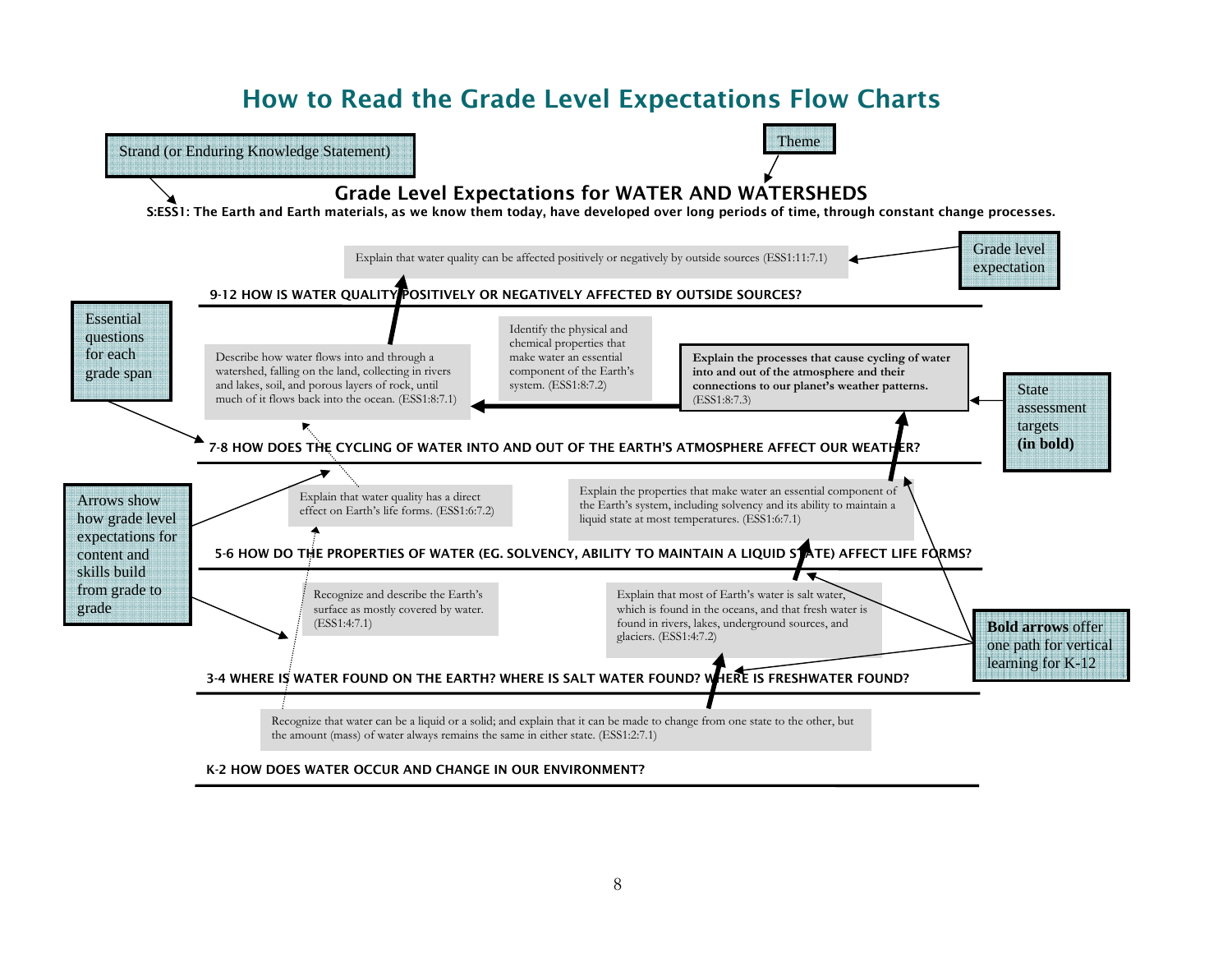# How to Read the Grade Level Expectations Flow Charts

Strand (or Enduring Knowledge Statement)

Theme

## Grade Level Expectations for WATER AND WATERSHEDS

**S:ESS1: The Earth and Earth materials, as we know them today, have developed over long periods of time, through constant change processes.**

Grade level expectation

Explain that water quality can be affected positively or negatively by outside sources (ESS1:11:7.1)

**9-12 HOW IS WATER QUALITY POSITIVELY OR NEGATIVELY AFFECTED BY OUTSIDE SOURCES?**

Essential questions for each grade span

Describe how water flows into and through a watershed, falling on the land, collecting in rivers and lakes, soil, and porous layers of rock, until much of it flows back into the ocean. (ESS1:8:7.1)

Identify the physical and chemical properties that make water an essential component of the Earth's system. (ESS1:8:7.2)

**Explain the processes that cause cycling of water into and out of the atmosphere and their connections to our planet's weather patterns.** (ESS1:8:7.3)

State assessment targets **(in bold)**

**7-8 HOW DOES THE CYCLING OF WATER INTO AND OUT OF THE EARTH'S ATMOSPHERE AFFECT OUR WEATHER?**

Arrows show how grade level expectations for content and skills build from grade to grade

Explain that water quality has a direct effect on Earth's life forms. (ESS1:6:7.2)

Explain the properties that make water an essential component of the Earth's system, including solvency and its ability to maintain a liquid state at most temperatures. (ESS1:6:7.1)

**5-6 HOW DO THE PROPERTIES OF WATER (EG. SOLVENCY, ABILITY TO MAINTAIN A LIQUID STATE) AFFECT LIFE FORMS?**

Recognize and describe the Earth's surface as mostly covered by water. (ESS1:4:7.1)

Explain that most of Earth's water is salt water, which is found in the oceans, and that fresh water is found in rivers, lakes, underground sources, and glaciers. (ESS1:4:7.2)

**Bold arrows** offer one path for vertical learning for K-12

**3-4 WHERE IS WATER FOUND ON THE EARTH? WHERE IS SALT WATER FOUND? WHERE IS FRESHWATER FOUND?**

Recognize that water can be a liquid or a solid; and explain that it can be made to change from one state to the other, but the amount (mass) of water always remains the same in either state. (ESS1:2:7.1)

**K-2 HOW DOES WATER OCCUR AND CHANGE IN OUR ENVIRONMENT?**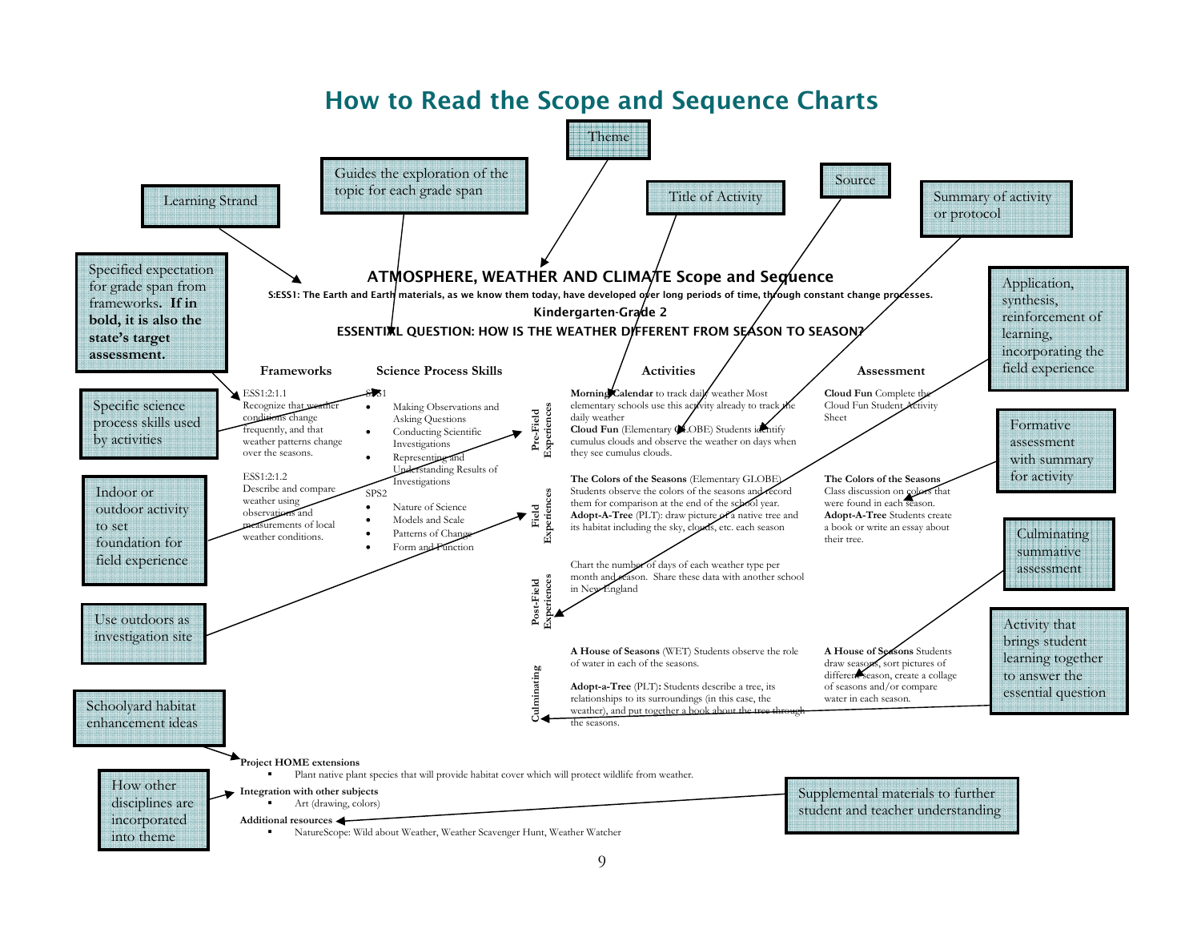# How to Read the Scope and Sequence Charts

## ATMOSPHERE, WEATHER AND CLIMATE Scope and Sequence

**S:ESS1: The Earth and Earth materials, as we know them today, have developed over long periods of time, through constant change processes.**

**Kindergarten-Grade 2**

**ESSENTIAL QUESTION: HOW IS THE WEATHER DIFFERENT FROM SEASON TO SEASON?**

| Frameworks | Science Process Skills | | Activities | Assessment |
|---|---|---|---|---|
| ESS1:2:1.1 Recognize that weather conditions change frequently, and that weather patterns change over the seasons.<br><br>ESS1:2:1.2 Describe and compare weather using observations and measurements of local weather conditions. | SPS1<br>• Making Observations and Asking Questions<br>• Conducting Scientific Investigations<br>• Representing and Understanding Results of Investigations<br><br>SPS2<br>• Nature of Science<br>• Models and Scale<br>• Patterns of Change<br>• Form and Function | Pre-Field Experiences | **Morning Calendar** to track daily weather Most elementary schools use this activity already to track the daily weather<br>**Cloud Fun** (Elementary GLOBE) Students identify cumulus clouds and observe the weather on days when they see cumulus clouds. | **Cloud Fun** Complete the Cloud Fun Student Activity Sheet |
| | | Field Experiences | **The Colors of the Seasons** (Elementary GLOBE) Students observe the colors of the seasons and record them for comparison at the end of the school year.<br>**Adopt-A-Tree** (PLT): draw picture of a native tree and its habitat including the sky, clouds, etc. each season | **The Colors of the Seasons** Class discussion on colors that were found in each season.<br>**Adopt-A-Tree** Students create a book or write an essay about their tree. |
| | | Post-Field Experiences | Chart the number of days of each weather type per month and season. Share these data with another school in New England | |
| | | Culminating | **A House of Seasons** (WET) Students observe the role of water in each of the seasons.<br><br>**Adopt-a-Tree** (PLT): Students describe a tree, its relationships to its surroundings (in this case, the weather), and put together a book about the tree through the seasons. | **A House of Seasons** Students draw seasons, sort pictures of different season, create a collage of seasons and/or compare water in each season. |

**Project HOME extensions**
- Plant native plant species that will provide habitat cover which will protect wildlife from weather.

**Integration with other subjects**
- Art (drawing, colors)

**Additional resources**
- NatureScope: Wild about Weather, Weather Scavenger Hunt, Weather Watcher

### Chart labels

- **Theme** – points to the chart title
- **Learning Strand** – points to the strand statement (S:ESS1)
- **Guides the exploration of the topic for each grade span** – points to the Essential Question
- **Title of Activity**
- **Source**
- **Summary of activity or protocol**
- **Specified expectation for grade span from frameworks. If in bold, it is also the state's target assessment.**
- **Specific science process skills used by activities**
- **Indoor or outdoor activity to set foundation for field experience** – Pre-Field Experiences
- **Use outdoors as investigation site** – Field Experiences
- **Application, synthesis, reinforcement of learning, incorporating the field experience** – Post-Field Experiences
- **Formative assessment with summary for activity**
- **Culminating summative assessment**
- **Activity that brings student learning together to answer the essential question** – Culminating
- **Schoolyard habitat enhancement ideas** – Project HOME extensions
- **How other disciplines are incorporated into theme** – Integration with other subjects
- **Supplemental materials to further student and teacher understanding** – Additional resources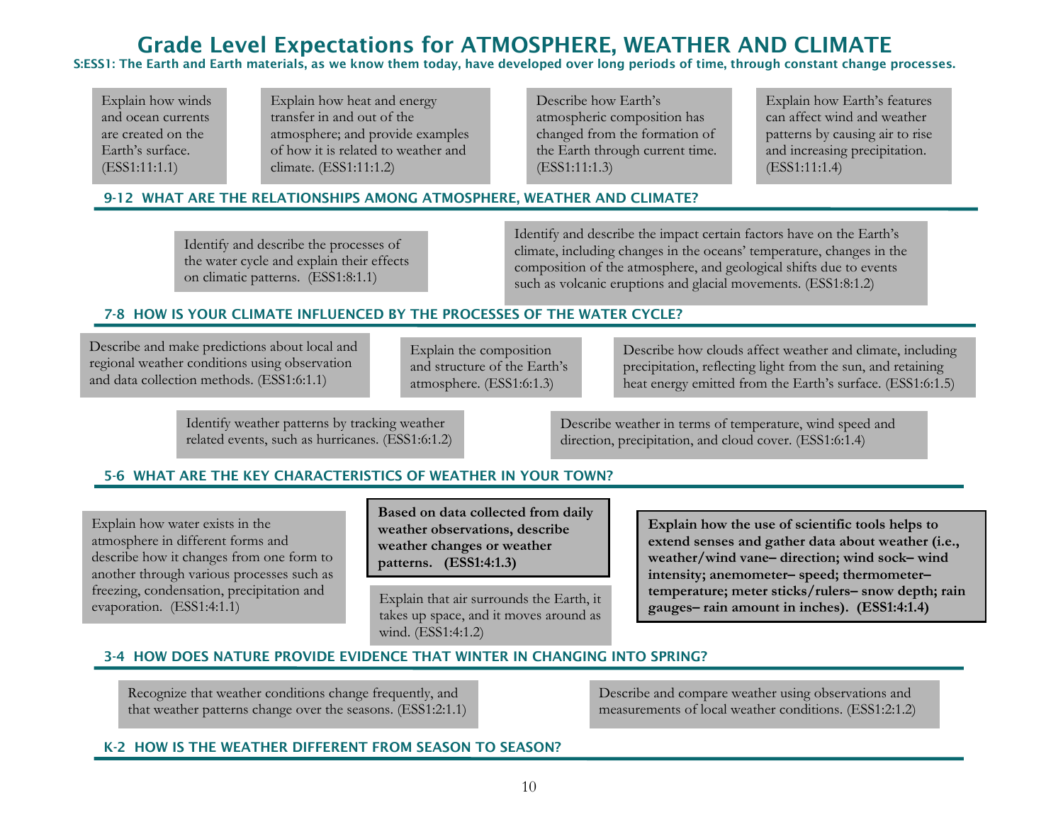# Grade Level Expectations for ATMOSPHERE, WEATHER AND CLIMATE

**S:ESS1: The Earth and Earth materials, as we know them today, have developed over long periods of time, through constant change processes.**

Explain how winds and ocean currents are created on the Earth's surface. (ESS1:11:1.1)

Explain how heat and energy transfer in and out of the atmosphere; and provide examples of how it is related to weather and climate. (ESS1:11:1.2)

Describe how Earth's atmospheric composition has changed from the formation of the Earth through current time. (ESS1:11:1.3)

Explain how Earth's features can affect wind and weather patterns by causing air to rise and increasing precipitation. (ESS1:11:1.4)

## 9-12 WHAT ARE THE RELATIONSHIPS AMONG ATMOSPHERE, WEATHER AND CLIMATE?

Identify and describe the processes of the water cycle and explain their effects on climatic patterns. (ESS1:8:1.1)

Identify and describe the impact certain factors have on the Earth's climate, including changes in the oceans' temperature, changes in the composition of the atmosphere, and geological shifts due to events such as volcanic eruptions and glacial movements. (ESS1:8:1.2)

## 7-8 HOW IS YOUR CLIMATE INFLUENCED BY THE PROCESSES OF THE WATER CYCLE?

Describe and make predictions about local and regional weather conditions using observation and data collection methods. (ESS1:6:1.1)

Explain the composition and structure of the Earth's atmosphere. (ESS1:6:1.3)

Describe how clouds affect weather and climate, including precipitation, reflecting light from the sun, and retaining heat energy emitted from the Earth's surface. (ESS1:6:1.5)

Identify weather patterns by tracking weather related events, such as hurricanes. (ESS1:6:1.2)

Describe weather in terms of temperature, wind speed and direction, precipitation, and cloud cover. (ESS1:6:1.4)

## 5-6 WHAT ARE THE KEY CHARACTERISTICS OF WEATHER IN YOUR TOWN?

Explain how water exists in the atmosphere in different forms and describe how it changes from one form to another through various processes such as freezing, condensation, precipitation and evaporation. (ESS1:4:1.1)

**Based on data collected from daily weather observations, describe weather changes or weather patterns. (ESS1:4:1.3)**

Explain that air surrounds the Earth, it takes up space, and it moves around as wind. (ESS1:4:1.2)

**Explain how the use of scientific tools helps to extend senses and gather data about weather (i.e., weather/wind vane– direction; wind sock– wind intensity; anemometer– speed; thermometer– temperature; meter sticks/rulers– snow depth; rain gauges– rain amount in inches). (ESS1:4:1.4)**

## 3-4 HOW DOES NATURE PROVIDE EVIDENCE THAT WINTER IN CHANGING INTO SPRING?

Recognize that weather conditions change frequently, and that weather patterns change over the seasons. (ESS1:2:1.1)

Describe and compare weather using observations and measurements of local weather conditions. (ESS1:2:1.2)

## K-2 HOW IS THE WEATHER DIFFERENT FROM SEASON TO SEASON?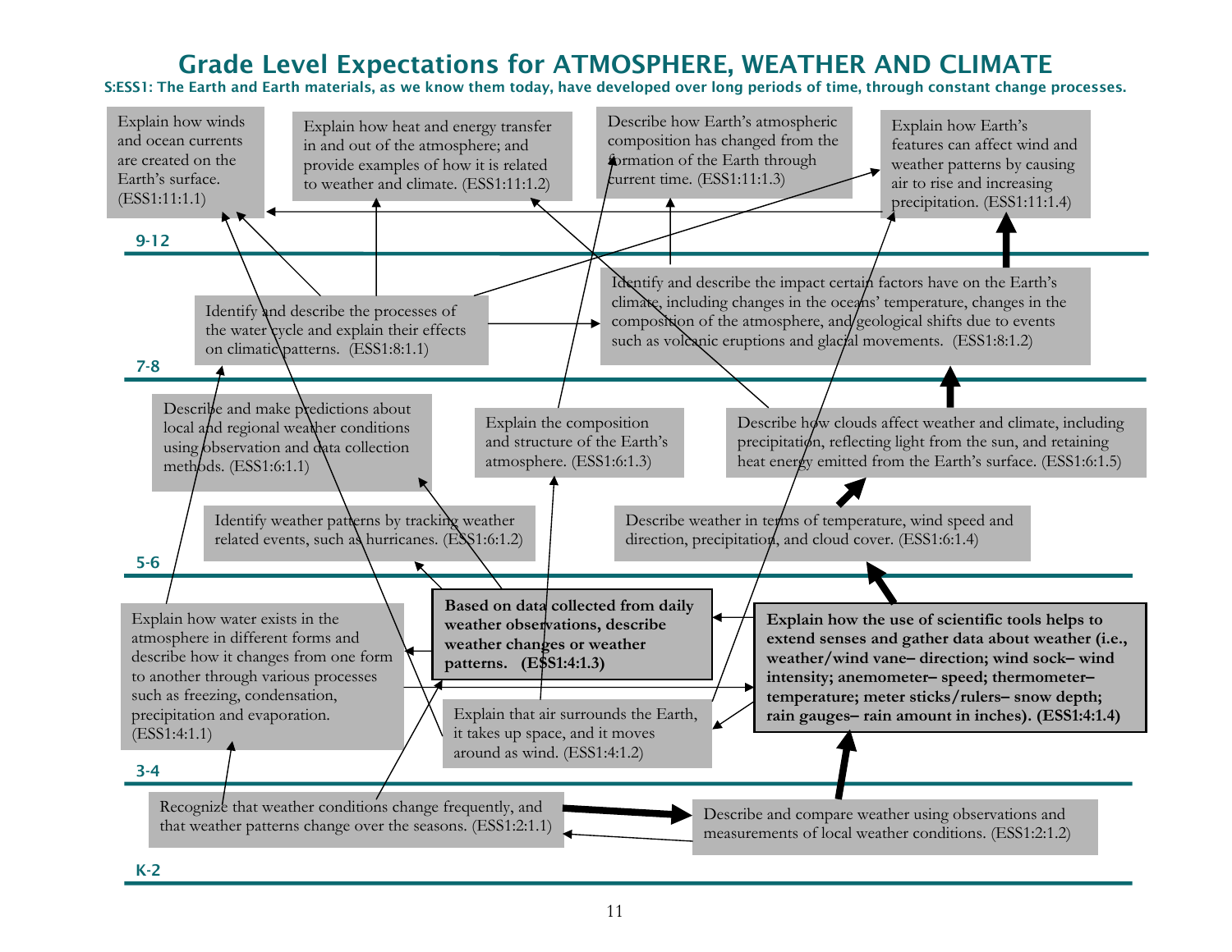# Grade Level Expectations for ATMOSPHERE, WEATHER AND CLIMATE

**S:ESS1: The Earth and Earth materials, as we know them today, have developed over long periods of time, through constant change processes.**

## 9-12

- Explain how winds and ocean currents are created on the Earth's surface. (ESS1:11:1.1)
- Explain how heat and energy transfer in and out of the atmosphere; and provide examples of how it is related to weather and climate. (ESS1:11:1.2)
- Describe how Earth's atmospheric composition has changed from the formation of the Earth through current time. (ESS1:11:1.3)
- Explain how Earth's features can affect wind and weather patterns by causing air to rise and increasing precipitation. (ESS1:11:1.4)

## 7-8

- Identify and describe the processes of the water cycle and explain their effects on climatic patterns. (ESS1:8:1.1)
- Identify and describe the impact certain factors have on the Earth's climate, including changes in the oceans' temperature, changes in the composition of the atmosphere, and geological shifts due to events such as volcanic eruptions and glacial movements. (ESS1:8:1.2)

## 5-6

- Describe and make predictions about local and regional weather conditions using observation and data collection methods. (ESS1:6:1.1)
- Identify weather patterns by tracking weather related events, such as hurricanes. (ESS1:6:1.2)
- Explain the composition and structure of the Earth's atmosphere. (ESS1:6:1.3)
- Describe weather in terms of temperature, wind speed and direction, precipitation, and cloud cover. (ESS1:6:1.4)
- Describe how clouds affect weather and climate, including precipitation, reflecting light from the sun, and retaining heat energy emitted from the Earth's surface. (ESS1:6:1.5)

## 3-4

- Explain how water exists in the atmosphere in different forms and describe how it changes from one form to another through various processes such as freezing, condensation, precipitation and evaporation. (ESS1:4:1.1)
- Explain that air surrounds the Earth, it takes up space, and it moves around as wind. (ESS1:4:1.2)
- **Based on data collected from daily weather observations, describe weather changes or weather patterns. (ESS1:4:1.3)**
- **Explain how the use of scientific tools helps to extend senses and gather data about weather (i.e., weather/wind vane– direction; wind sock– wind intensity; anemometer– speed; thermometer– temperature; meter sticks/rulers– snow depth; rain gauges– rain amount in inches). (ESS1:4:1.4)**

## K-2

- Recognize that weather conditions change frequently, and that weather patterns change over the seasons. (ESS1:2:1.1)
- Describe and compare weather using observations and measurements of local weather conditions. (ESS1:2:1.2)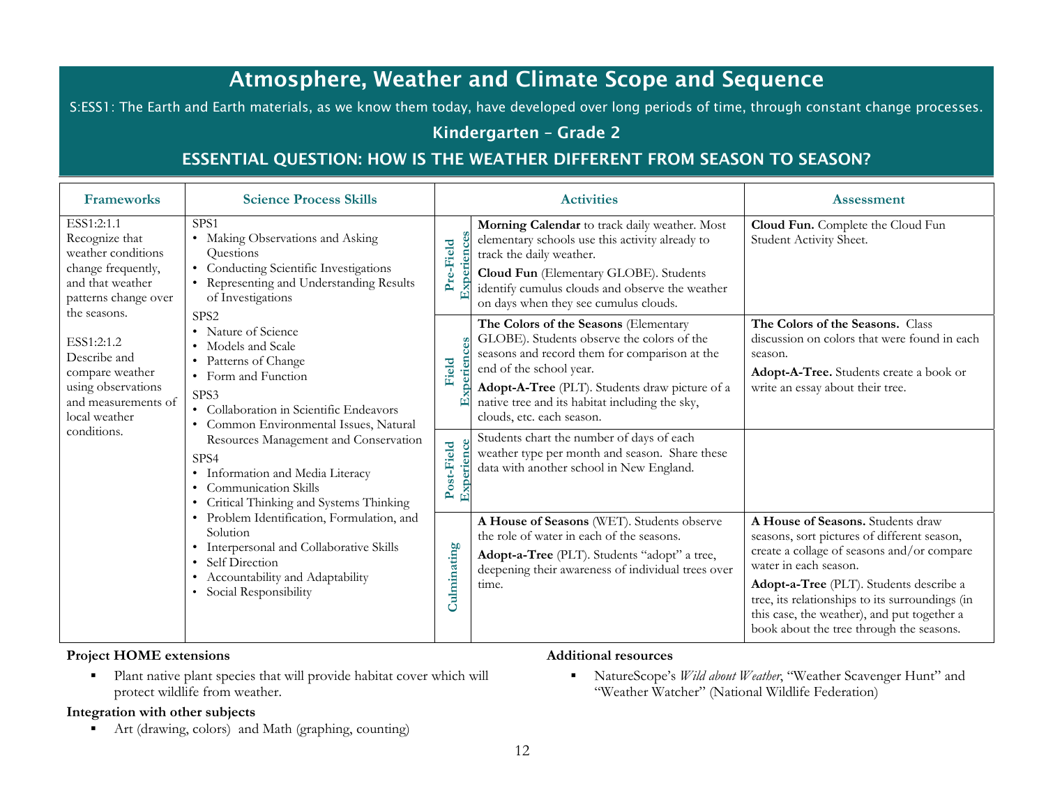# Atmosphere, Weather and Climate Scope and Sequence

S:ESS1: The Earth and Earth materials, as we know them today, have developed over long periods of time, through constant change processes.

## Kindergarten – Grade 2

## ESSENTIAL QUESTION: HOW IS THE WEATHER DIFFERENT FROM SEASON TO SEASON?

| Frameworks | Science Process Skills | | Activities | Assessment |
|---|---|---|---|---|
| ESS1:2:1.1 Recognize that weather conditions change frequently, and that weather patterns change over the seasons.<br><br>ESS1:2:1.2 Describe and compare weather using observations and measurements of local weather conditions. | SPS1<br>• Making Observations and Asking Questions<br>• Conducting Scientific Investigations<br>• Representing and Understanding Results of Investigations<br>SPS2<br>• Nature of Science<br>• Models and Scale<br>• Patterns of Change<br>• Form and Function<br>SPS3<br>• Collaboration in Scientific Endeavors<br>• Common Environmental Issues, Natural Resources Management and Conservation<br>SPS4<br>• Information and Media Literacy<br>• Communication Skills<br>• Critical Thinking and Systems Thinking<br>• Problem Identification, Formulation, and Solution<br>• Interpersonal and Collaborative Skills<br>• Self Direction<br>• Accountability and Adaptability<br>• Social Responsibility | Pre-Field Experiences | **Morning Calendar** to track daily weather. Most elementary schools use this activity already to track the daily weather.<br>**Cloud Fun** (Elementary GLOBE). Students identify cumulus clouds and observe the weather on days when they see cumulus clouds. | **Cloud Fun.** Complete the Cloud Fun Student Activity Sheet. |
| | | Field Experiences | **The Colors of the Seasons** (Elementary GLOBE). Students observe the colors of the seasons and record them for comparison at the end of the school year.<br>**Adopt-A-Tree** (PLT). Students draw picture of a native tree and its habitat including the sky, clouds, etc. each season. | **The Colors of the Seasons.** Class discussion on colors that were found in each season.<br>**Adopt-A-Tree.** Students create a book or write an essay about their tree. |
| | | Post-Field Experience | Students chart the number of days of each weather type per month and season. Share these data with another school in New England. | |
| | | Culminating | **A House of Seasons** (WET). Students observe the role of water in each of the seasons.<br>**Adopt-a-Tree** (PLT). Students "adopt" a tree, deepening their awareness of individual trees over time. | **A House of Seasons.** Students draw seasons, sort pictures of different season, create a collage of seasons and/or compare water in each season.<br>**Adopt-a-Tree** (PLT). Students describe a tree, its relationships to its surroundings (in this case, the weather), and put together a book about the tree through the seasons. |

**Project HOME extensions**

- Plant native plant species that will provide habitat cover which will protect wildlife from weather.

**Integration with other subjects**

- Art (drawing, colors) and Math (graphing, counting)

**Additional resources**

- NatureScope's *Wild about Weather*, "Weather Scavenger Hunt" and "Weather Watcher" (National Wildlife Federation)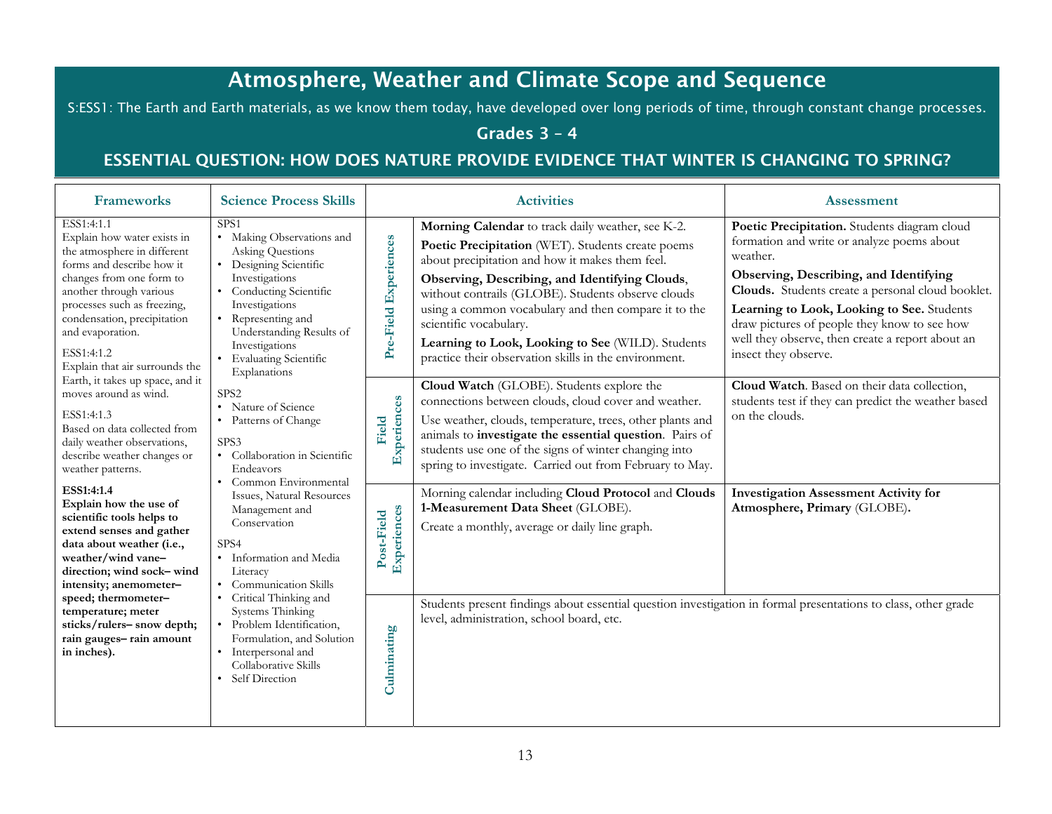# Atmosphere, Weather and Climate Scope and Sequence

S:ESS1: The Earth and Earth materials, as we know them today, have developed over long periods of time, through constant change processes.

## Grades 3 – 4

## ESSENTIAL QUESTION: HOW DOES NATURE PROVIDE EVIDENCE THAT WINTER IS CHANGING TO SPRING?

| Frameworks | Science Process Skills | | Activities | Assessment |
|---|---|---|---|---|
| ESS1:4:1.1 Explain how water exists in the atmosphere in different forms and describe how it changes from one form to another through various processes such as freezing, condensation, precipitation and evaporation.<br><br>ESS1:4:1.2 Explain that air surrounds the Earth, it takes up space, and it moves around as wind.<br><br>ESS1:4:1.3 Based on data collected from daily weather observations, describe weather changes or weather patterns.<br><br>**ESS1:4:1.4 Explain how the use of scientific tools helps to extend senses and gather data about weather (i.e., weather/wind vane– direction; wind sock– wind intensity; anemometer– speed; thermometer– temperature; meter sticks/rulers– snow depth; rain gauges– rain amount in inches).** | SPS1<br>• Making Observations and Asking Questions<br>• Designing Scientific Investigations<br>• Conducting Scientific Investigations<br>• Representing and Understanding Results of Investigations<br>• Evaluating Scientific Explanations<br><br>SPS2<br>• Nature of Science<br>• Patterns of Change<br><br>SPS3<br>• Collaboration in Scientific Endeavors<br>• Common Environmental Issues, Natural Resources Management and Conservation<br><br>SPS4<br>• Information and Media Literacy<br>• Communication Skills<br>• Critical Thinking and Systems Thinking<br>• Problem Identification, Formulation, and Solution<br>• Interpersonal and Collaborative Skills<br>• Self Direction | **Pre-Field Experiences** | **Morning Calendar** to track daily weather, see K-2.<br><br>**Poetic Precipitation** (WET). Students create poems about precipitation and how it makes them feel.<br><br>**Observing, Describing, and Identifying Clouds**, without contrails (GLOBE). Students observe clouds using a common vocabulary and then compare it to the scientific vocabulary.<br><br>**Learning to Look, Looking to See** (WILD). Students practice their observation skills in the environment. | **Poetic Precipitation.** Students diagram cloud formation and write or analyze poems about weather.<br><br>**Observing, Describing, and Identifying Clouds.** Students create a personal cloud booklet.<br><br>**Learning to Look, Looking to See.** Students draw pictures of people they know to see how well they observe, then create a report about an insect they observe. |
| | | **Field Experiences** | **Cloud Watch** (GLOBE). Students explore the connections between clouds, cloud cover and weather.<br><br>Use weather, clouds, temperature, trees, other plants and animals to **investigate the essential question**. Pairs of students use one of the signs of winter changing into spring to investigate. Carried out from February to May. | **Cloud Watch**. Based on their data collection, students test if they can predict the weather based on the clouds. |
| | | **Post-Field Experiences** | Morning calendar including **Cloud Protocol** and **Clouds 1-Measurement Data Sheet** (GLOBE).<br><br>Create a monthly, average or daily line graph. | **Investigation Assessment Activity for Atmosphere, Primary** (GLOBE)**.** |
| | | **Culminating** | Students present findings about essential question investigation in formal presentations to class, other grade level, administration, school board, etc. | |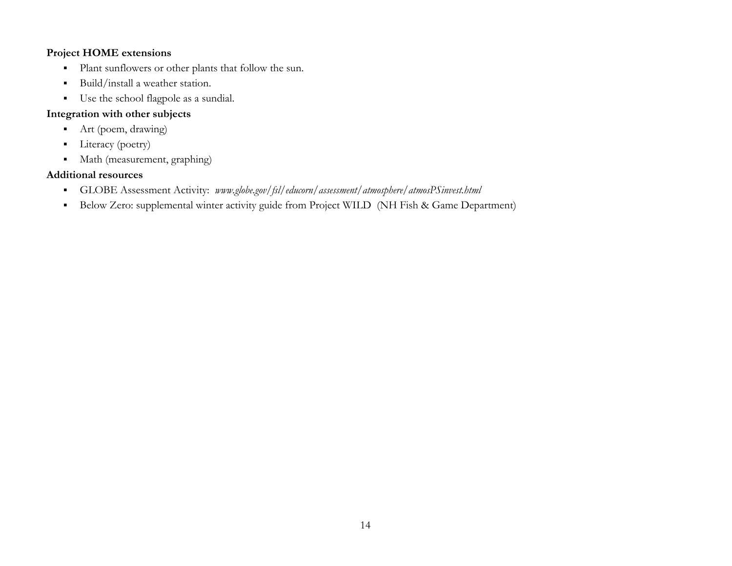**Project HOME extensions**

- Plant sunflowers or other plants that follow the sun.
- Build/install a weather station.
- Use the school flagpole as a sundial.

**Integration with other subjects**

- Art (poem, drawing)
- Literacy (poetry)
- Math (measurement, graphing)

**Additional resources**

- GLOBE Assessment Activity: *www.globe.gov/fsl/educorn/assessment/atmosphere/atmosPSinvest.html*
- Below Zero: supplemental winter activity guide from Project WILD (NH Fish & Game Department)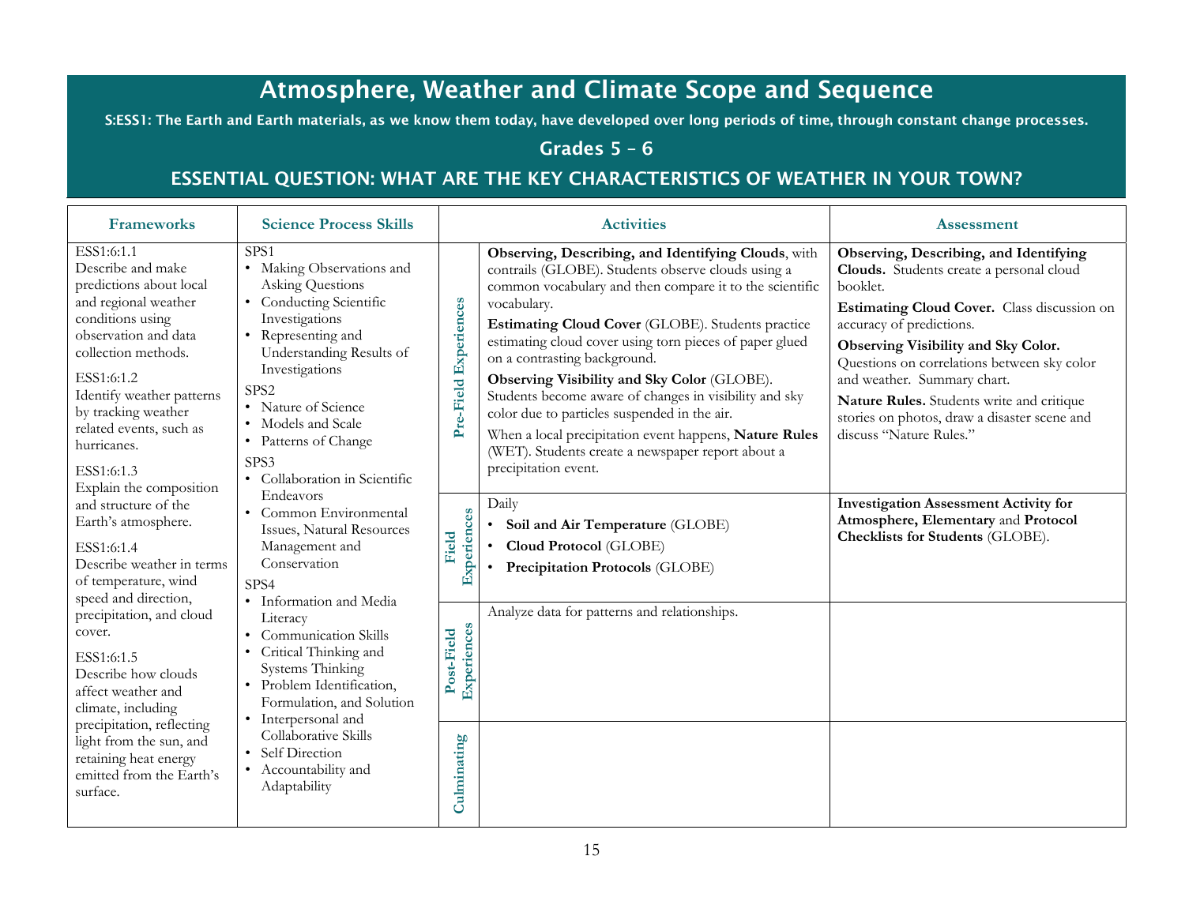# Atmosphere, Weather and Climate Scope and Sequence

**S:ESS1: The Earth and Earth materials, as we know them today, have developed over long periods of time, through constant change processes.**

## Grades 5 – 6

## ESSENTIAL QUESTION: WHAT ARE THE KEY CHARACTERISTICS OF WEATHER IN YOUR TOWN?

| Frameworks | Science Process Skills | | Activities | Assessment |
|---|---|---|---|---|
| ESS1:6:1.1 Describe and make predictions about local and regional weather conditions using observation and data collection methods.<br><br>ESS1:6:1.2 Identify weather patterns by tracking weather related events, such as hurricanes.<br><br>ESS1:6:1.3 Explain the composition and structure of the Earth's atmosphere.<br><br>ESS1:6:1.4 Describe weather in terms of temperature, wind speed and direction, precipitation, and cloud cover.<br><br>ESS1:6:1.5 Describe how clouds affect weather and climate, including precipitation, reflecting light from the sun, and retaining heat energy emitted from the Earth's surface. | SPS1<br>• Making Observations and Asking Questions<br>• Conducting Scientific Investigations<br>• Representing and Understanding Results of Investigations<br>SPS2<br>• Nature of Science<br>• Models and Scale<br>• Patterns of Change<br>SPS3<br>• Collaboration in Scientific Endeavors<br>• Common Environmental Issues, Natural Resources Management and Conservation<br>SPS4<br>• Information and Media Literacy<br>• Communication Skills<br>• Critical Thinking and Systems Thinking<br>• Problem Identification, Formulation, and Solution<br>• Interpersonal and Collaborative Skills<br>• Self Direction<br>• Accountability and Adaptability | Pre-Field Experiences | **Observing, Describing, and Identifying Clouds**, with contrails (GLOBE). Students observe clouds using a common vocabulary and then compare it to the scientific vocabulary.<br><br>**Estimating Cloud Cover** (GLOBE). Students practice estimating cloud cover using torn pieces of paper glued on a contrasting background.<br><br>**Observing Visibility and Sky Color** (GLOBE). Students become aware of changes in visibility and sky color due to particles suspended in the air.<br><br>When a local precipitation event happens, **Nature Rules** (WET). Students create a newspaper report about a precipitation event. | **Observing, Describing, and Identifying Clouds.** Students create a personal cloud booklet.<br><br>**Estimating Cloud Cover.** Class discussion on accuracy of predictions.<br><br>**Observing Visibility and Sky Color.** Questions on correlations between sky color and weather. Summary chart.<br><br>**Nature Rules.** Students write and critique stories on photos, draw a disaster scene and discuss "Nature Rules." |
| | | Field Experiences | Daily<br>• **Soil and Air Temperature** (GLOBE)<br>• **Cloud Protocol** (GLOBE)<br>• **Precipitation Protocols** (GLOBE) | **Investigation Assessment Activity for Atmosphere, Elementary** and **Protocol Checklists for Students** (GLOBE). |
| | | Post-Field Experiences | Analyze data for patterns and relationships. | |
| | | Culminating | | |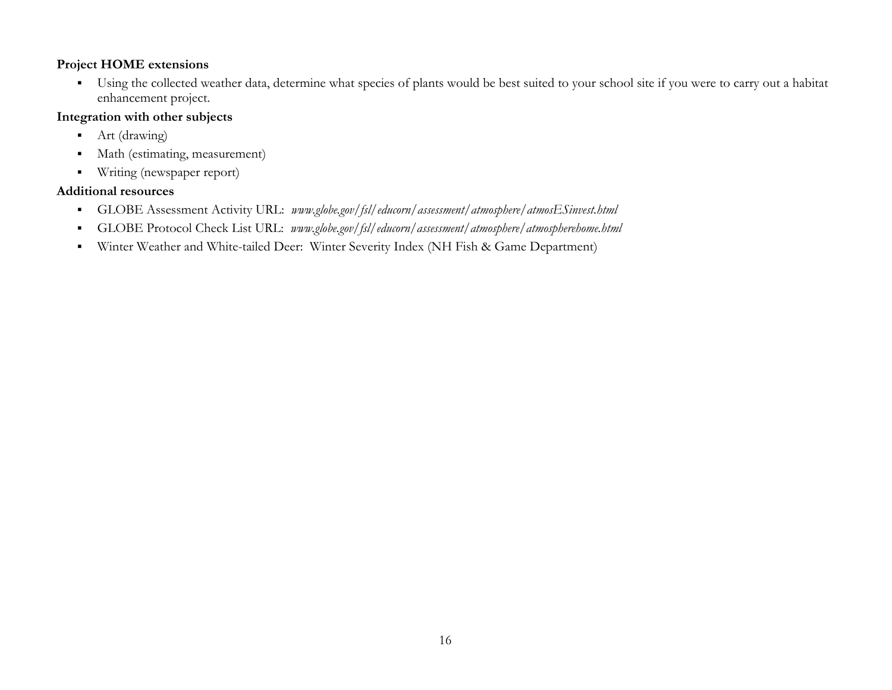**Project HOME extensions**

- Using the collected weather data, determine what species of plants would be best suited to your school site if you were to carry out a habitat enhancement project.

**Integration with other subjects**

- Art (drawing)
- Math (estimating, measurement)
- Writing (newspaper report)

**Additional resources**

- GLOBE Assessment Activity URL: *www.globe.gov/fsl/educorn/assessment/atmosphere/atmosESinvest.html*
- GLOBE Protocol Check List URL: *www.globe.gov/fsl/educorn/assessment/atmosphere/atmospherehome.html*
- Winter Weather and White-tailed Deer: Winter Severity Index (NH Fish & Game Department)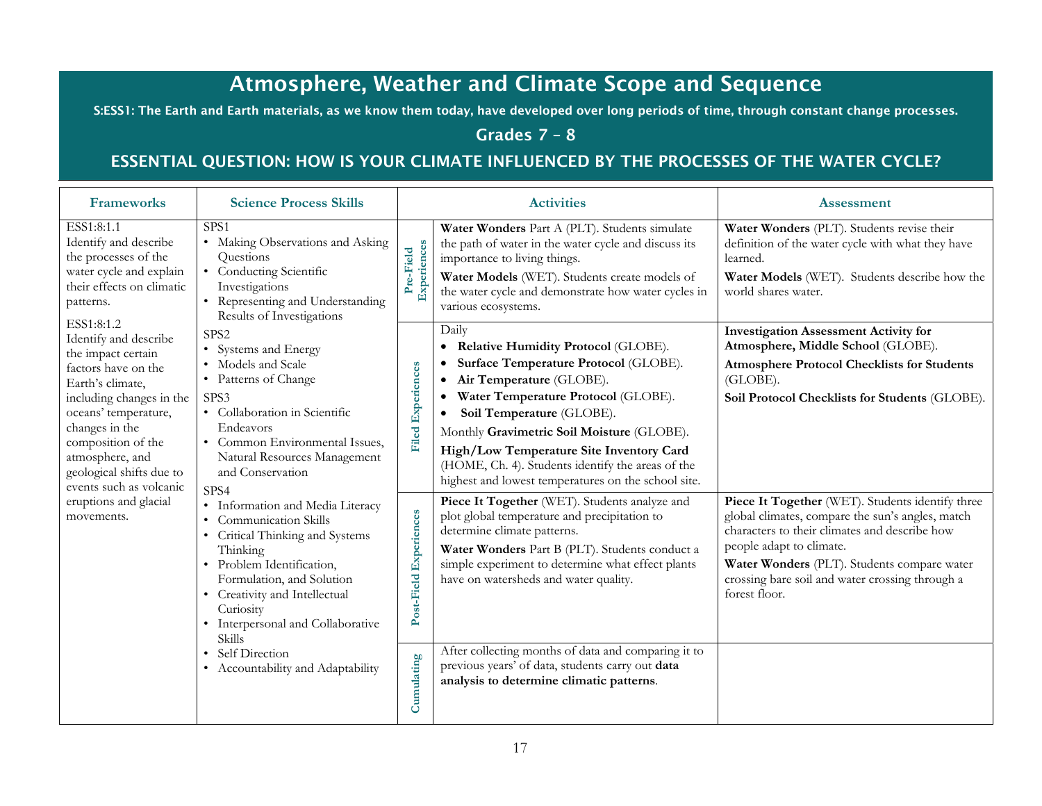# Atmosphere, Weather and Climate Scope and Sequence

**S:ESS1: The Earth and Earth materials, as we know them today, have developed over long periods of time, through constant change processes.**

## Grades 7 – 8

## ESSENTIAL QUESTION: HOW IS YOUR CLIMATE INFLUENCED BY THE PROCESSES OF THE WATER CYCLE?

| Frameworks | Science Process Skills | | Activities | Assessment |
|---|---|---|---|---|
| ESS1:8:1.1 Identify and describe the processes of the water cycle and explain their effects on climatic patterns.<br><br>ESS1:8:1.2 Identify and describe the impact certain factors have on the Earth's climate, including changes in the oceans' temperature, changes in the composition of the atmosphere, and geological shifts due to events such as volcanic eruptions and glacial movements. | SPS1<br>• Making Observations and Asking Questions<br>• Conducting Scientific Investigations<br>• Representing and Understanding Results of Investigations<br><br>SPS2<br>• Systems and Energy<br>• Models and Scale<br>• Patterns of Change<br><br>SPS3<br>• Collaboration in Scientific Endeavors<br>• Common Environmental Issues, Natural Resources Management and Conservation<br><br>SPS4<br>• Information and Media Literacy<br>• Communication Skills<br>• Critical Thinking and Systems Thinking<br>• Problem Identification, Formulation, and Solution<br>• Creativity and Intellectual Curiosity<br>• Interpersonal and Collaborative Skills<br>• Self Direction<br>• Accountability and Adaptability | **Pre-Field Experiences** | **Water Wonders** Part A (PLT). Students simulate the path of water in the water cycle and discuss its importance to living things.<br><br>**Water Models** (WET). Students create models of the water cycle and demonstrate how water cycles in various ecosystems. | **Water Wonders** (PLT). Students revise their definition of the water cycle with what they have learned.<br><br>**Water Models** (WET). Students describe how the world shares water. |
| | | **Filed Experiences** | Daily<br>• **Relative Humidity Protocol** (GLOBE).<br>• **Surface Temperature Protocol** (GLOBE).<br>• **Air Temperature** (GLOBE).<br>• **Water Temperature Protocol** (GLOBE).<br>• **Soil Temperature** (GLOBE).<br><br>Monthly **Gravimetric Soil Moisture** (GLOBE).<br><br>**High/Low Temperature Site Inventory Card** (HOME, Ch. 4). Students identify the areas of the highest and lowest temperatures on the school site. | **Investigation Assessment Activity for Atmosphere, Middle School** (GLOBE).<br><br>**Atmosphere Protocol Checklists for Students** (GLOBE).<br><br>**Soil Protocol Checklists for Students** (GLOBE). |
| | | **Post-Field Experiences** | **Piece It Together** (WET). Students analyze and plot global temperature and precipitation to determine climate patterns.<br><br>**Water Wonders** Part B (PLT). Students conduct a simple experiment to determine what effect plants have on watersheds and water quality. | **Piece It Together** (WET). Students identify three global climates, compare the sun's angles, match characters to their climates and describe how people adapt to climate.<br><br>**Water Wonders** (PLT). Students compare water crossing bare soil and water crossing through a forest floor. |
| | | **Cumulating** | After collecting months of data and comparing it to previous years' of data, students carry out **data analysis to determine climatic patterns**. | |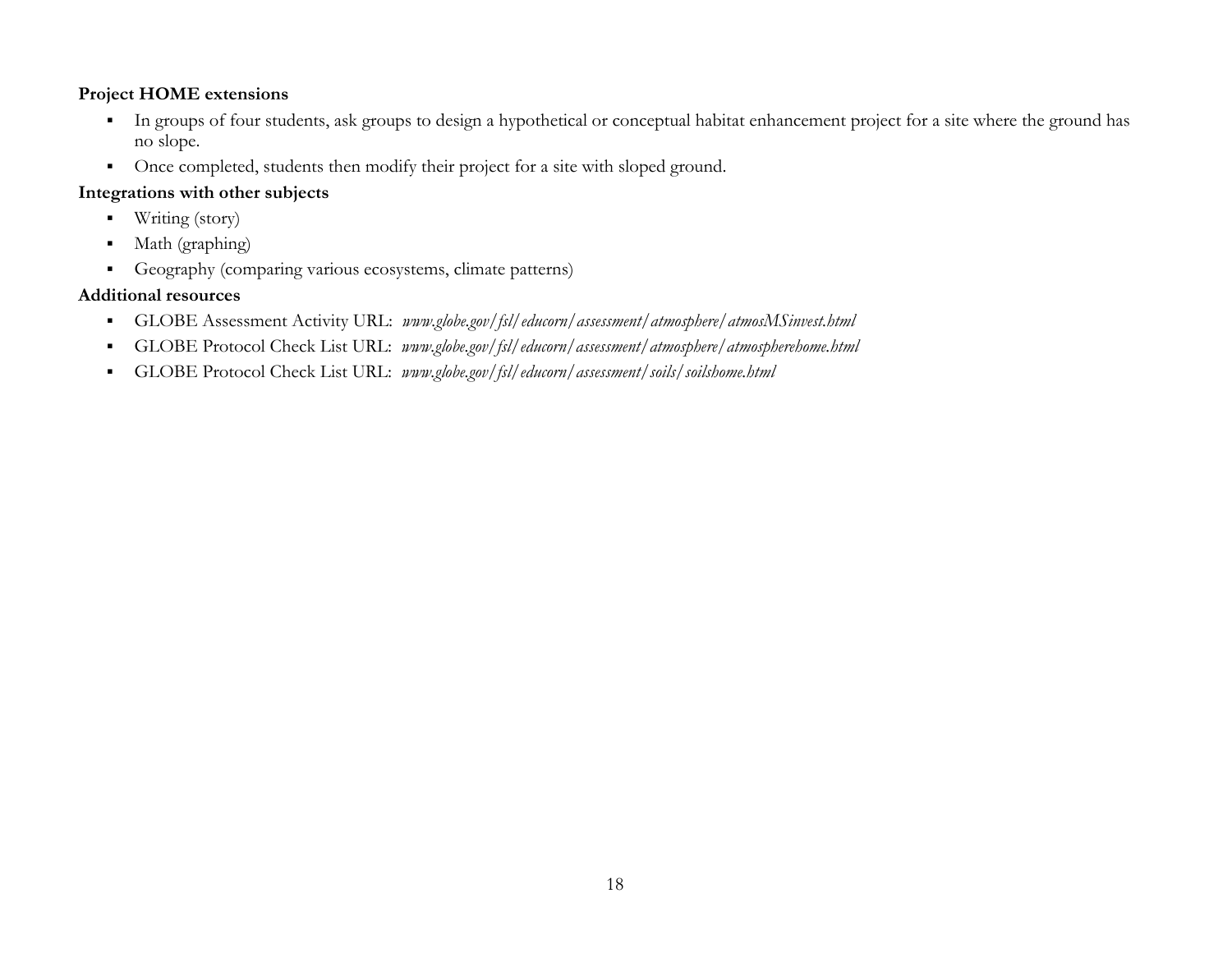**Project HOME extensions**

- In groups of four students, ask groups to design a hypothetical or conceptual habitat enhancement project for a site where the ground has no slope.
- Once completed, students then modify their project for a site with sloped ground.

**Integrations with other subjects**

- Writing (story)
- Math (graphing)
- Geography (comparing various ecosystems, climate patterns)

**Additional resources**

- GLOBE Assessment Activity URL: *www.globe.gov/fsl/educorn/assessment/atmosphere/atmosMSinvest.html*
- GLOBE Protocol Check List URL: *www.globe.gov/fsl/educorn/assessment/atmosphere/atmospherehome.html*
- GLOBE Protocol Check List URL: *www.globe.gov/fsl/educorn/assessment/soils/soilshome.html*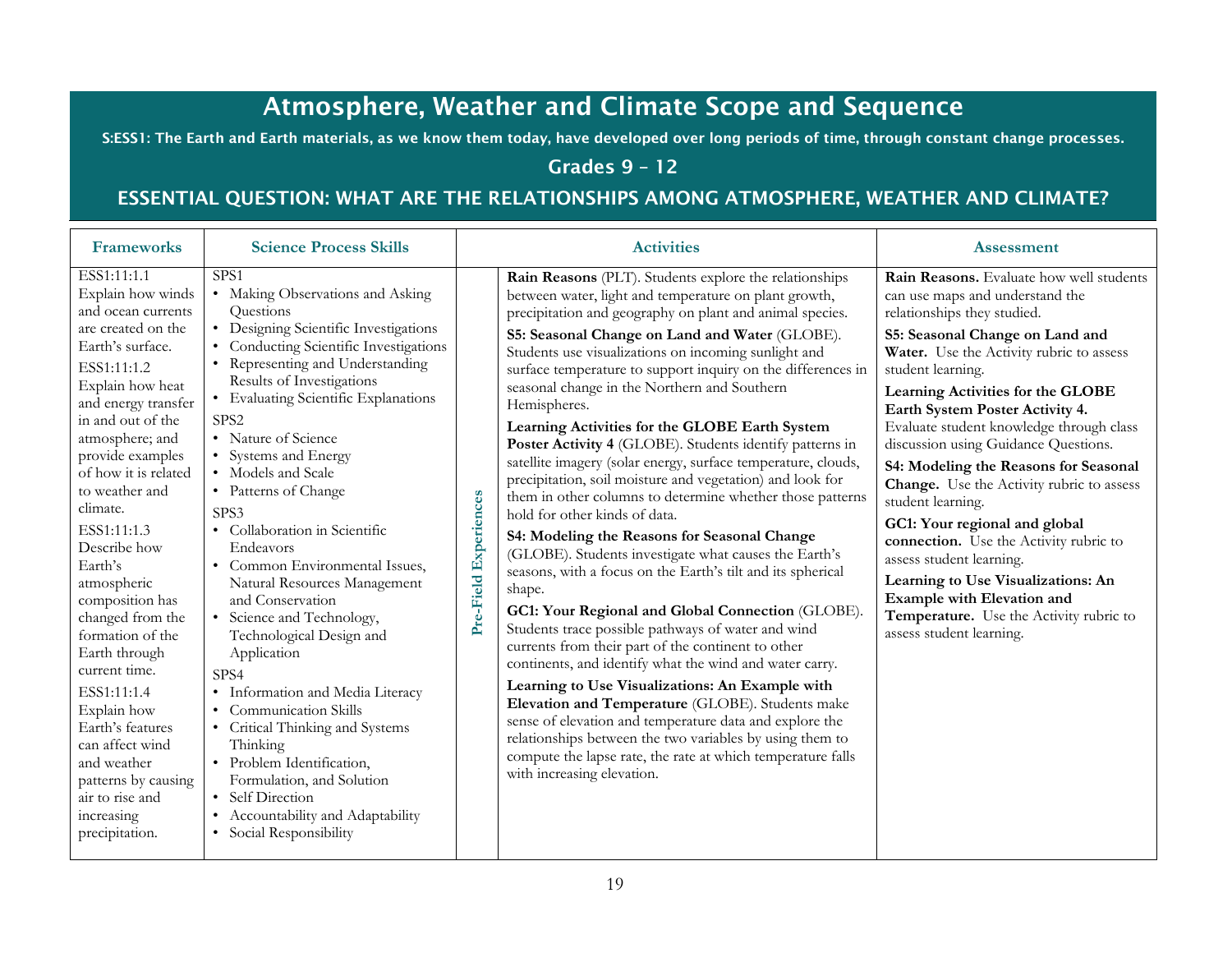# Atmosphere, Weather and Climate Scope and Sequence

**S:ESS1: The Earth and Earth materials, as we know them today, have developed over long periods of time, through constant change processes.**

## Grades 9 – 12

## ESSENTIAL QUESTION: WHAT ARE THE RELATIONSHIPS AMONG ATMOSPHERE, WEATHER AND CLIMATE?

| Frameworks | Science Process Skills | | Activities | Assessment |
|---|---|---|---|---|
| ESS1:11:1.1 Explain how winds and ocean currents are created on the Earth's surface.<br><br>ESS1:11:1.2 Explain how heat and energy transfer in and out of the atmosphere; and provide examples of how it is related to weather and climate.<br><br>ESS1:11:1.3 Describe how Earth's atmospheric composition has changed from the formation of the Earth through current time.<br><br>ESS1:11:1.4 Explain how Earth's features can affect wind and weather patterns by causing air to rise and increasing precipitation. | SPS1<br>• Making Observations and Asking Questions<br>• Designing Scientific Investigations<br>• Conducting Scientific Investigations<br>• Representing and Understanding Results of Investigations<br>• Evaluating Scientific Explanations<br><br>SPS2<br>• Nature of Science<br>• Systems and Energy<br>• Models and Scale<br>• Patterns of Change<br><br>SPS3<br>• Collaboration in Scientific Endeavors<br>• Common Environmental Issues, Natural Resources Management and Conservation<br>• Science and Technology, Technological Design and Application<br><br>SPS4<br>• Information and Media Literacy<br>• Communication Skills<br>• Critical Thinking and Systems Thinking<br>• Problem Identification, Formulation, and Solution<br>• Self Direction<br>• Accountability and Adaptability<br>• Social Responsibility | **Pre-Field Experiences** | **Rain Reasons** (PLT). Students explore the relationships between water, light and temperature on plant growth, precipitation and geography on plant and animal species.<br><br>**S5: Seasonal Change on Land and Water** (GLOBE). Students use visualizations on incoming sunlight and surface temperature to support inquiry on the differences in seasonal change in the Northern and Southern Hemispheres.<br><br>**Learning Activities for the GLOBE Earth System Poster Activity 4** (GLOBE). Students identify patterns in satellite imagery (solar energy, surface temperature, clouds, precipitation, soil moisture and vegetation) and look for them in other columns to determine whether those patterns hold for other kinds of data.<br><br>**S4: Modeling the Reasons for Seasonal Change** (GLOBE). Students investigate what causes the Earth's seasons, with a focus on the Earth's tilt and its spherical shape.<br><br>**GC1: Your Regional and Global Connection** (GLOBE). Students trace possible pathways of water and wind currents from their part of the continent to other continents, and identify what the wind and water carry.<br><br>**Learning to Use Visualizations: An Example with Elevation and Temperature** (GLOBE). Students make sense of elevation and temperature data and explore the relationships between the two variables by using them to compute the lapse rate, the rate at which temperature falls with increasing elevation. | **Rain Reasons.** Evaluate how well students can use maps and understand the relationships they studied.<br><br>**S5: Seasonal Change on Land and Water.** Use the Activity rubric to assess student learning.<br><br>**Learning Activities for the GLOBE Earth System Poster Activity 4.** Evaluate student knowledge through class discussion using Guidance Questions.<br><br>**S4: Modeling the Reasons for Seasonal Change.** Use the Activity rubric to assess student learning.<br><br>**GC1: Your regional and global connection.** Use the Activity rubric to assess student learning.<br><br>**Learning to Use Visualizations: An Example with Elevation and Temperature.** Use the Activity rubric to assess student learning. |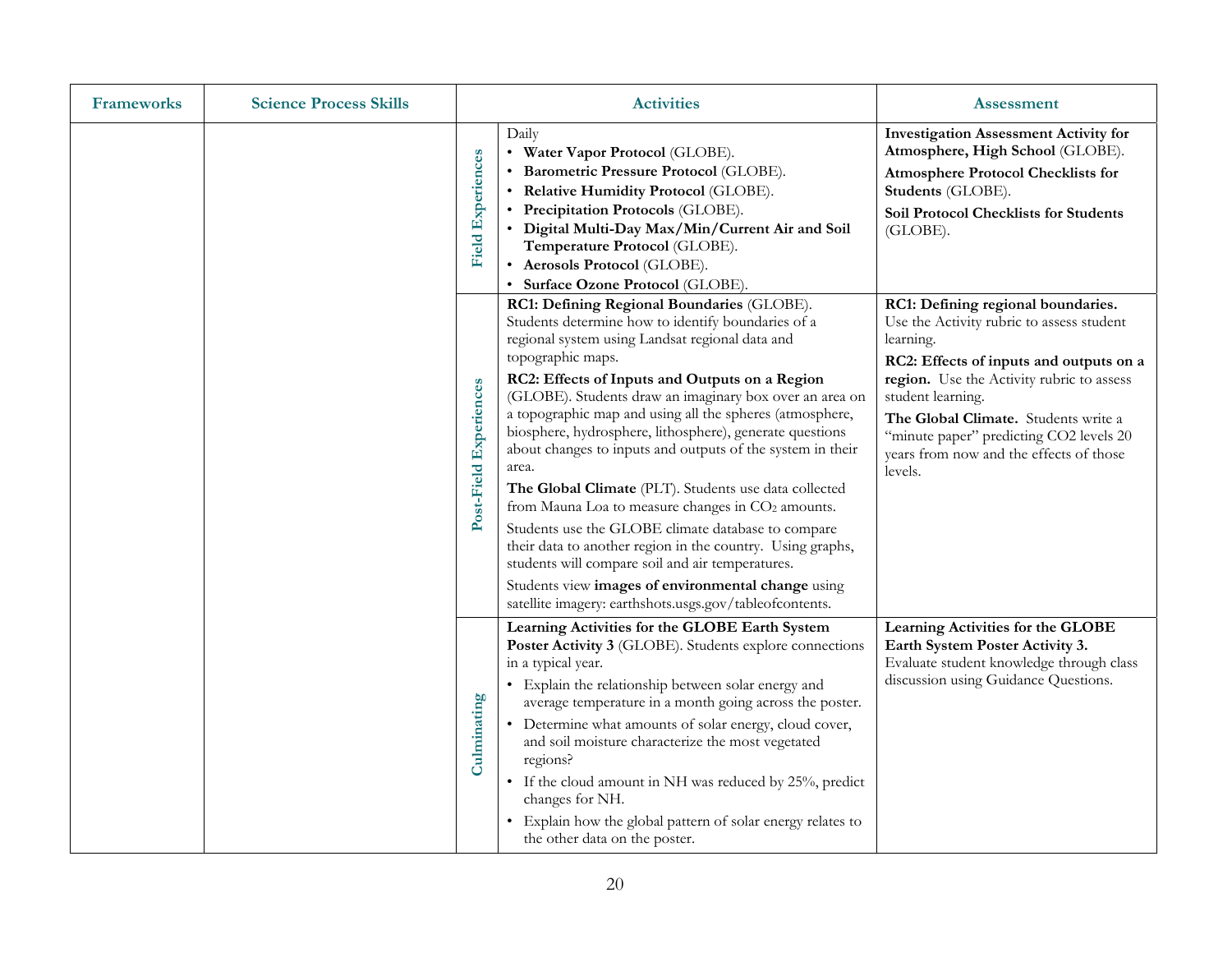| Frameworks | Science Process Skills | | Activities | Assessment |
|---|---|---|---|---|
| | | Field Experiences | Daily<br>• **Water Vapor Protocol** (GLOBE).<br>• **Barometric Pressure Protocol** (GLOBE).<br>• **Relative Humidity Protocol** (GLOBE).<br>• **Precipitation Protocols** (GLOBE).<br>• **Digital Multi-Day Max/Min/Current Air and Soil Temperature Protocol** (GLOBE).<br>• **Aerosols Protocol** (GLOBE).<br>• **Surface Ozone Protocol** (GLOBE). | **Investigation Assessment Activity for Atmosphere, High School** (GLOBE).<br>**Atmosphere Protocol Checklists for Students** (GLOBE).<br>**Soil Protocol Checklists for Students** (GLOBE). |
| | | Post-Field Experiences | **RC1: Defining Regional Boundaries** (GLOBE). Students determine how to identify boundaries of a regional system using Landsat regional data and topographic maps.<br>**RC2: Effects of Inputs and Outputs on a Region** (GLOBE). Students draw an imaginary box over an area on a topographic map and using all the spheres (atmosphere, biosphere, hydrosphere, lithosphere), generate questions about changes to inputs and outputs of the system in their area.<br>**The Global Climate** (PLT). Students use data collected from Mauna Loa to measure changes in $CO_2$ amounts.<br>Students use the GLOBE climate database to compare their data to another region in the country. Using graphs, students will compare soil and air temperatures.<br>Students view **images of environmental change** using satellite imagery: earthshots.usgs.gov/tableofcontents. | **RC1: Defining regional boundaries.** Use the Activity rubric to assess student learning.<br>**RC2: Effects of inputs and outputs on a region.** Use the Activity rubric to assess student learning.<br>**The Global Climate.** Students write a "minute paper" predicting CO2 levels 20 years from now and the effects of those levels. |
| | | Culminating | **Learning Activities for the GLOBE Earth System Poster Activity 3** (GLOBE). Students explore connections in a typical year.<br>• Explain the relationship between solar energy and average temperature in a month going across the poster.<br>• Determine what amounts of solar energy, cloud cover, and soil moisture characterize the most vegetated regions?<br>• If the cloud amount in NH was reduced by 25%, predict changes for NH.<br>• Explain how the global pattern of solar energy relates to the other data on the poster. | **Learning Activities for the GLOBE Earth System Poster Activity 3.** Evaluate student knowledge through class discussion using Guidance Questions. |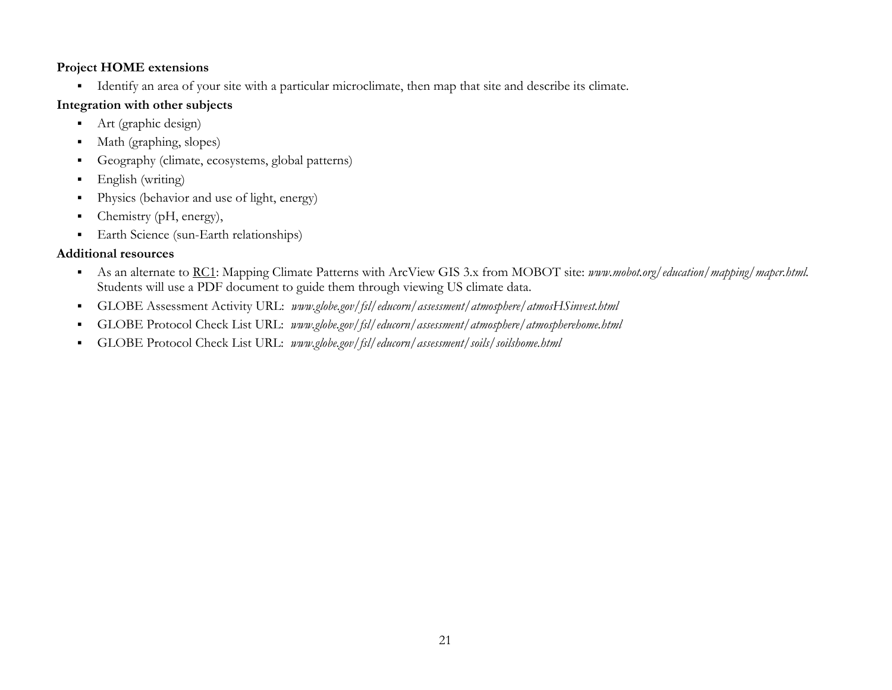**Project HOME extensions**

- Identify an area of your site with a particular microclimate, then map that site and describe its climate.

**Integration with other subjects**

- Art (graphic design)
- Math (graphing, slopes)
- Geography (climate, ecosystems, global patterns)
- English (writing)
- Physics (behavior and use of light, energy)
- Chemistry (pH, energy),
- Earth Science (sun-Earth relationships)

**Additional resources**

- As an alternate to RC1: Mapping Climate Patterns with ArcView GIS 3.x from MOBOT site: *www.mobot.org/education/mapping/mapcr.html*. Students will use a PDF document to guide them through viewing US climate data.
- GLOBE Assessment Activity URL: *www.globe.gov/fsl/educorn/assessment/atmosphere/atmosHSinvest.html*
- GLOBE Protocol Check List URL: *www.globe.gov/fsl/educorn/assessment/atmosphere/atmospherehome.html*
- GLOBE Protocol Check List URL: *www.globe.gov/fsl/educorn/assessment/soils/soilshome.html*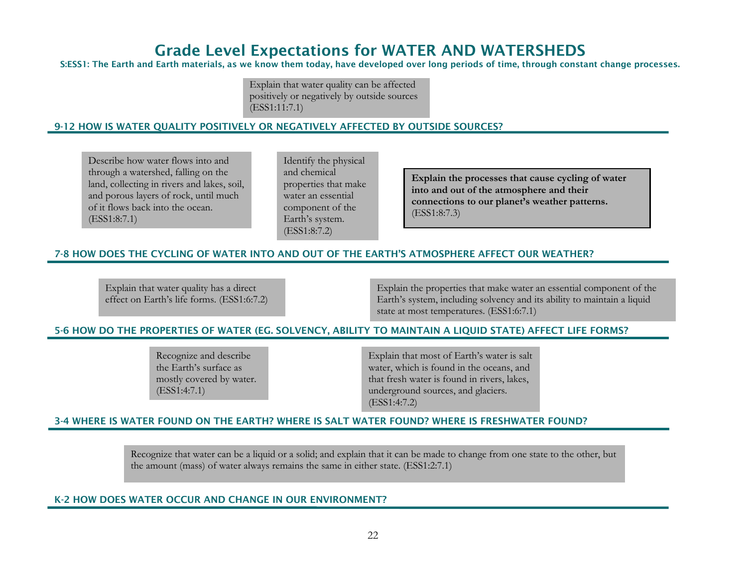# Grade Level Expectations for WATER AND WATERSHEDS

**S:ESS1: The Earth and Earth materials, as we know them today, have developed over long periods of time, through constant change processes.**

Explain that water quality can be affected positively or negatively by outside sources (ESS1:11:7.1)

## 9-12 HOW IS WATER QUALITY POSITIVELY OR NEGATIVELY AFFECTED BY OUTSIDE SOURCES?

Describe how water flows into and through a watershed, falling on the land, collecting in rivers and lakes, soil, and porous layers of rock, until much of it flows back into the ocean. (ESS1:8:7.1)

Identify the physical and chemical properties that make water an essential component of the Earth's system. (ESS1:8:7.2)

**Explain the processes that cause cycling of water into and out of the atmosphere and their connections to our planet's weather patterns.** (ESS1:8:7.3)

## 7-8 HOW DOES THE CYCLING OF WATER INTO AND OUT OF THE EARTH'S ATMOSPHERE AFFECT OUR WEATHER?

Explain that water quality has a direct effect on Earth's life forms. (ESS1:6:7.2)

Explain the properties that make water an essential component of the Earth's system, including solvency and its ability to maintain a liquid state at most temperatures. (ESS1:6:7.1)

## 5-6 HOW DO THE PROPERTIES OF WATER (EG. SOLVENCY, ABILITY TO MAINTAIN A LIQUID STATE) AFFECT LIFE FORMS?

Recognize and describe the Earth's surface as mostly covered by water. (ESS1:4:7.1)

Explain that most of Earth's water is salt water, which is found in the oceans, and that fresh water is found in rivers, lakes, underground sources, and glaciers. (ESS1:4:7.2)

## 3-4 WHERE IS WATER FOUND ON THE EARTH? WHERE IS SALT WATER FOUND? WHERE IS FRESHWATER FOUND?

Recognize that water can be a liquid or a solid; and explain that it can be made to change from one state to the other, but the amount (mass) of water always remains the same in either state. (ESS1:2:7.1)

## K-2 HOW DOES WATER OCCUR AND CHANGE IN OUR ENVIRONMENT?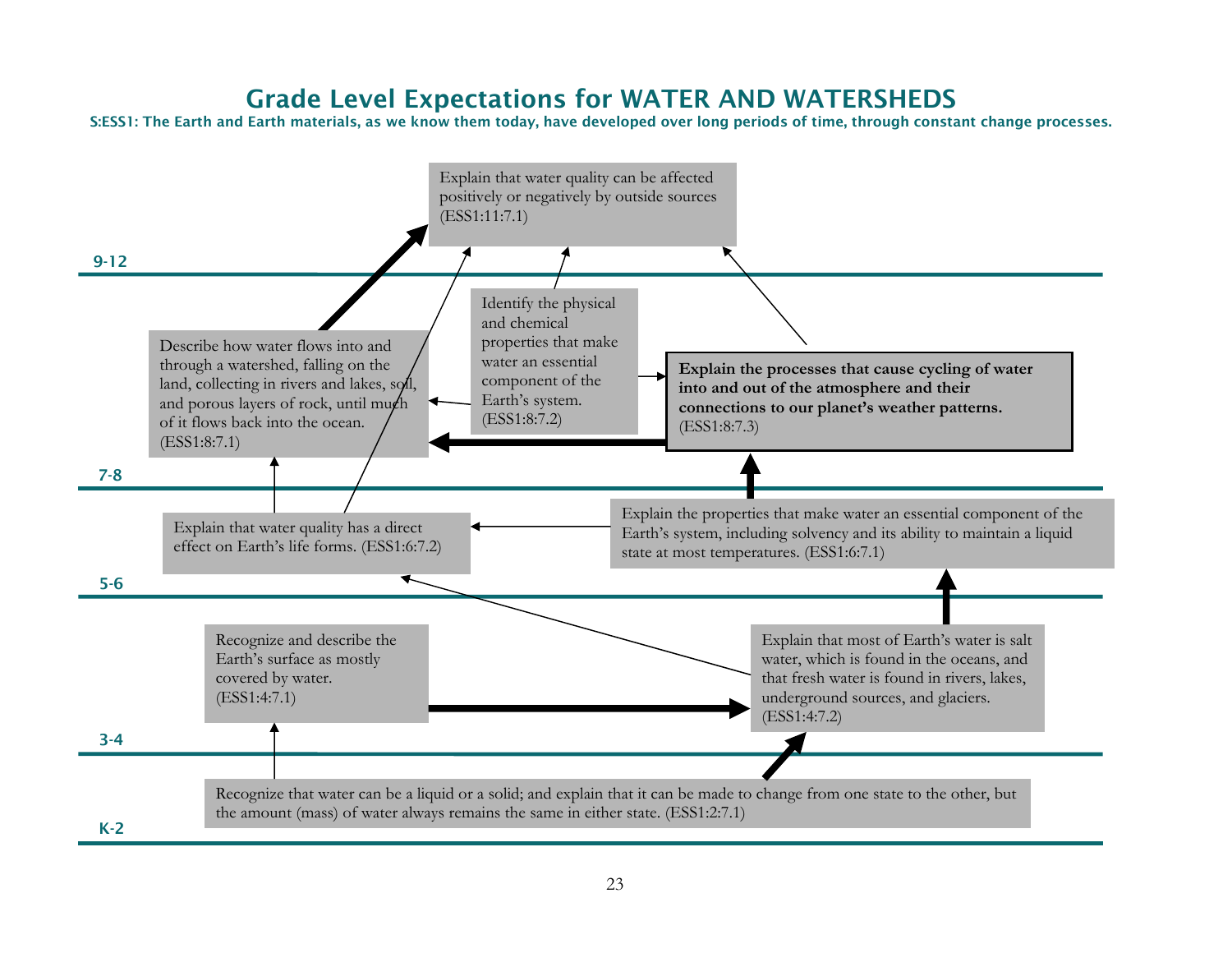# Grade Level Expectations for WATER AND WATERSHEDS

**S:ESS1: The Earth and Earth materials, as we know them today, have developed over long periods of time, through constant change processes.**

## 9-12

- Explain that water quality can be affected positively or negatively by outside sources (ESS1:11:7.1)

## 7-8

- Describe how water flows into and through a watershed, falling on the land, collecting in rivers and lakes, soil, and porous layers of rock, until much of it flows back into the ocean. (ESS1:8:7.1)
- Identify the physical and chemical properties that make water an essential component of the Earth's system. (ESS1:8:7.2)
- **Explain the processes that cause cycling of water into and out of the atmosphere and their connections to our planet's weather patterns.** (ESS1:8:7.3)

## 5-6

- Explain that water quality has a direct effect on Earth's life forms. (ESS1:6:7.2)
- Explain the properties that make water an essential component of the Earth's system, including solvency and its ability to maintain a liquid state at most temperatures. (ESS1:6:7.1)

## 3-4

- Recognize and describe the Earth's surface as mostly covered by water. (ESS1:4:7.1)
- Explain that most of Earth's water is salt water, which is found in the oceans, and that fresh water is found in rivers, lakes, underground sources, and glaciers. (ESS1:4:7.2)

## K-2

- Recognize that water can be a liquid or a solid; and explain that it can be made to change from one state to the other, but the amount (mass) of water always remains the same in either state. (ESS1:2:7.1)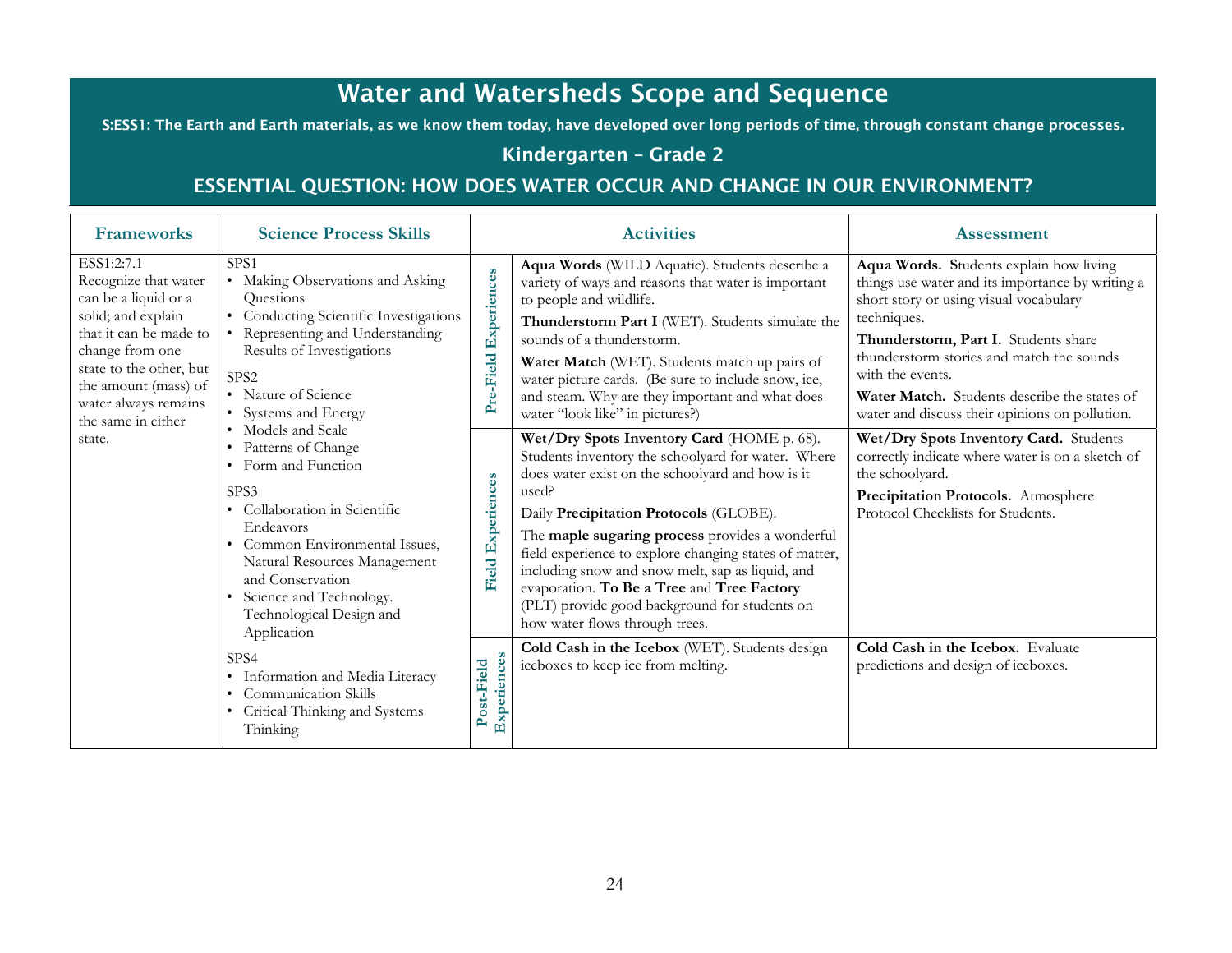# Water and Watersheds Scope and Sequence

**S:ESS1: The Earth and Earth materials, as we know them today, have developed over long periods of time, through constant change processes.**

## Kindergarten – Grade 2

## ESSENTIAL QUESTION: HOW DOES WATER OCCUR AND CHANGE IN OUR ENVIRONMENT?

| Frameworks | Science Process Skills | | Activities | Assessment |
|---|---|---|---|---|
| ESS1:2:7.1 Recognize that water can be a liquid or a solid; and explain that it can be made to change from one state to the other, but the amount (mass) of water always remains the same in either state. | SPS1<br>• Making Observations and Asking Questions<br>• Conducting Scientific Investigations<br>• Representing and Understanding Results of Investigations<br><br>SPS2<br>• Nature of Science<br>• Systems and Energy<br>• Models and Scale<br>• Patterns of Change<br>• Form and Function<br><br>SPS3<br>• Collaboration in Scientific Endeavors<br>• Common Environmental Issues, Natural Resources Management and Conservation<br>• Science and Technology. Technological Design and Application<br><br>SPS4<br>• Information and Media Literacy<br>• Communication Skills<br>• Critical Thinking and Systems Thinking | Pre-Field Experiences | **Aqua Words** (WILD Aquatic). Students describe a variety of ways and reasons that water is important to people and wildlife.<br><br>**Thunderstorm Part I** (WET). Students simulate the sounds of a thunderstorm.<br><br>**Water Match** (WET). Students match up pairs of water picture cards. (Be sure to include snow, ice, and steam. Why are they important and what does water "look like" in pictures?) | **Aqua Words. S**tudents explain how living things use water and its importance by writing a short story or using visual vocabulary techniques.<br><br>**Thunderstorm, Part I.** Students share thunderstorm stories and match the sounds with the events.<br><br>**Water Match.** Students describe the states of water and discuss their opinions on pollution. |
| | | Field Experiences | **Wet/Dry Spots Inventory Card** (HOME p. 68). Students inventory the schoolyard for water. Where does water exist on the schoolyard and how is it used?<br><br>Daily **Precipitation Protocols** (GLOBE).<br><br>The **maple sugaring process** provides a wonderful field experience to explore changing states of matter, including snow and snow melt, sap as liquid, and evaporation. **To Be a Tree** and **Tree Factory** (PLT) provide good background for students on how water flows through trees. | **Wet/Dry Spots Inventory Card.** Students correctly indicate where water is on a sketch of the schoolyard.<br><br>**Precipitation Protocols.** Atmosphere Protocol Checklists for Students. |
| | | Post-Field Experiences | **Cold Cash in the Icebox** (WET). Students design iceboxes to keep ice from melting. | **Cold Cash in the Icebox.** Evaluate predictions and design of iceboxes. |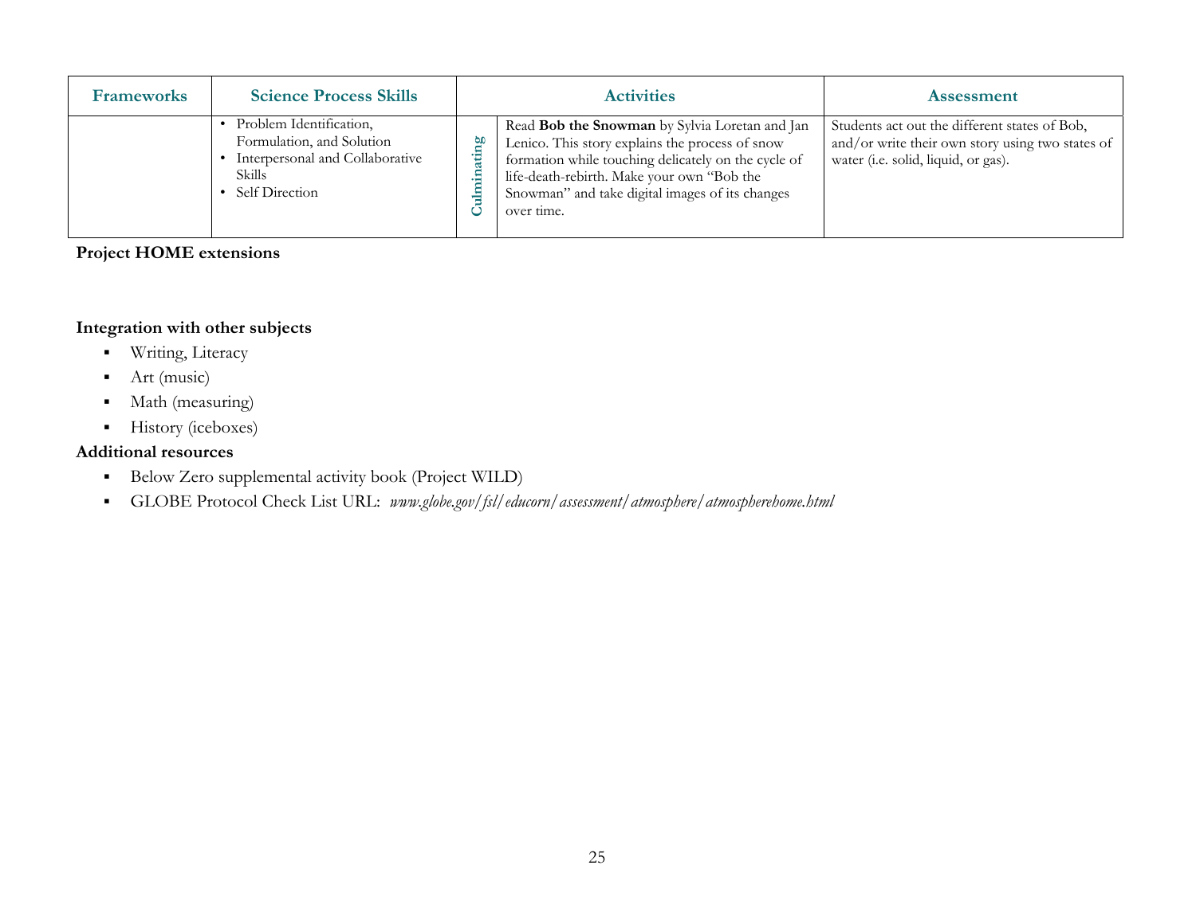| Frameworks | Science Process Skills | | Activities | Assessment |
|---|---|---|---|---|
| | • Problem Identification, Formulation, and Solution<br>• Interpersonal and Collaborative Skills<br>• Self Direction | Culminating | Read **Bob the Snowman** by Sylvia Loretan and Jan Lenico. This story explains the process of snow formation while touching delicately on the cycle of life-death-rebirth. Make your own "Bob the Snowman" and take digital images of its changes over time. | Students act out the different states of Bob, and/or write their own story using two states of water (i.e. solid, liquid, or gas). |

**Project HOME extensions**

**Integration with other subjects**

- Writing, Literacy
- Art (music)
- Math (measuring)
- History (iceboxes)

**Additional resources**

- Below Zero supplemental activity book (Project WILD)
- GLOBE Protocol Check List URL: *www.globe.gov/fsl/educorn/assessment/atmosphere/atmospherehome.html*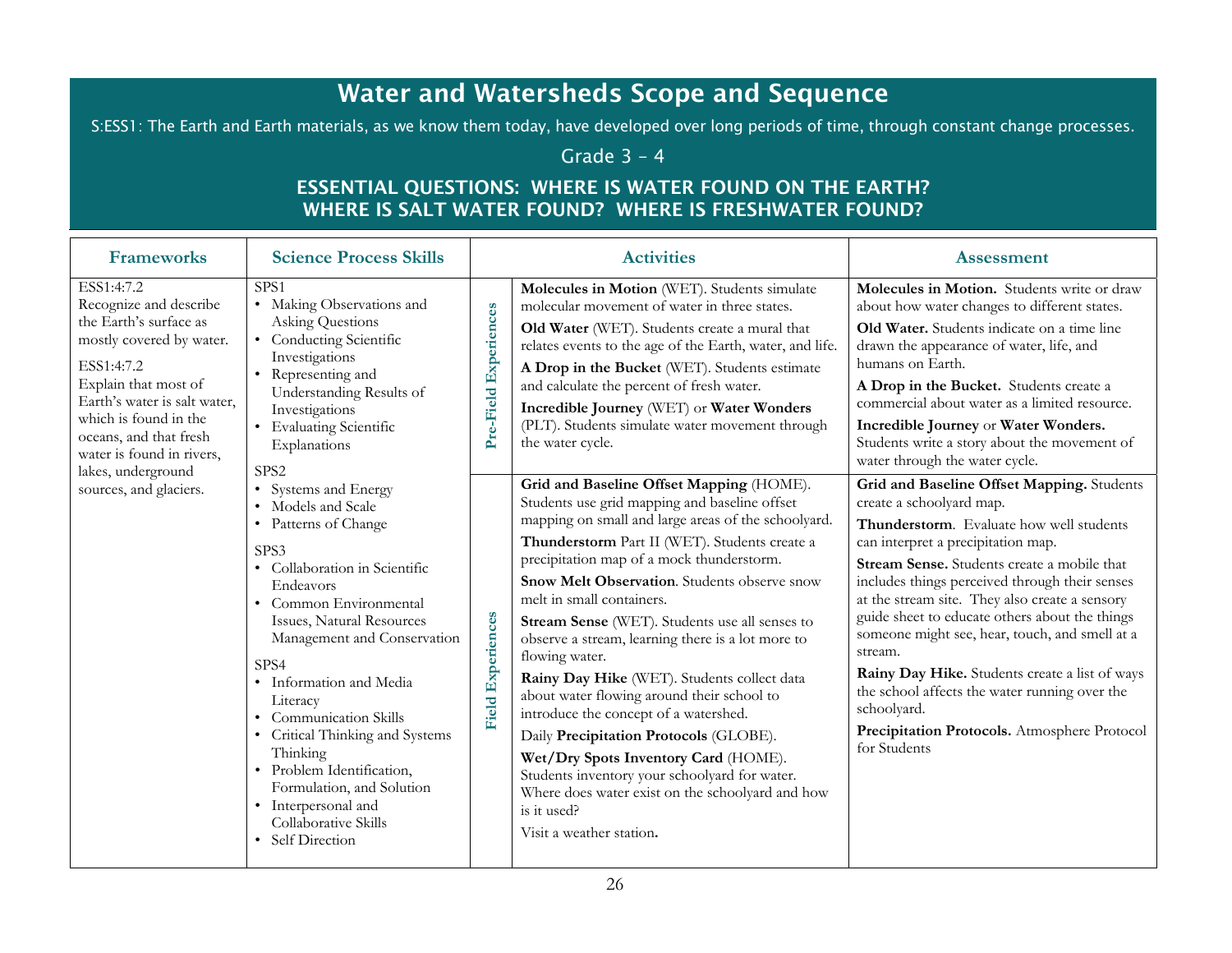# Water and Watersheds Scope and Sequence

S:ESS1: The Earth and Earth materials, as we know them today, have developed over long periods of time, through constant change processes.

Grade 3 – 4

## ESSENTIAL QUESTIONS: WHERE IS WATER FOUND ON THE EARTH? WHERE IS SALT WATER FOUND? WHERE IS FRESHWATER FOUND?

| Frameworks | Science Process Skills | | Activities | Assessment |
|---|---|---|---|---|
| ESS1:4:7.2<br>Recognize and describe the Earth's surface as mostly covered by water.<br><br>ESS1:4:7.2<br>Explain that most of Earth's water is salt water, which is found in the oceans, and that fresh water is found in rivers, lakes, underground sources, and glaciers. | SPS1<br>• Making Observations and Asking Questions<br>• Conducting Scientific Investigations<br>• Representing and Understanding Results of Investigations<br>• Evaluating Scientific Explanations<br><br>SPS2<br>• Systems and Energy<br>• Models and Scale<br>• Patterns of Change<br><br>SPS3<br>• Collaboration in Scientific Endeavors<br>• Common Environmental Issues, Natural Resources Management and Conservation<br><br>SPS4<br>• Information and Media Literacy<br>• Communication Skills<br>• Critical Thinking and Systems Thinking<br>• Problem Identification, Formulation, and Solution<br>• Interpersonal and Collaborative Skills<br>• Self Direction | Pre-Field Experiences | **Molecules in Motion** (WET). Students simulate molecular movement of water in three states.<br><br>**Old Water** (WET). Students create a mural that relates events to the age of the Earth, water, and life.<br><br>**A Drop in the Bucket** (WET). Students estimate and calculate the percent of fresh water.<br><br>**Incredible Journey** (WET) or **Water Wonders** (PLT). Students simulate water movement through the water cycle. | **Molecules in Motion.** Students write or draw about how water changes to different states.<br><br>**Old Water.** Students indicate on a time line drawn the appearance of water, life, and humans on Earth.<br><br>**A Drop in the Bucket.** Students create a commercial about water as a limited resource.<br><br>**Incredible Journey** or **Water Wonders.** Students write a story about the movement of water through the water cycle. |
| | | Field Experiences | **Grid and Baseline Offset Mapping** (HOME). Students use grid mapping and baseline offset mapping on small and large areas of the schoolyard.<br><br>**Thunderstorm** Part II (WET). Students create a precipitation map of a mock thunderstorm.<br><br>**Snow Melt Observation**. Students observe snow melt in small containers.<br><br>**Stream Sense** (WET). Students use all senses to observe a stream, learning there is a lot more to flowing water.<br><br>**Rainy Day Hike** (WET). Students collect data about water flowing around their school to introduce the concept of a watershed.<br><br>Daily **Precipitation Protocols** (GLOBE).<br><br>**Wet/Dry Spots Inventory Card** (HOME). Students inventory your schoolyard for water. Where does water exist on the schoolyard and how is it used?<br><br>Visit a weather station. | **Grid and Baseline Offset Mapping.** Students create a schoolyard map.<br><br>**Thunderstorm**. Evaluate how well students can interpret a precipitation map.<br><br>**Stream Sense.** Students create a mobile that includes things perceived through their senses at the stream site. They also create a sensory guide sheet to educate others about the things someone might see, hear, touch, and smell at a stream.<br><br>**Rainy Day Hike.** Students create a list of ways the school affects the water running over the schoolyard.<br><br>**Precipitation Protocols.** Atmosphere Protocol for Students |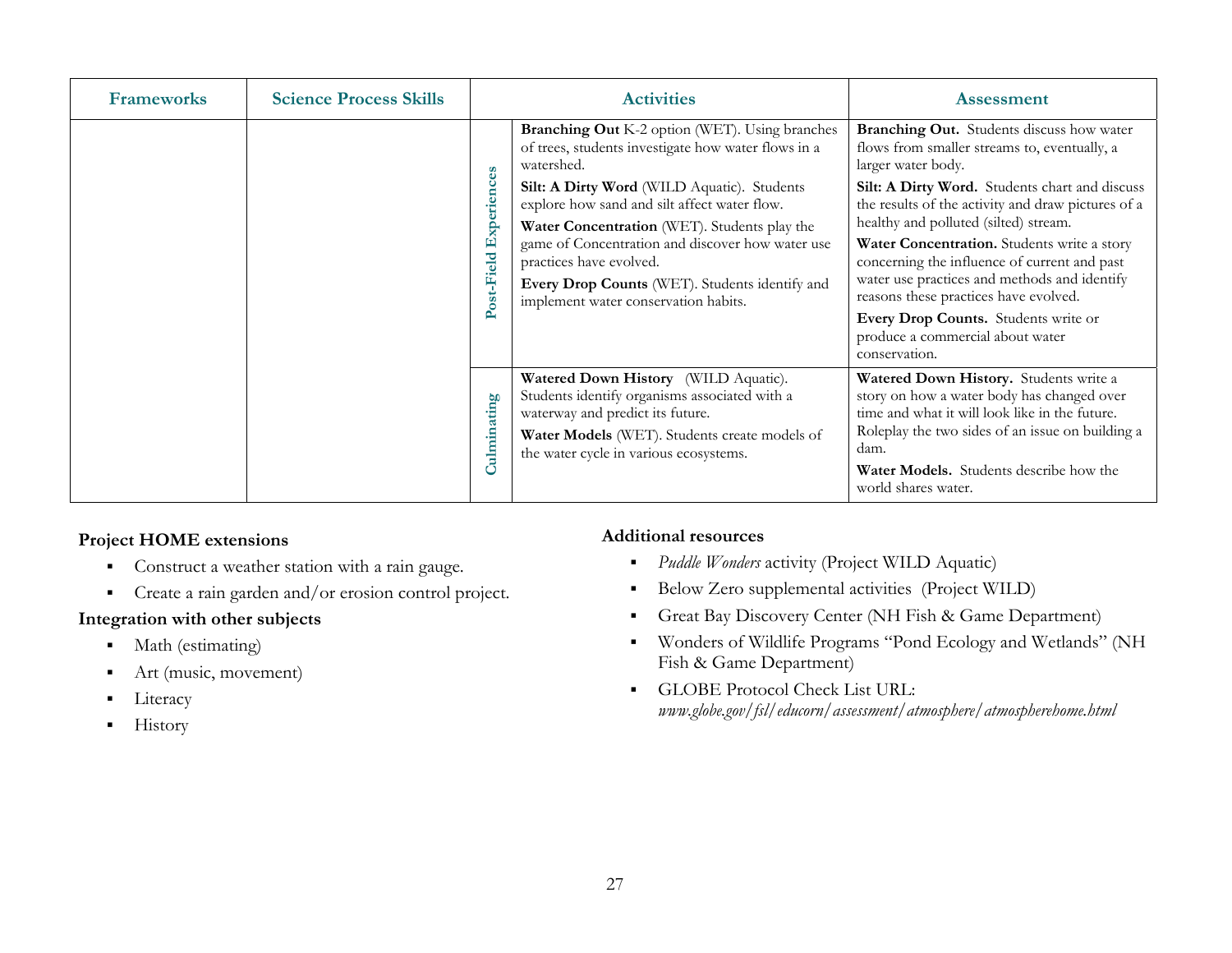| Frameworks | Science Process Skills | | Activities | Assessment |
|---|---|---|---|---|
| | | Post-Field Experiences | **Branching Out** K-2 option (WET). Using branches of trees, students investigate how water flows in a watershed. **Silt: A Dirty Word** (WILD Aquatic). Students explore how sand and silt affect water flow. **Water Concentration** (WET). Students play the game of Concentration and discover how water use practices have evolved. **Every Drop Counts** (WET). Students identify and implement water conservation habits. | **Branching Out.** Students discuss how water flows from smaller streams to, eventually, a larger water body. **Silt: A Dirty Word.** Students chart and discuss the results of the activity and draw pictures of a healthy and polluted (silted) stream. **Water Concentration.** Students write a story concerning the influence of current and past water use practices and methods and identify reasons these practices have evolved. **Every Drop Counts.** Students write or produce a commercial about water conservation. |
| | | Culminating | **Watered Down History** (WILD Aquatic). Students identify organisms associated with a waterway and predict its future. **Water Models** (WET). Students create models of the water cycle in various ecosystems. | **Watered Down History.** Students write a story on how a water body has changed over time and what it will look like in the future. Roleplay the two sides of an issue on building a dam. **Water Models.** Students describe how the world shares water. |

**Project HOME extensions**

- Construct a weather station with a rain gauge.
- Create a rain garden and/or erosion control project.

**Integration with other subjects**

- Math (estimating)
- Art (music, movement)
- Literacy
- History

**Additional resources**

- *Puddle Wonders* activity (Project WILD Aquatic)
- Below Zero supplemental activities (Project WILD)
- Great Bay Discovery Center (NH Fish & Game Department)
- Wonders of Wildlife Programs "Pond Ecology and Wetlands" (NH Fish & Game Department)
- GLOBE Protocol Check List URL: *www.globe.gov/fsl/educorn/assessment/atmosphere/atmospherehome.html*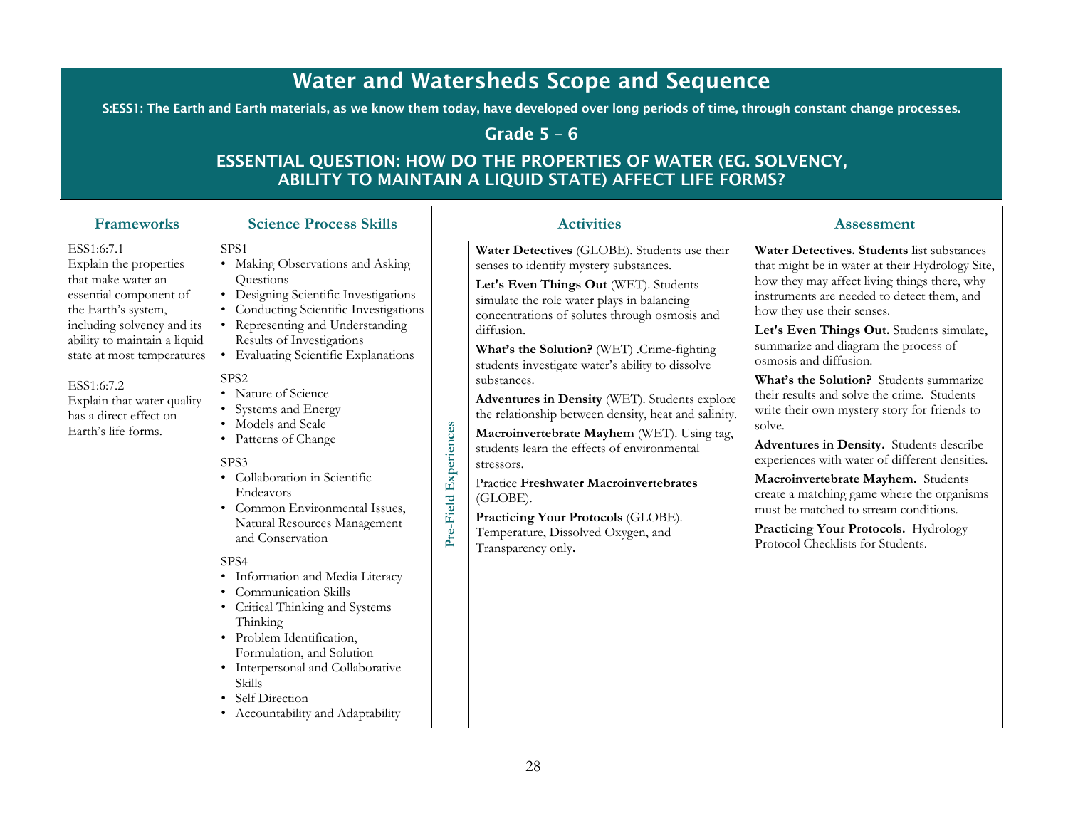# Water and Watersheds Scope and Sequence

**S:ESS1: The Earth and Earth materials, as we know them today, have developed over long periods of time, through constant change processes.**

## Grade 5 – 6

### ESSENTIAL QUESTION: HOW DO THE PROPERTIES OF WATER (EG. SOLVENCY, ABILITY TO MAINTAIN A LIQUID STATE) AFFECT LIFE FORMS?

| Frameworks | Science Process Skills | | Activities | Assessment |
|---|---|---|---|---|
| ESS1:6:7.1<br>Explain the properties that make water an essential component of the Earth's system, including solvency and its ability to maintain a liquid state at most temperatures<br><br>ESS1:6:7.2<br>Explain that water quality has a direct effect on Earth's life forms. | SPS1<br>• Making Observations and Asking Questions<br>• Designing Scientific Investigations<br>• Conducting Scientific Investigations<br>• Representing and Understanding Results of Investigations<br>• Evaluating Scientific Explanations<br><br>SPS2<br>• Nature of Science<br>• Systems and Energy<br>• Models and Scale<br>• Patterns of Change<br><br>SPS3<br>• Collaboration in Scientific Endeavors<br>• Common Environmental Issues, Natural Resources Management and Conservation<br><br>SPS4<br>• Information and Media Literacy<br>• Communication Skills<br>• Critical Thinking and Systems Thinking<br>• Problem Identification, Formulation, and Solution<br>• Interpersonal and Collaborative Skills<br>• Self Direction<br>• Accountability and Adaptability | **Pre-Field Experiences** | **Water Detectives** (GLOBE). Students use their senses to identify mystery substances.<br><br>**Let's Even Things Out** (WET). Students simulate the role water plays in balancing concentrations of solutes through osmosis and diffusion.<br><br>**What's the Solution?** (WET) .Crime-fighting students investigate water's ability to dissolve substances.<br><br>**Adventures in Density** (WET). Students explore the relationship between density, heat and salinity.<br><br>**Macroinvertebrate Mayhem** (WET). Using tag, students learn the effects of environmental stressors.<br><br>Practice **Freshwater Macroinvertebrates** (GLOBE).<br><br>**Practicing Your Protocols** (GLOBE). Temperature, Dissolved Oxygen, and Transparency only. | **Water Detectives. Students l**ist substances that might be in water at their Hydrology Site, how they may affect living things there, why instruments are needed to detect them, and how they use their senses.<br><br>**Let's Even Things Out.** Students simulate, summarize and diagram the process of osmosis and diffusion.<br><br>**What's the Solution?** Students summarize their results and solve the crime. Students write their own mystery story for friends to solve.<br><br>**Adventures in Density.** Students describe experiences with water of different densities.<br><br>**Macroinvertebrate Mayhem.** Students create a matching game where the organisms must be matched to stream conditions.<br><br>**Practicing Your Protocols.** Hydrology Protocol Checklists for Students. |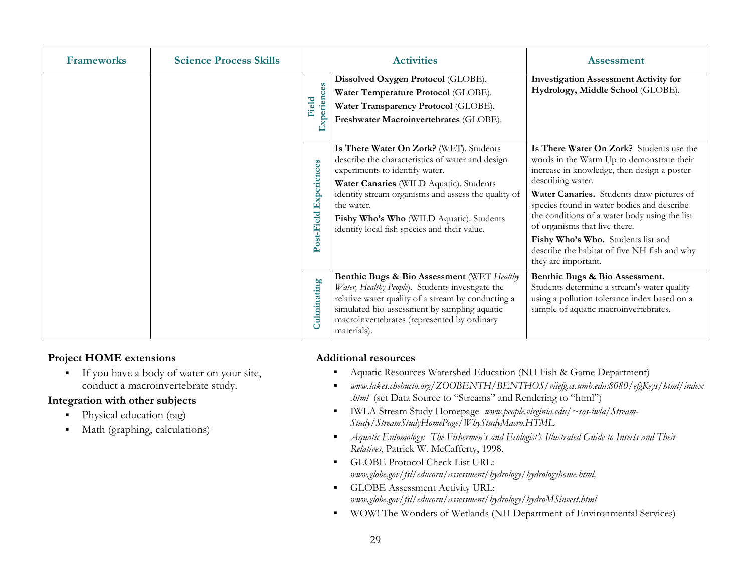| Frameworks | Science Process Skills | | Activities | Assessment |
|---|---|---|---|---|
| | | Field Experiences | **Dissolved Oxygen Protocol** (GLOBE).<br>**Water Temperature Protocol** (GLOBE).<br>**Water Transparency Protocol** (GLOBE).<br>**Freshwater Macroinvertebrates** (GLOBE). | **Investigation Assessment Activity for Hydrology, Middle School** (GLOBE). |
| | | Post-Field Experiences | **Is There Water On Zork?** (WET). Students describe the characteristics of water and design experiments to identify water.<br>**Water Canaries** (WILD Aquatic). Students identify stream organisms and assess the quality of the water.<br>**Fishy Who's Who** (WILD Aquatic). Students identify local fish species and their value. | **Is There Water On Zork?** Students use the words in the Warm Up to demonstrate their increase in knowledge, then design a poster describing water.<br>**Water Canaries.** Students draw pictures of species found in water bodies and describe the conditions of a water body using the list of organisms that live there.<br>**Fishy Who's Who.** Students list and describe the habitat of five NH fish and why they are important. |
| | | Culminating | **Benthic Bugs & Bio Assessment** (WET *Healthy Water, Healthy People*). Students investigate the relative water quality of a stream by conducting a simulated bio-assessment by sampling aquatic macroinvertebrates (represented by ordinary materials). | **Benthic Bugs & Bio Assessment.** Students determine a stream's water quality using a pollution tolerance index based on a sample of aquatic macroinvertebrates. |

**Project HOME extensions**

- If you have a body of water on your site, conduct a macroinvertebrate study.

**Integration with other subjects**

- Physical education (tag)
- Math (graphing, calculations)

**Additional resources**

- Aquatic Resources Watershed Education (NH Fish & Game Department)
- *www.lakes.chebucto.org/ZOOBENTH/BENTHOS/viiefg.cs.umb.edu:8080/efgKeys/html/index.html* (set Data Source to "Streams" and Rendering to "html")
- IWLA Stream Study Homepage *www.people.virginia.edu/~sos-iwla/Stream-Study/StreamStudyHomePage/WhyStudyMacro.HTML*
- *Aquatic Entomology: The Fishermen's and Ecologist's Illustrated Guide to Insects and Their Relatives*, Patrick W. McCafferty, 1998.
- GLOBE Protocol Check List URL: *www.globe.gov/fsl/educorn/assessment/hydrology/hydrologyhome.html,*
- GLOBE Assessment Activity URL: *www.globe.gov/fsl/educorn/assessment/hydrology/hydroMSinvest.html*
- WOW! The Wonders of Wetlands (NH Department of Environmental Services)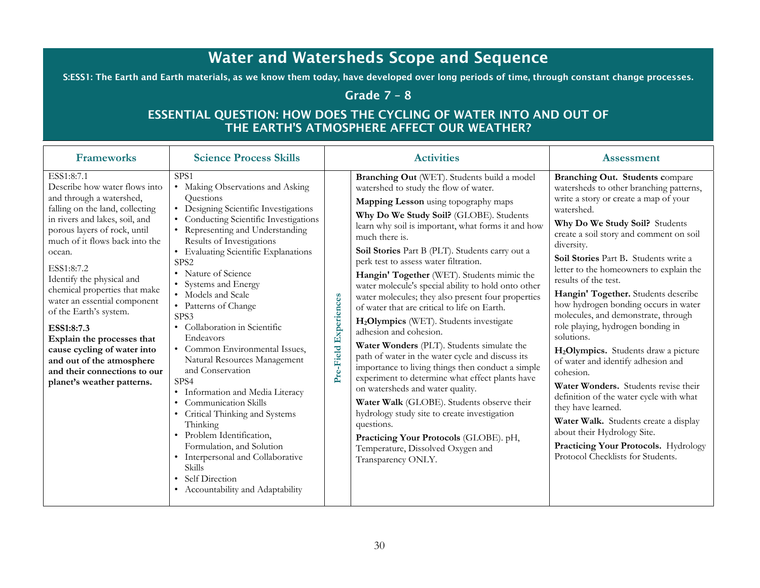# Water and Watersheds Scope and Sequence

S:ESS1: The Earth and Earth materials, as we know them today, have developed over long periods of time, through constant change processes.

## Grade 7 – 8

## ESSENTIAL QUESTION: HOW DOES THE CYCLING OF WATER INTO AND OUT OF THE EARTH'S ATMOSPHERE AFFECT OUR WEATHER?

| Frameworks | Science Process Skills | | Activities | Assessment |
|---|---|---|---|---|
| ESS1:8:7.1<br>Describe how water flows into and through a watershed, falling on the land, collecting in rivers and lakes, soil, and porous layers of rock, until much of it flows back into the ocean.<br><br>ESS1:8:7.2<br>Identify the physical and chemical properties that make water an essential component of the Earth's system.<br><br>**ESS1:8:7.3**<br>**Explain the processes that cause cycling of water into and out of the atmosphere and their connections to our planet's weather patterns.** | SPS1<br>• Making Observations and Asking Questions<br>• Designing Scientific Investigations<br>• Conducting Scientific Investigations<br>• Representing and Understanding Results of Investigations<br>• Evaluating Scientific Explanations<br>SPS2<br>• Nature of Science<br>• Systems and Energy<br>• Models and Scale<br>• Patterns of Change<br>SPS3<br>• Collaboration in Scientific Endeavors<br>• Common Environmental Issues, Natural Resources Management and Conservation<br>SPS4<br>• Information and Media Literacy<br>• Communication Skills<br>• Critical Thinking and Systems Thinking<br>• Problem Identification, Formulation, and Solution<br>• Interpersonal and Collaborative Skills<br>• Self Direction<br>• Accountability and Adaptability | **Pre-Field Experiences** | **Branching Out** (WET). Students build a model watershed to study the flow of water.<br><br>**Mapping Lesson** using topography maps<br><br>**Why Do We Study Soil?** (GLOBE). Students learn why soil is important, what forms it and how much there is.<br><br>**Soil Stories** Part B (PLT). Students carry out a perk test to assess water filtration.<br><br>**Hangin' Together** (WET). Students mimic the water molecule's special ability to hold onto other water molecules; they also present four properties of water that are critical to life on Earth.<br><br>**$H_2O$lympics** (WET). Students investigate adhesion and cohesion.<br><br>**Water Wonders** (PLT). Students simulate the path of water in the water cycle and discuss its importance to living things then conduct a simple experiment to determine what effect plants have on watersheds and water quality.<br><br>**Water Walk** (GLOBE). Students observe their hydrology study site to create investigation questions.<br><br>**Practicing Your Protocols** (GLOBE). pH, Temperature, Dissolved Oxygen and Transparency ONLY. | **Branching Out. Students c**ompare watersheds to other branching patterns, write a story or create a map of your watershed.<br><br>**Why Do We Study Soil?** Students create a soil story and comment on soil diversity.<br><br>**Soil Stories** Part B**.** Students write a letter to the homeowners to explain the results of the test.<br><br>**Hangin' Together.** Students describe how hydrogen bonding occurs in water molecules, and demonstrate, through role playing, hydrogen bonding in solutions.<br><br>**$H_2O$lympics.** Students draw a picture of water and identify adhesion and cohesion.<br><br>**Water Wonders.** Students revise their definition of the water cycle with what they have learned.<br><br>**Water Walk.** Students create a display about their Hydrology Site.<br><br>**Practicing Your Protocols.** Hydrology Protocol Checklists for Students. |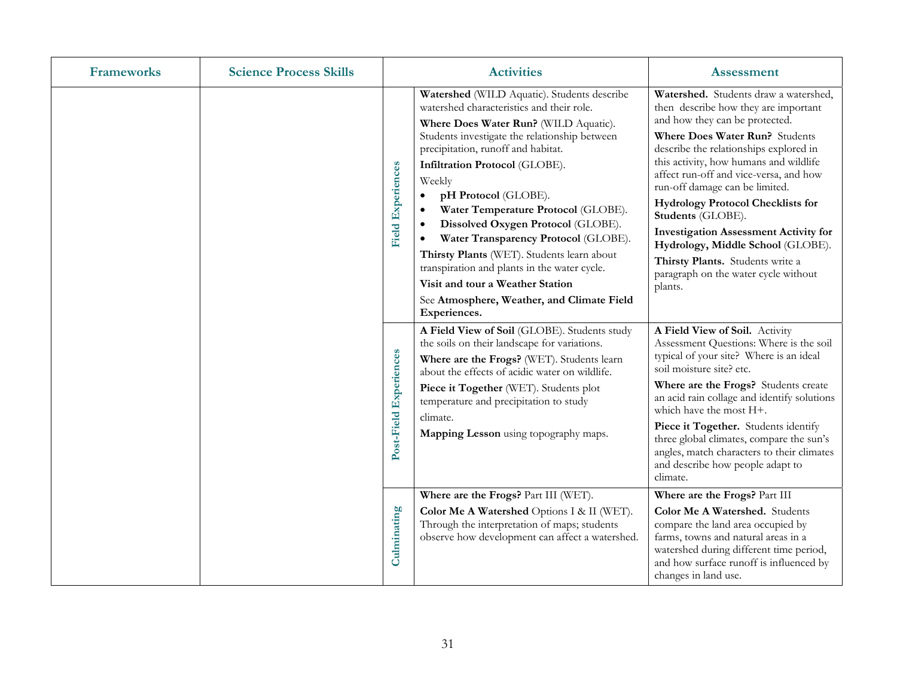| Frameworks | Science Process Skills | | Activities | Assessment |
|---|---|---|---|---|
| | | Field Experiences | **Watershed** (WILD Aquatic). Students describe watershed characteristics and their role.<br>**Where Does Water Run?** (WILD Aquatic). Students investigate the relationship between precipitation, runoff and habitat.<br>**Infiltration Protocol** (GLOBE).<br>Weekly<br>• **pH Protocol** (GLOBE).<br>• **Water Temperature Protocol** (GLOBE).<br>• **Dissolved Oxygen Protocol** (GLOBE).<br>• **Water Transparency Protocol** (GLOBE).<br>**Thirsty Plants** (WET). Students learn about transpiration and plants in the water cycle.<br>**Visit and tour a Weather Station**<br>See **Atmosphere, Weather, and Climate Field Experiences.** | **Watershed.** Students draw a watershed, then describe how they are important and how they can be protected.<br>**Where Does Water Run?** Students describe the relationships explored in this activity, how humans and wildlife affect run-off and vice-versa, and how run-off damage can be limited.<br>**Hydrology Protocol Checklists for Students** (GLOBE).<br>**Investigation Assessment Activity for Hydrology, Middle School** (GLOBE).<br>**Thirsty Plants.** Students write a paragraph on the water cycle without plants. |
| | | Post-Field Experiences | **A Field View of Soil** (GLOBE). Students study the soils on their landscape for variations.<br>**Where are the Frogs?** (WET). Students learn about the effects of acidic water on wildlife.<br>**Piece it Together** (WET). Students plot temperature and precipitation to study climate.<br>**Mapping Lesson** using topography maps. | **A Field View of Soil.** Activity Assessment Questions: Where is the soil typical of your site? Where is an ideal soil moisture site? etc.<br>**Where are the Frogs?** Students create an acid rain collage and identify solutions which have the most H+.<br>**Piece it Together.** Students identify three global climates, compare the sun's angles, match characters to their climates and describe how people adapt to climate. |
| | | Culminating | **Where are the Frogs?** Part III (WET).<br>**Color Me A Watershed** Options I & II (WET). Through the interpretation of maps; students observe how development can affect a watershed. | **Where are the Frogs?** Part III<br>**Color Me A Watershed.** Students compare the land area occupied by farms, towns and natural areas in a watershed during different time period, and how surface runoff is influenced by changes in land use. |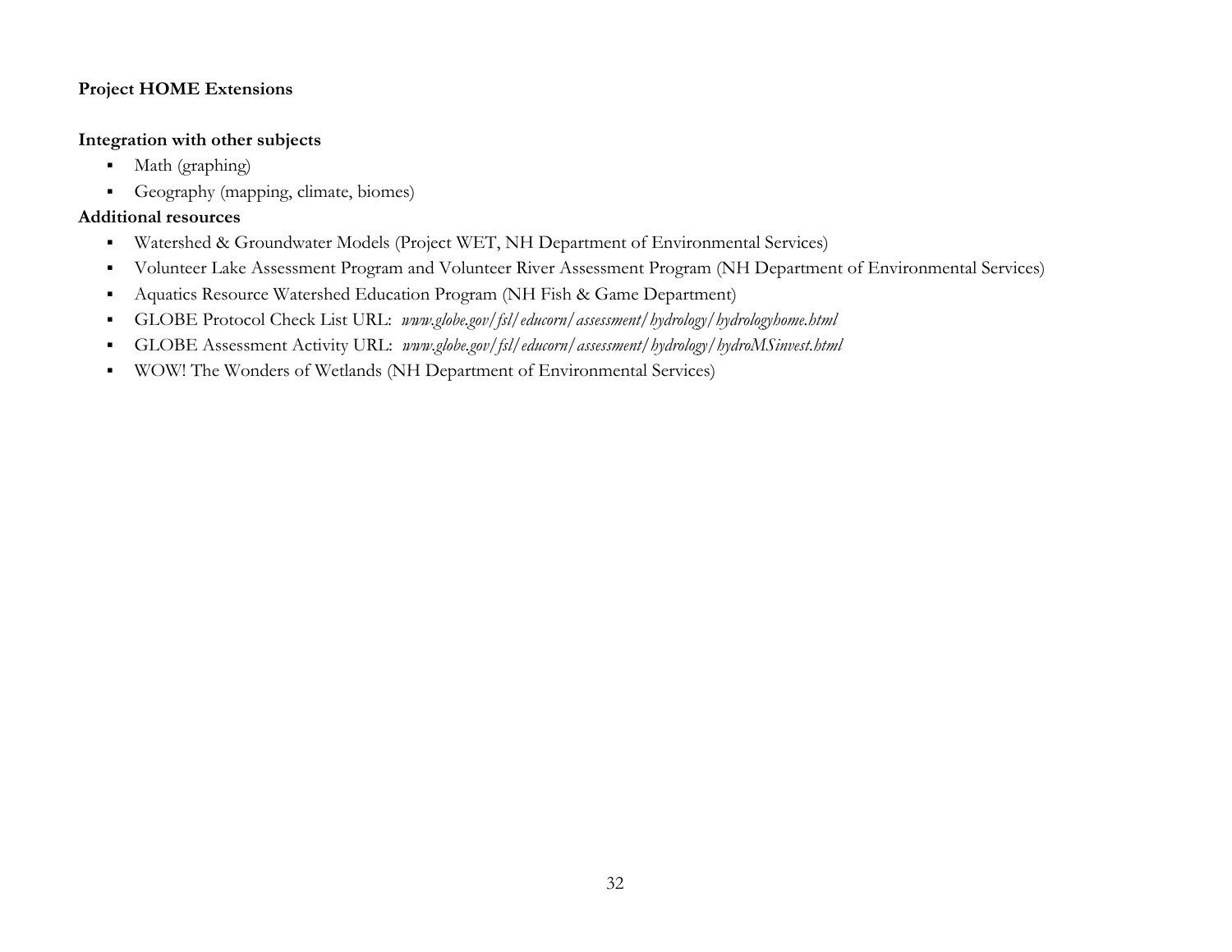**Project HOME Extensions**

**Integration with other subjects**

- Math (graphing)
- Geography (mapping, climate, biomes)

**Additional resources**

- Watershed & Groundwater Models (Project WET, NH Department of Environmental Services)
- Volunteer Lake Assessment Program and Volunteer River Assessment Program (NH Department of Environmental Services)
- Aquatics Resource Watershed Education Program (NH Fish & Game Department)
- GLOBE Protocol Check List URL: *www.globe.gov/fsl/educorn/assessment/hydrology/hydrologyhome.html*
- GLOBE Assessment Activity URL: *www.globe.gov/fsl/educorn/assessment/hydrology/hydroMSinvest.html*
- WOW! The Wonders of Wetlands (NH Department of Environmental Services)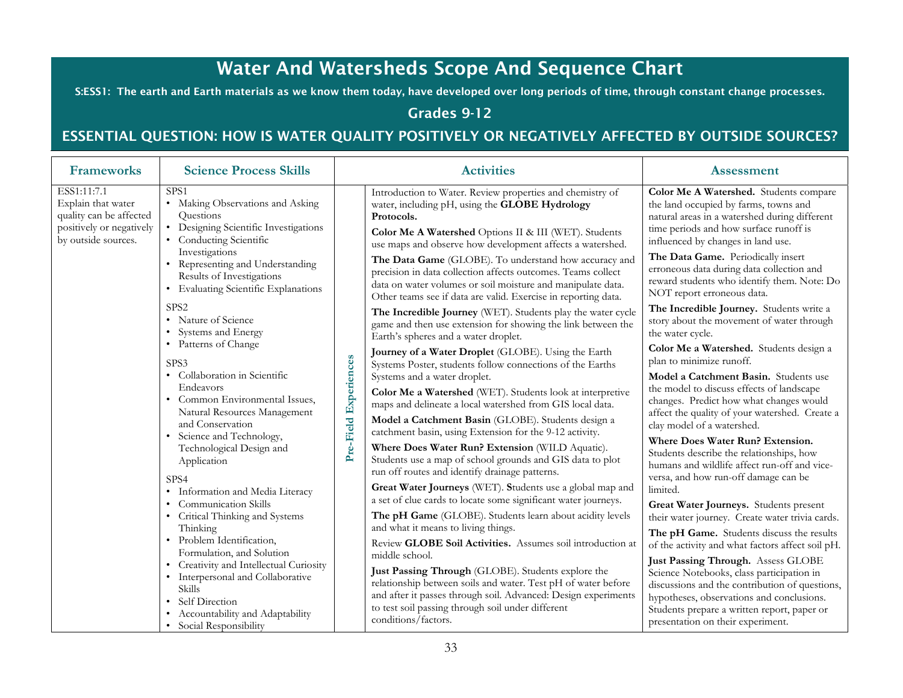# Water And Watersheds Scope And Sequence Chart

**S:ESS1: The earth and Earth materials as we know them today, have developed over long periods of time, through constant change processes.**

## Grades 9-12

## ESSENTIAL QUESTION: HOW IS WATER QUALITY POSITIVELY OR NEGATIVELY AFFECTED BY OUTSIDE SOURCES?

| Frameworks | Science Process Skills | | Activities | Assessment |
|---|---|---|---|---|
| ESS1:11:7.1 Explain that water quality can be affected positively or negatively by outside sources. | SPS1<br>• Making Observations and Asking Questions<br>• Designing Scientific Investigations<br>• Conducting Scientific Investigations<br>• Representing and Understanding Results of Investigations<br>• Evaluating Scientific Explanations<br><br>SPS2<br>• Nature of Science<br>• Systems and Energy<br>• Patterns of Change<br><br>SPS3<br>• Collaboration in Scientific Endeavors<br>• Common Environmental Issues, Natural Resources Management and Conservation<br>• Science and Technology, Technological Design and Application<br><br>SPS4<br>• Information and Media Literacy<br>• Communication Skills<br>• Critical Thinking and Systems Thinking<br>• Problem Identification, Formulation, and Solution<br>• Creativity and Intellectual Curiosity<br>• Interpersonal and Collaborative Skills<br>• Self Direction<br>• Accountability and Adaptability<br>• Social Responsibility | **Pre-Field Experiences** | Introduction to Water. Review properties and chemistry of water, including pH, using the **GLOBE Hydrology Protocols.**<br><br>**Color Me A Watershed** Options II & III (WET). Students use maps and observe how development affects a watershed.<br><br>**The Data Game** (GLOBE). To understand how accuracy and precision in data collection affects outcomes. Teams collect data on water volumes or soil moisture and manipulate data. Other teams see if data are valid. Exercise in reporting data.<br><br>**The Incredible Journey** (WET). Students play the water cycle game and then use extension for showing the link between the Earth's spheres and a water droplet.<br><br>**Journey of a Water Droplet** (GLOBE). Using the Earth Systems Poster, students follow connections of the Earths Systems and a water droplet.<br><br>**Color Me a Watershed** (WET). Students look at interpretive maps and delineate a local watershed from GIS local data.<br><br>**Model a Catchment Basin** (GLOBE). Students design a catchment basin, using Extension for the 9-12 activity.<br><br>**Where Does Water Run? Extension** (WILD Aquatic). Students use a map of school grounds and GIS data to plot run off routes and identify drainage patterns.<br><br>**Great Water Journeys** (WET). **S**tudents use a global map and a set of clue cards to locate some significant water journeys.<br><br>**The pH Game** (GLOBE). Students learn about acidity levels and what it means to living things.<br><br>Review **GLOBE Soil Activities.** Assumes soil introduction at middle school.<br><br>**Just Passing Through** (GLOBE). Students explore the relationship between soils and water. Test pH of water before and after it passes through soil. Advanced: Design experiments to test soil passing through soil under different conditions/factors. | **Color Me A Watershed.** Students compare the land occupied by farms, towns and natural areas in a watershed during different time periods and how surface runoff is influenced by changes in land use.<br><br>**The Data Game.** Periodically insert erroneous data during data collection and reward students who identify them. Note: Do NOT report erroneous data.<br><br>**The Incredible Journey.** Students write a story about the movement of water through the water cycle.<br><br>**Color Me a Watershed.** Students design a plan to minimize runoff.<br><br>**Model a Catchment Basin.** Students use the model to discuss effects of landscape changes. Predict how what changes would affect the quality of your watershed. Create a clay model of a watershed.<br><br>**Where Does Water Run? Extension.** Students describe the relationships, how humans and wildlife affect run-off and vice-versa, and how run-off damage can be limited.<br><br>**Great Water Journeys.** Students present their water journey. Create water trivia cards.<br><br>**The pH Game.** Students discuss the results of the activity and what factors affect soil pH.<br><br>**Just Passing Through.** Assess GLOBE Science Notebooks, class participation in discussions and the contribution of questions, hypotheses, observations and conclusions. Students prepare a written report, paper or presentation on their experiment. |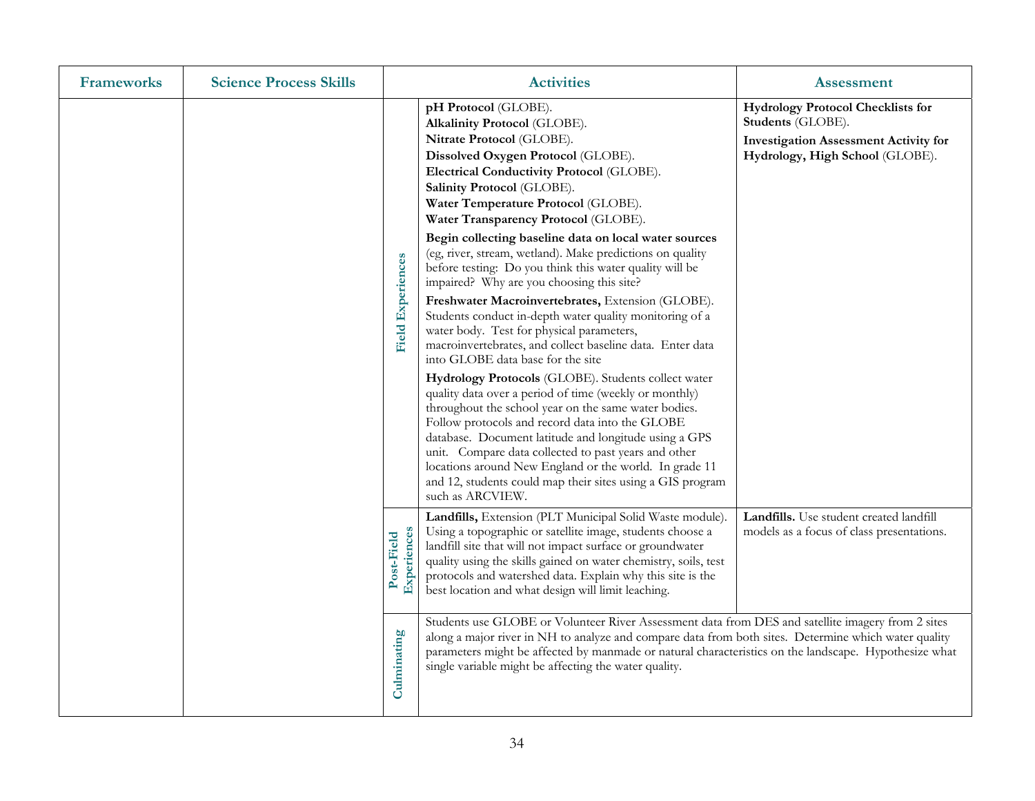| Frameworks | Science Process Skills | | Activities | Assessment |
|---|---|---|---|---|
| | | Field Experiences | **pH Protocol** (GLOBE).<br>**Alkalinity Protocol** (GLOBE).<br>**Nitrate Protocol** (GLOBE).<br>**Dissolved Oxygen Protocol** (GLOBE).<br>**Electrical Conductivity Protocol** (GLOBE).<br>**Salinity Protocol** (GLOBE).<br>**Water Temperature Protocol** (GLOBE).<br>**Water Transparency Protocol** (GLOBE).<br><br>**Begin collecting baseline data on local water sources** (eg, river, stream, wetland). Make predictions on quality before testing: Do you think this water quality will be impaired? Why are you choosing this site?<br><br>**Freshwater Macroinvertebrates,** Extension (GLOBE). Students conduct in-depth water quality monitoring of a water body. Test for physical parameters, macroinvertebrates, and collect baseline data. Enter data into GLOBE data base for the site<br><br>**Hydrology Protocols** (GLOBE). Students collect water quality data over a period of time (weekly or monthly) throughout the school year on the same water bodies. Follow protocols and record data into the GLOBE database. Document latitude and longitude using a GPS unit. Compare data collected to past years and other locations around New England or the world. In grade 11 and 12, students could map their sites using a GIS program such as ARCVIEW. | **Hydrology Protocol Checklists for Students** (GLOBE).<br><br>**Investigation Assessment Activity for Hydrology, High School** (GLOBE). |
| | | Post-Field Experiences | **Landfills,** Extension (PLT Municipal Solid Waste module). Using a topographic or satellite image, students choose a landfill site that will not impact surface or groundwater quality using the skills gained on water chemistry, soils, test protocols and watershed data. Explain why this site is the best location and what design will limit leaching. | **Landfills.** Use student created landfill models as a focus of class presentations. |
| | | Culminating | Students use GLOBE or Volunteer River Assessment data from DES and satellite imagery from 2 sites along a major river in NH to analyze and compare data from both sites. Determine which water quality parameters might be affected by manmade or natural characteristics on the landscape. Hypothesize what single variable might be affecting the water quality. | |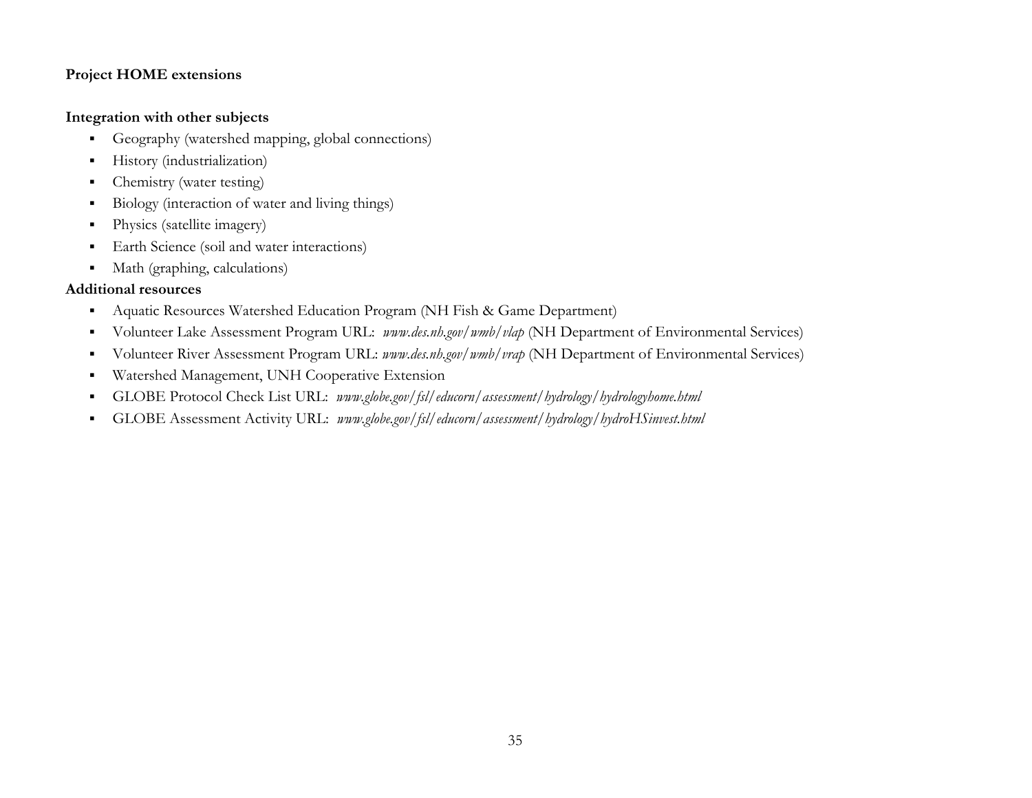**Project HOME extensions**

**Integration with other subjects**

- Geography (watershed mapping, global connections)
- History (industrialization)
- Chemistry (water testing)
- Biology (interaction of water and living things)
- Physics (satellite imagery)
- Earth Science (soil and water interactions)
- Math (graphing, calculations)

**Additional resources**

- Aquatic Resources Watershed Education Program (NH Fish & Game Department)
- Volunteer Lake Assessment Program URL: *www.des.nh.gov/wmb/vlap* (NH Department of Environmental Services)
- Volunteer River Assessment Program URL: *www.des.nh.gov/wmb/vrap* (NH Department of Environmental Services)
- Watershed Management, UNH Cooperative Extension
- GLOBE Protocol Check List URL: *www.globe.gov/fsl/educorn/assessment/hydrology/hydrologyhome.html*
- GLOBE Assessment Activity URL: *www.globe.gov/fsl/educorn/assessment/hydrology/hydroHSinvest.html*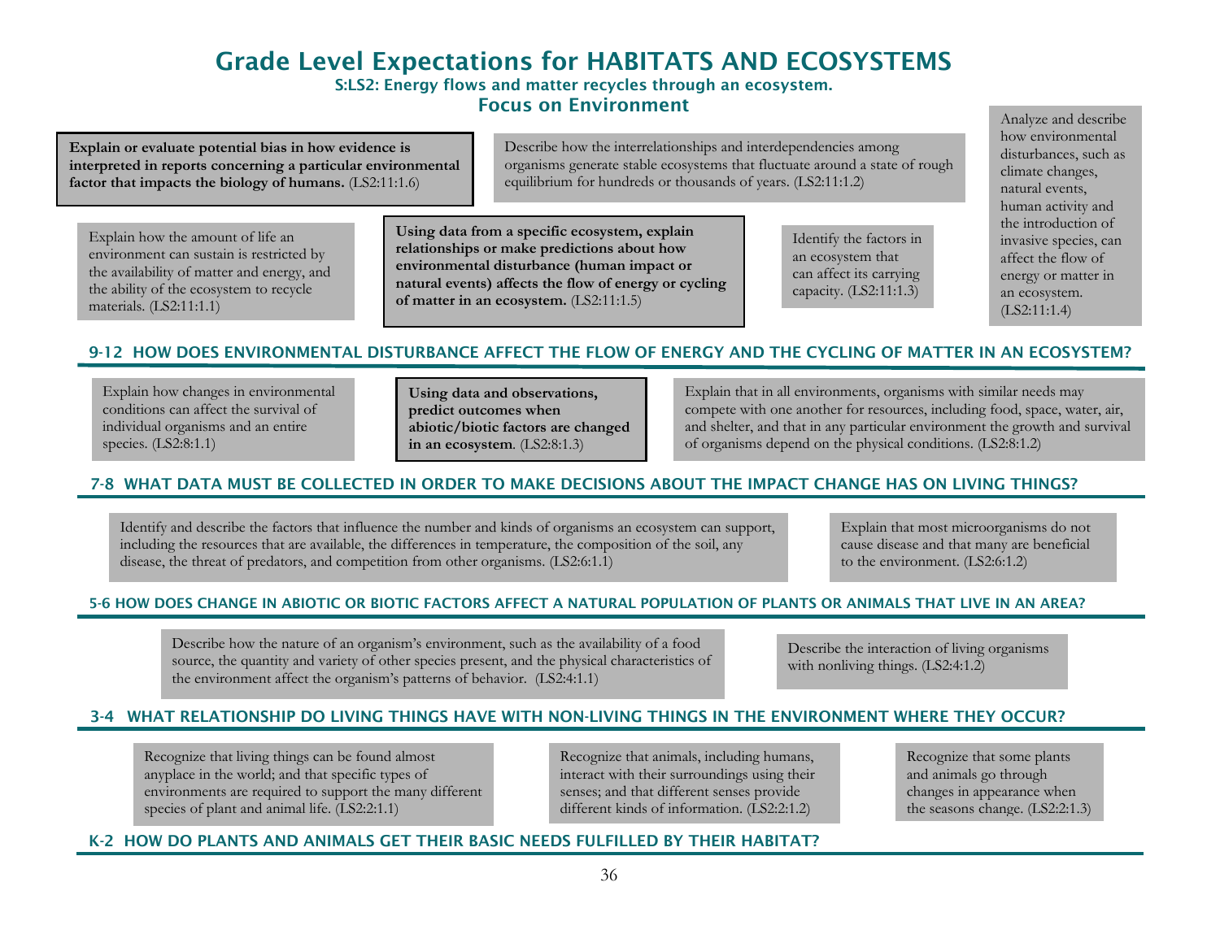# Grade Level Expectations for HABITATS AND ECOSYSTEMS

### S:LS2: Energy flows and matter recycles through an ecosystem.

### Focus on Environment

**Explain or evaluate potential bias in how evidence is interpreted in reports concerning a particular environmental factor that impacts the biology of humans.** (LS2:11:1.6)

Describe how the interrelationships and interdependencies among organisms generate stable ecosystems that fluctuate around a state of rough equilibrium for hundreds or thousands of years. (LS2:11:1.2)

Analyze and describe how environmental disturbances, such as climate changes, natural events, human activity and the introduction of invasive species, can affect the flow of energy or matter in an ecosystem. (LS2:11:1.4)

Explain how the amount of life an environment can sustain is restricted by the availability of matter and energy, and the ability of the ecosystem to recycle materials. (LS2:11:1.1)

**Using data from a specific ecosystem, explain relationships or make predictions about how environmental disturbance (human impact or natural events) affects the flow of energy or cycling of matter in an ecosystem.** (LS2:11:1.5)

Identify the factors in an ecosystem that can affect its carrying capacity. (LS2:11:1.3)

## 9-12 HOW DOES ENVIRONMENTAL DISTURBANCE AFFECT THE FLOW OF ENERGY AND THE CYCLING OF MATTER IN AN ECOSYSTEM?

Explain how changes in environmental conditions can affect the survival of individual organisms and an entire species. (LS2:8:1.1)

**Using data and observations, predict outcomes when abiotic/biotic factors are changed in an ecosystem**. (LS2:8:1.3)

Explain that in all environments, organisms with similar needs may compete with one another for resources, including food, space, water, air, and shelter, and that in any particular environment the growth and survival of organisms depend on the physical conditions. (LS2:8:1.2)

## 7-8 WHAT DATA MUST BE COLLECTED IN ORDER TO MAKE DECISIONS ABOUT THE IMPACT CHANGE HAS ON LIVING THINGS?

Identify and describe the factors that influence the number and kinds of organisms an ecosystem can support, including the resources that are available, the differences in temperature, the composition of the soil, any disease, the threat of predators, and competition from other organisms. (LS2:6:1.1)

Explain that most microorganisms do not cause disease and that many are beneficial to the environment. (LS2:6:1.2)

## 5-6 HOW DOES CHANGE IN ABIOTIC OR BIOTIC FACTORS AFFECT A NATURAL POPULATION OF PLANTS OR ANIMALS THAT LIVE IN AN AREA?

Describe how the nature of an organism's environment, such as the availability of a food source, the quantity and variety of other species present, and the physical characteristics of the environment affect the organism's patterns of behavior. (LS2:4:1.1)

Describe the interaction of living organisms with nonliving things. (LS2:4:1.2)

## 3-4 WHAT RELATIONSHIP DO LIVING THINGS HAVE WITH NON-LIVING THINGS IN THE ENVIRONMENT WHERE THEY OCCUR?

Recognize that living things can be found almost anyplace in the world; and that specific types of environments are required to support the many different species of plant and animal life. (LS2:2:1.1)

Recognize that animals, including humans, interact with their surroundings using their senses; and that different senses provide different kinds of information. (LS2:2:1.2)

Recognize that some plants and animals go through changes in appearance when the seasons change. (LS2:2:1.3)

## K-2 HOW DO PLANTS AND ANIMALS GET THEIR BASIC NEEDS FULFILLED BY THEIR HABITAT?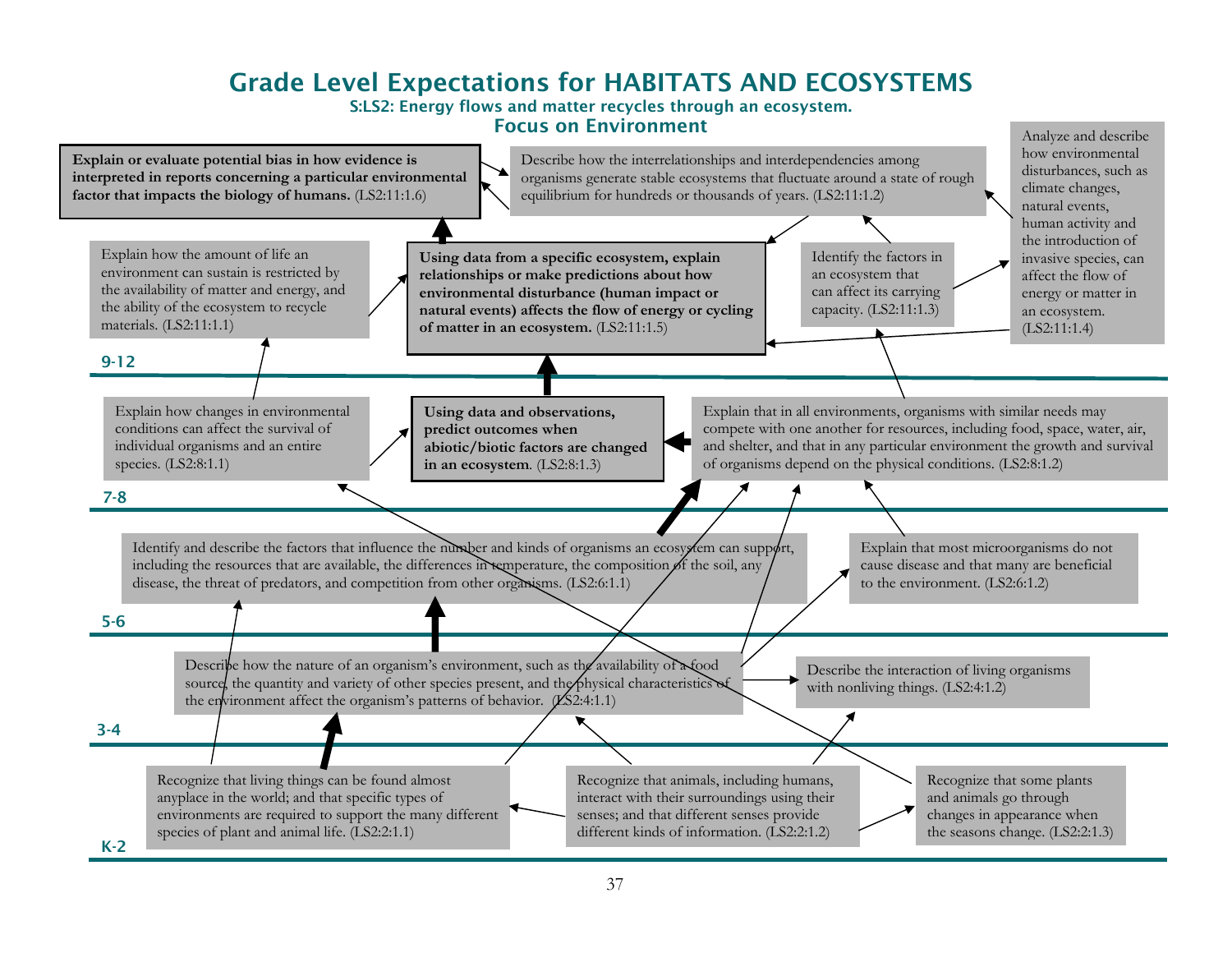# Grade Level Expectations for HABITATS AND ECOSYSTEMS

### S:LS2: Energy flows and matter recycles through an ecosystem.

### Focus on Environment

## 9-12

**Explain or evaluate potential bias in how evidence is interpreted in reports concerning a particular environmental factor that impacts the biology of humans.** (LS2:11:1.6)

Describe how the interrelationships and interdependencies among organisms generate stable ecosystems that fluctuate around a state of rough equilibrium for hundreds or thousands of years. (LS2:11:1.2)

Analyze and describe how environmental disturbances, such as climate changes, natural events, human activity and the introduction of invasive species, can affect the flow of energy or matter in an ecosystem. (LS2:11:1.4)

Explain how the amount of life an environment can sustain is restricted by the availability of matter and energy, and the ability of the ecosystem to recycle materials. (LS2:11:1.1)

**Using data from a specific ecosystem, explain relationships or make predictions about how environmental disturbance (human impact or natural events) affects the flow of energy or cycling of matter in an ecosystem.** (LS2:11:1.5)

Identify the factors in an ecosystem that can affect its carrying capacity. (LS2:11:1.3)

## 7-8

Explain how changes in environmental conditions can affect the survival of individual organisms and an entire species. (LS2:8:1.1)

**Using data and observations, predict outcomes when abiotic/biotic factors are changed in an ecosystem.** (LS2:8:1.3)

Explain that in all environments, organisms with similar needs may compete with one another for resources, including food, space, water, air, and shelter, and that in any particular environment the growth and survival of organisms depend on the physical conditions. (LS2:8:1.2)

## 5-6

Identify and describe the factors that influence the number and kinds of organisms an ecosystem can support, including the resources that are available, the differences in temperature, the composition of the soil, any disease, the threat of predators, and competition from other organisms. (LS2:6:1.1)

Explain that most microorganisms do not cause disease and that many are beneficial to the environment. (LS2:6:1.2)

## 3-4

Describe how the nature of an organism's environment, such as the availability of a food source, the quantity and variety of other species present, and the physical characteristics of the environment affect the organism's patterns of behavior. (LS2:4:1.1)

Describe the interaction of living organisms with nonliving things. (LS2:4:1.2)

## K-2

Recognize that living things can be found almost anyplace in the world; and that specific types of environments are required to support the many different species of plant and animal life. (LS2:2:1.1)

Recognize that animals, including humans, interact with their surroundings using their senses; and that different senses provide different kinds of information. (LS2:2:1.2)

Recognize that some plants and animals go through changes in appearance when the seasons change. (LS2:2:1.3)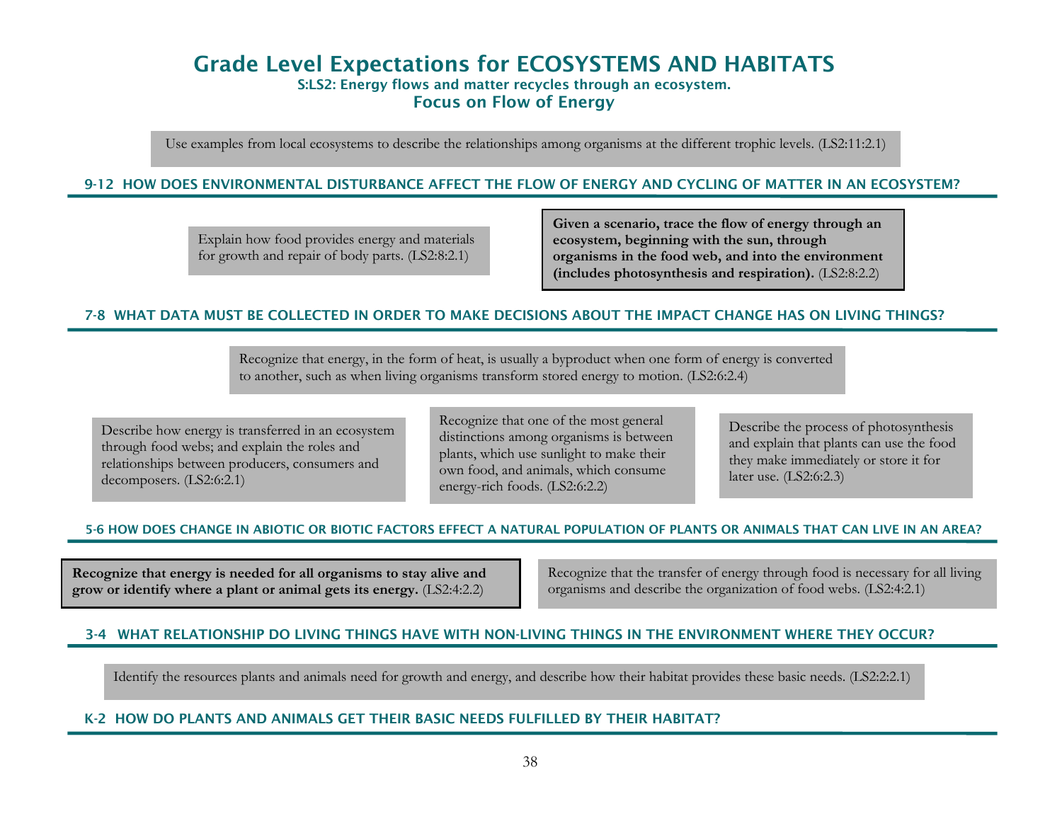# Grade Level Expectations for ECOSYSTEMS AND HABITATS

**S:LS2: Energy flows and matter recycles through an ecosystem.**

**Focus on Flow of Energy**

Use examples from local ecosystems to describe the relationships among organisms at the different trophic levels. (LS2:11:2.1)

## 9-12 HOW DOES ENVIRONMENTAL DISTURBANCE AFFECT THE FLOW OF ENERGY AND CYCLING OF MATTER IN AN ECOSYSTEM?

Explain how food provides energy and materials for growth and repair of body parts. (LS2:8:2.1)

**Given a scenario, trace the flow of energy through an ecosystem, beginning with the sun, through organisms in the food web, and into the environment (includes photosynthesis and respiration).** (LS2:8:2.2)

## 7-8 WHAT DATA MUST BE COLLECTED IN ORDER TO MAKE DECISIONS ABOUT THE IMPACT CHANGE HAS ON LIVING THINGS?

Recognize that energy, in the form of heat, is usually a byproduct when one form of energy is converted to another, such as when living organisms transform stored energy to motion. (LS2:6:2.4)

Describe how energy is transferred in an ecosystem through food webs; and explain the roles and relationships between producers, consumers and decomposers. (LS2:6:2.1)

Recognize that one of the most general distinctions among organisms is between plants, which use sunlight to make their own food, and animals, which consume energy-rich foods. (LS2:6:2.2)

Describe the process of photosynthesis and explain that plants can use the food they make immediately or store it for later use. (LS2:6:2.3)

## 5-6 HOW DOES CHANGE IN ABIOTIC OR BIOTIC FACTORS EFFECT A NATURAL POPULATION OF PLANTS OR ANIMALS THAT CAN LIVE IN AN AREA?

**Recognize that energy is needed for all organisms to stay alive and grow or identify where a plant or animal gets its energy.** (LS2:4:2.2)

Recognize that the transfer of energy through food is necessary for all living organisms and describe the organization of food webs. (LS2:4:2.1)

## 3-4 WHAT RELATIONSHIP DO LIVING THINGS HAVE WITH NON-LIVING THINGS IN THE ENVIRONMENT WHERE THEY OCCUR?

Identify the resources plants and animals need for growth and energy, and describe how their habitat provides these basic needs. (LS2:2:2.1)

## K-2 HOW DO PLANTS AND ANIMALS GET THEIR BASIC NEEDS FULFILLED BY THEIR HABITAT?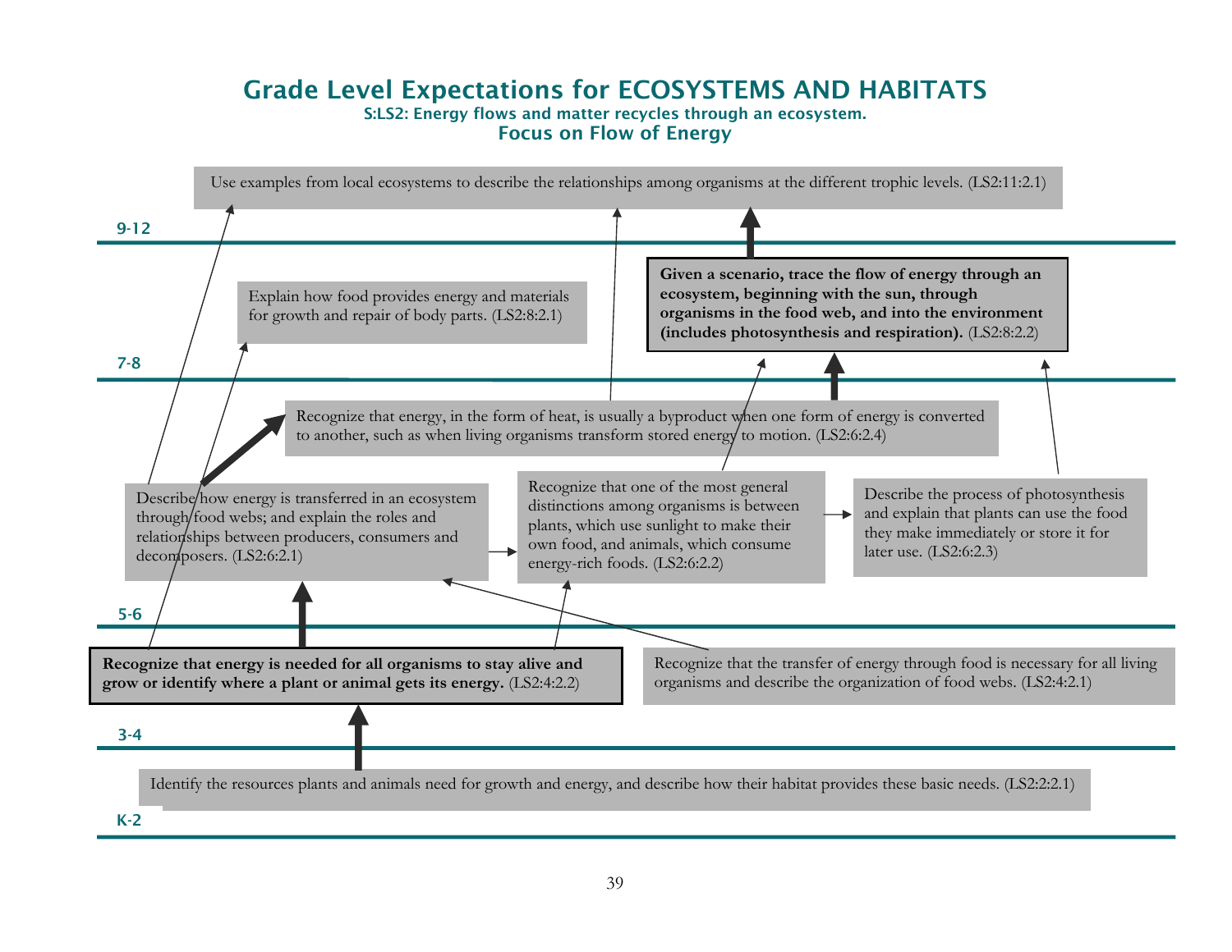# Grade Level Expectations for ECOSYSTEMS AND HABITATS

**S:LS2: Energy flows and matter recycles through an ecosystem.**

**Focus on Flow of Energy**

## 9-12

Use examples from local ecosystems to describe the relationships among organisms at the different trophic levels. (LS2:11:2.1)

## 7-8

Explain how food provides energy and materials for growth and repair of body parts. (LS2:8:2.1)

**Given a scenario, trace the flow of energy through an ecosystem, beginning with the sun, through organisms in the food web, and into the environment (includes photosynthesis and respiration).** (LS2:8:2.2)

## 5-6

Recognize that energy, in the form of heat, is usually a byproduct when one form of energy is converted to another, such as when living organisms transform stored energy to motion. (LS2:6:2.4)

Describe how energy is transferred in an ecosystem through food webs; and explain the roles and relationships between producers, consumers and decomposers. (LS2:6:2.1)

Recognize that one of the most general distinctions among organisms is between plants, which use sunlight to make their own food, and animals, which consume energy-rich foods. (LS2:6:2.2)

Describe the process of photosynthesis and explain that plants can use the food they make immediately or store it for later use. (LS2:6:2.3)

## 3-4

**Recognize that energy is needed for all organisms to stay alive and grow or identify where a plant or animal gets its energy.** (LS2:4:2.2)

Recognize that the transfer of energy through food is necessary for all living organisms and describe the organization of food webs. (LS2:4:2.1)

## K-2

Identify the resources plants and animals need for growth and energy, and describe how their habitat provides these basic needs. (LS2:2:2.1)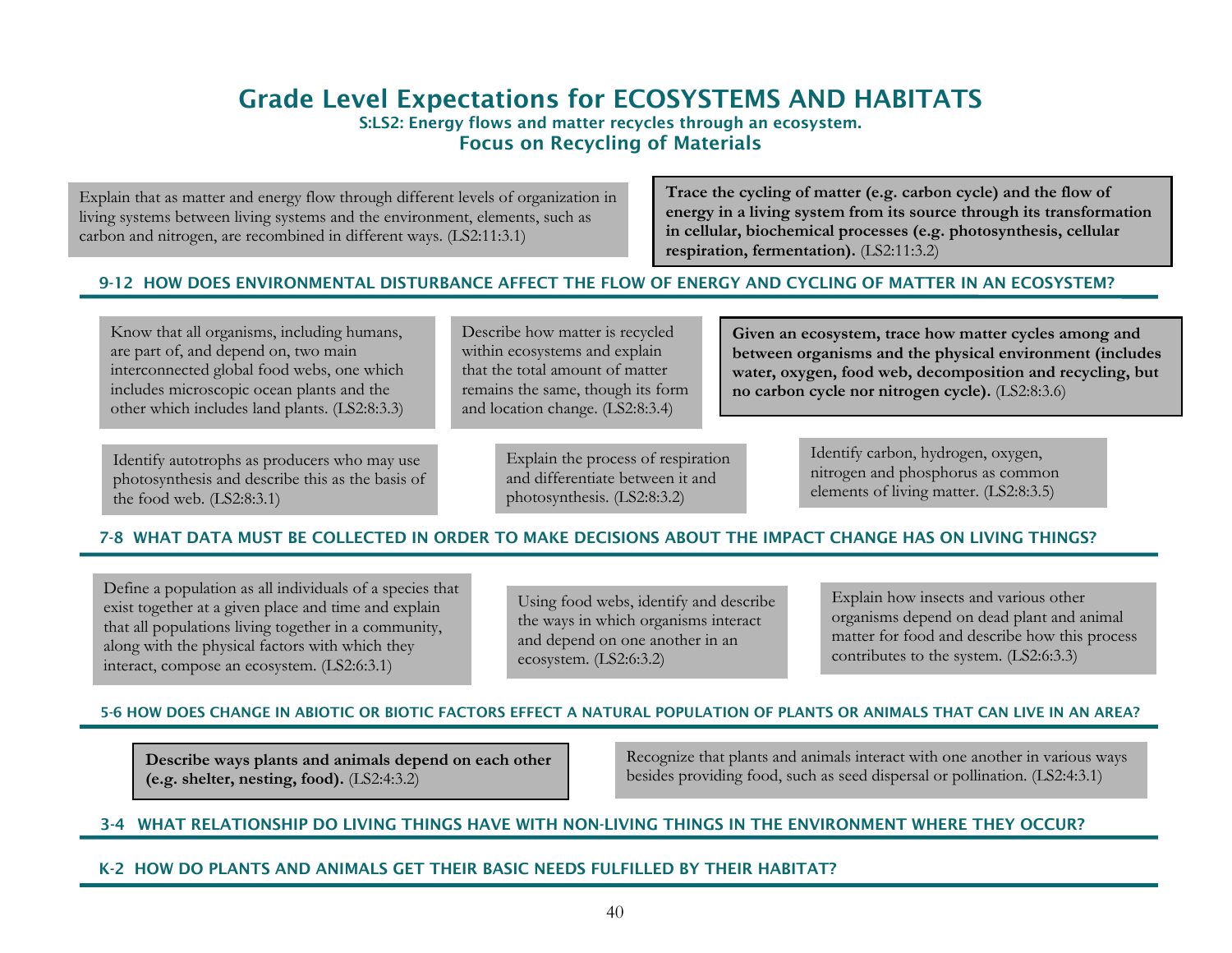# Grade Level Expectations for ECOSYSTEMS AND HABITATS

**S:LS2: Energy flows and matter recycles through an ecosystem.**

### Focus on Recycling of Materials

Explain that as matter and energy flow through different levels of organization in living systems between living systems and the environment, elements, such as carbon and nitrogen, are recombined in different ways. (LS2:11:3.1)

**Trace the cycling of matter (e.g. carbon cycle) and the flow of energy in a living system from its source through its transformation in cellular, biochemical processes (e.g. photosynthesis, cellular respiration, fermentation).** (LS2:11:3.2)

## 9-12 HOW DOES ENVIRONMENTAL DISTURBANCE AFFECT THE FLOW OF ENERGY AND CYCLING OF MATTER IN AN ECOSYSTEM?

Know that all organisms, including humans, are part of, and depend on, two main interconnected global food webs, one which includes microscopic ocean plants and the other which includes land plants. (LS2:8:3.3)

Describe how matter is recycled within ecosystems and explain that the total amount of matter remains the same, though its form and location change. (LS2:8:3.4)

**Given an ecosystem, trace how matter cycles among and between organisms and the physical environment (includes water, oxygen, food web, decomposition and recycling, but no carbon cycle nor nitrogen cycle).** (LS2:8:3.6)

Identify autotrophs as producers who may use photosynthesis and describe this as the basis of the food web. (LS2:8:3.1)

Explain the process of respiration and differentiate between it and photosynthesis. (LS2:8:3.2)

Identify carbon, hydrogen, oxygen, nitrogen and phosphorus as common elements of living matter. (LS2:8:3.5)

## 7-8 WHAT DATA MUST BE COLLECTED IN ORDER TO MAKE DECISIONS ABOUT THE IMPACT CHANGE HAS ON LIVING THINGS?

Define a population as all individuals of a species that exist together at a given place and time and explain that all populations living together in a community, along with the physical factors with which they interact, compose an ecosystem. (LS2:6:3.1)

Using food webs, identify and describe the ways in which organisms interact and depend on one another in an ecosystem. (LS2:6:3.2)

Explain how insects and various other organisms depend on dead plant and animal matter for food and describe how this process contributes to the system. (LS2:6:3.3)

## 5-6 HOW DOES CHANGE IN ABIOTIC OR BIOTIC FACTORS EFFECT A NATURAL POPULATION OF PLANTS OR ANIMALS THAT CAN LIVE IN AN AREA?

**Describe ways plants and animals depend on each other (e.g. shelter, nesting, food).** (LS2:4:3.2)

Recognize that plants and animals interact with one another in various ways besides providing food, such as seed dispersal or pollination. (LS2:4:3.1)

## 3-4 WHAT RELATIONSHIP DO LIVING THINGS HAVE WITH NON-LIVING THINGS IN THE ENVIRONMENT WHERE THEY OCCUR?

## K-2 HOW DO PLANTS AND ANIMALS GET THEIR BASIC NEEDS FULFILLED BY THEIR HABITAT?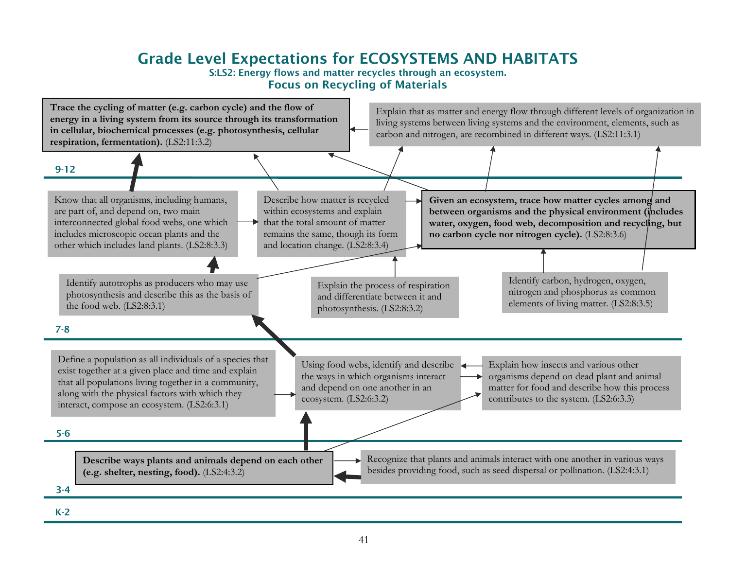# Grade Level Expectations for ECOSYSTEMS AND HABITATS

**S:LS2: Energy flows and matter recycles through an ecosystem.**

## Focus on Recycling of Materials

### 9-12

**Trace the cycling of matter (e.g. carbon cycle) and the flow of energy in a living system from its source through its transformation in cellular, biochemical processes (e.g. photosynthesis, cellular respiration, fermentation).** (LS2:11:3.2)

Explain that as matter and energy flow through different levels of organization in living systems between living systems and the environment, elements, such as carbon and nitrogen, are recombined in different ways. (LS2:11:3.1)

### 7-8

Know that all organisms, including humans, are part of, and depend on, two main interconnected global food webs, one which includes microscopic ocean plants and the other which includes land plants. (LS2:8:3.3)

Describe how matter is recycled within ecosystems and explain that the total amount of matter remains the same, though its form and location change. (LS2:8:3.4)

**Given an ecosystem, trace how matter cycles among and between organisms and the physical environment (includes water, oxygen, food web, decomposition and recycling, but no carbon cycle nor nitrogen cycle).** (LS2:8:3.6)

Identify autotrophs as producers who may use photosynthesis and describe this as the basis of the food web. (LS2:8:3.1)

Explain the process of respiration and differentiate between it and photosynthesis. (LS2:8:3.2)

Identify carbon, hydrogen, oxygen, nitrogen and phosphorus as common elements of living matter. (LS2:8:3.5)

### 5-6

Define a population as all individuals of a species that exist together at a given place and time and explain that all populations living together in a community, along with the physical factors with which they interact, compose an ecosystem. (LS2:6:3.1)

Using food webs, identify and describe the ways in which organisms interact and depend on one another in an ecosystem. (LS2:6:3.2)

Explain how insects and various other organisms depend on dead plant and animal matter for food and describe how this process contributes to the system. (LS2:6:3.3)

### 3-4

**Describe ways plants and animals depend on each other (e.g. shelter, nesting, food).** (LS2:4:3.2)

Recognize that plants and animals interact with one another in various ways besides providing food, such as seed dispersal or pollination. (LS2:4:3.1)

### K-2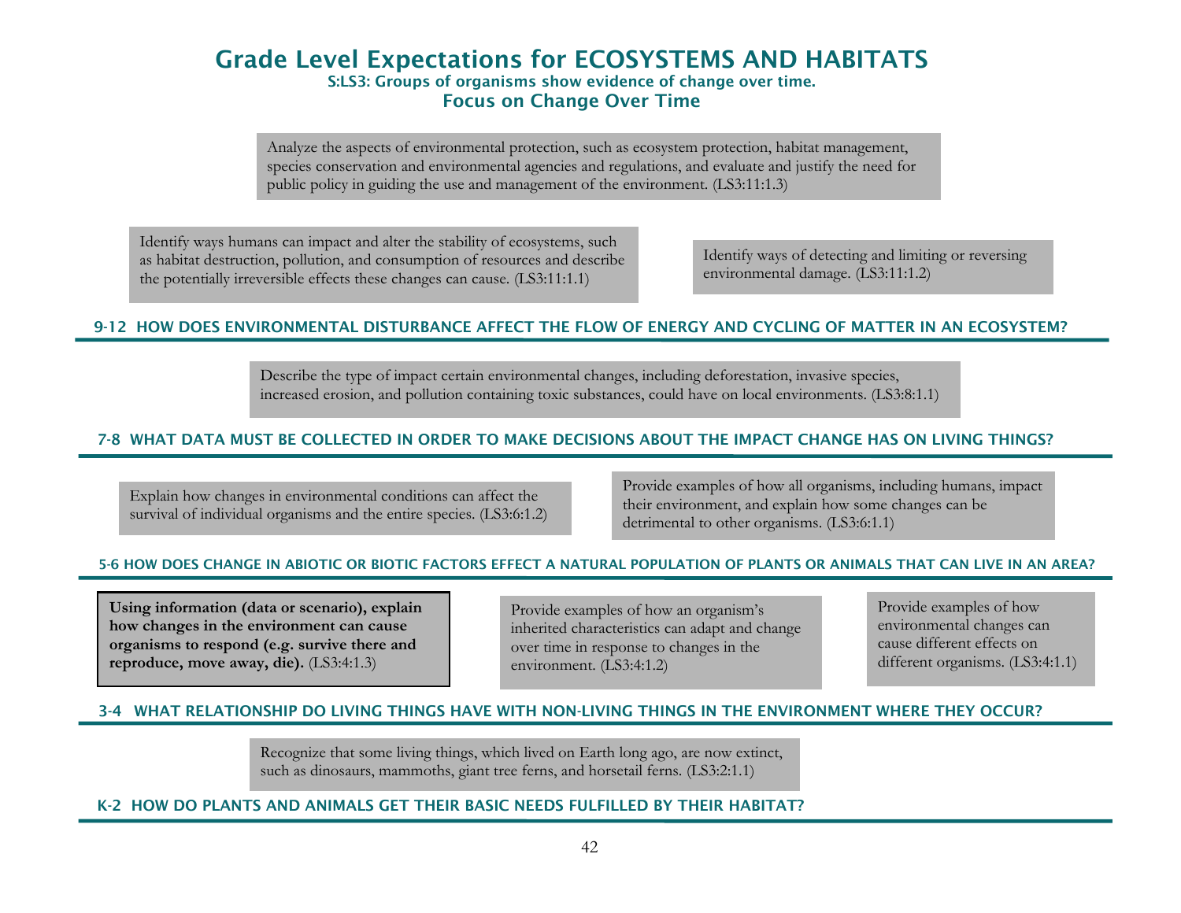# Grade Level Expectations for ECOSYSTEMS AND HABITATS

**S:LS3: Groups of organisms show evidence of change over time.**

## Focus on Change Over Time

Analyze the aspects of environmental protection, such as ecosystem protection, habitat management, species conservation and environmental agencies and regulations, and evaluate and justify the need for public policy in guiding the use and management of the environment. (LS3:11:1.3)

Identify ways humans can impact and alter the stability of ecosystems, such as habitat destruction, pollution, and consumption of resources and describe the potentially irreversible effects these changes can cause. (LS3:11:1.1)

Identify ways of detecting and limiting or reversing environmental damage. (LS3:11:1.2)

### 9-12 HOW DOES ENVIRONMENTAL DISTURBANCE AFFECT THE FLOW OF ENERGY AND CYCLING OF MATTER IN AN ECOSYSTEM?

Describe the type of impact certain environmental changes, including deforestation, invasive species, increased erosion, and pollution containing toxic substances, could have on local environments. (LS3:8:1.1)

### 7-8 WHAT DATA MUST BE COLLECTED IN ORDER TO MAKE DECISIONS ABOUT THE IMPACT CHANGE HAS ON LIVING THINGS?

Explain how changes in environmental conditions can affect the survival of individual organisms and the entire species. (LS3:6:1.2)

Provide examples of how all organisms, including humans, impact their environment, and explain how some changes can be detrimental to other organisms. (LS3:6:1.1)

### 5-6 HOW DOES CHANGE IN ABIOTIC OR BIOTIC FACTORS EFFECT A NATURAL POPULATION OF PLANTS OR ANIMALS THAT CAN LIVE IN AN AREA?

**Using information (data or scenario), explain how changes in the environment can cause organisms to respond (e.g. survive there and reproduce, move away, die).** (LS3:4:1.3)

Provide examples of how an organism's inherited characteristics can adapt and change over time in response to changes in the environment. (LS3:4:1.2)

Provide examples of how environmental changes can cause different effects on different organisms. (LS3:4:1.1)

### 3-4 WHAT RELATIONSHIP DO LIVING THINGS HAVE WITH NON-LIVING THINGS IN THE ENVIRONMENT WHERE THEY OCCUR?

Recognize that some living things, which lived on Earth long ago, are now extinct, such as dinosaurs, mammoths, giant tree ferns, and horsetail ferns. (LS3:2:1.1)

### K-2 HOW DO PLANTS AND ANIMALS GET THEIR BASIC NEEDS FULFILLED BY THEIR HABITAT?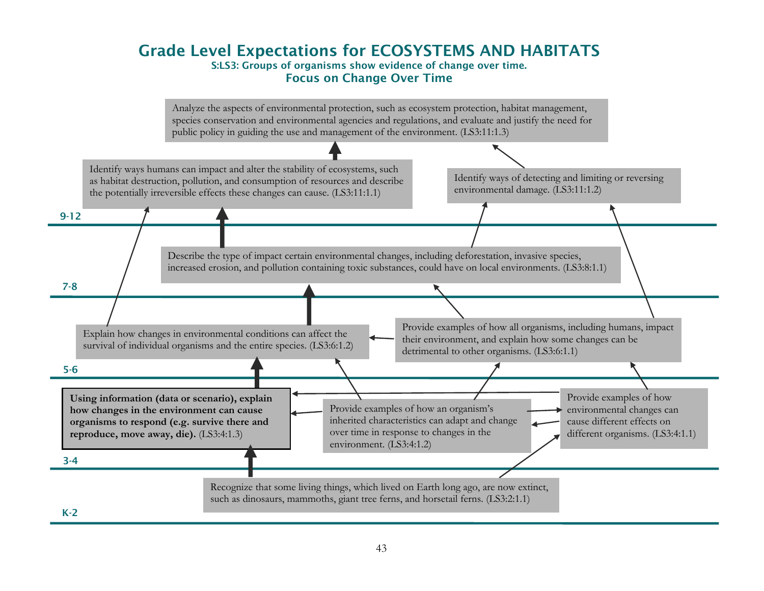# Grade Level Expectations for ECOSYSTEMS AND HABITATS

### S:LS3: Groups of organisms show evidence of change over time.

### Focus on Change Over Time

**9-12**

- Analyze the aspects of environmental protection, such as ecosystem protection, habitat management, species conservation and environmental agencies and regulations, and evaluate and justify the need for public policy in guiding the use and management of the environment. (LS3:11:1.3)
- Identify ways humans can impact and alter the stability of ecosystems, such as habitat destruction, pollution, and consumption of resources and describe the potentially irreversible effects these changes can cause. (LS3:11:1.1)
- Identify ways of detecting and limiting or reversing environmental damage. (LS3:11:1.2)

**7-8**

- Describe the type of impact certain environmental changes, including deforestation, invasive species, increased erosion, and pollution containing toxic substances, could have on local environments. (LS3:8:1.1)

**5-6**

- Explain how changes in environmental conditions can affect the survival of individual organisms and the entire species. (LS3:6:1.2)
- Provide examples of how all organisms, including humans, impact their environment, and explain how some changes can be detrimental to other organisms. (LS3:6:1.1)

**3-4**

- **Using information (data or scenario), explain how changes in the environment can cause organisms to respond (e.g. survive there and reproduce, move away, die).** (LS3:4:1.3)
- Provide examples of how an organism's inherited characteristics can adapt and change over time in response to changes in the environment. (LS3:4:1.2)
- Provide examples of how environmental changes can cause different effects on different organisms. (LS3:4:1.1)

**K-2**

- Recognize that some living things, which lived on Earth long ago, are now extinct, such as dinosaurs, mammoths, giant tree ferns, and horsetail ferns. (LS3:2:1.1)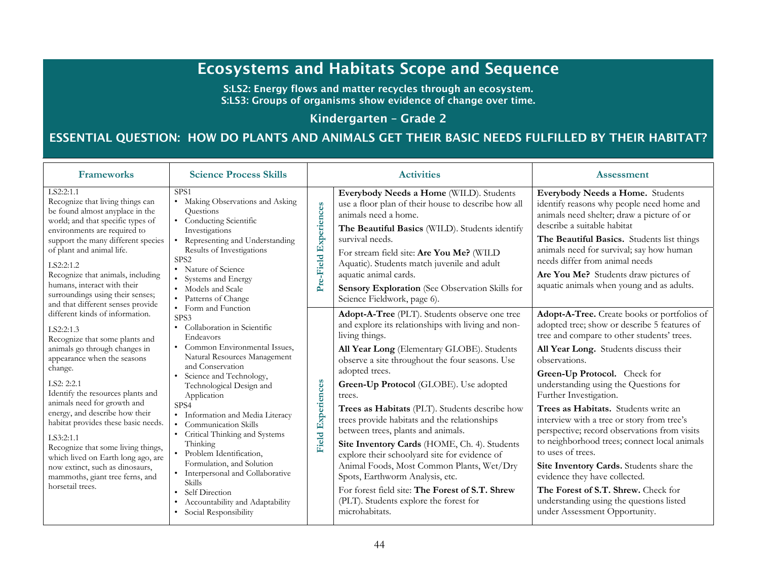# Ecosystems and Habitats Scope and Sequence

**S:LS2: Energy flows and matter recycles through an ecosystem.**
**S:LS3: Groups of organisms show evidence of change over time.**

## Kindergarten – Grade 2

## ESSENTIAL QUESTION: HOW DO PLANTS AND ANIMALS GET THEIR BASIC NEEDS FULFILLED BY THEIR HABITAT?

| Frameworks | Science Process Skills | | Activities | Assessment |
|---|---|---|---|---|
| LS2:2:1.1<br>Recognize that living things can be found almost anyplace in the world; and that specific types of environments are required to support the many different species of plant and animal life.<br><br>LS2:2:1.2<br>Recognize that animals, including humans, interact with their surroundings using their senses; and that different senses provide different kinds of information.<br><br>LS2:2:1.3<br>Recognize that some plants and animals go through changes in appearance when the seasons change.<br><br>LS2: 2:2.1<br>Identify the resources plants and animals need for growth and energy, and describe how their habitat provides these basic needs.<br><br>LS3:2:1.1<br>Recognize that some living things, which lived on Earth long ago, are now extinct, such as dinosaurs, mammoths, giant tree ferns, and horsetail trees. | SPS1<br>• Making Observations and Asking Questions<br>• Conducting Scientific Investigations<br>• Representing and Understanding Results of Investigations<br>SPS2<br>• Nature of Science<br>• Systems and Energy<br>• Models and Scale<br>• Patterns of Change<br>• Form and Function<br>SPS3<br>• Collaboration in Scientific Endeavors<br>• Common Environmental Issues, Natural Resources Management and Conservation<br>• Science and Technology, Technological Design and Application<br>SPS4<br>• Information and Media Literacy<br>• Communication Skills<br>• Critical Thinking and Systems Thinking<br>• Problem Identification, Formulation, and Solution<br>• Interpersonal and Collaborative Skills<br>• Self Direction<br>• Accountability and Adaptability<br>• Social Responsibility | **Pre-Field Experiences** | **Everybody Needs a Home** (WILD). Students use a floor plan of their house to describe how all animals need a home.<br><br>**The Beautiful Basics** (WILD). Students identify survival needs.<br><br>For stream field site: **Are You Me?** (WILD Aquatic). Students match juvenile and adult aquatic animal cards.<br><br>**Sensory Exploration** (See Observation Skills for Science Fieldwork, page 6). | **Everybody Needs a Home.** Students identify reasons why people need home and animals need shelter; draw a picture of or describe a suitable habitat<br><br>**The Beautiful Basics.** Students list things animals need for survival; say how human needs differ from animal needs<br><br>**Are You Me?** Students draw pictures of aquatic animals when young and as adults. |
| | | **Field Experiences** | **Adopt-A-Tree** (PLT). Students observe one tree and explore its relationships with living and non-living things.<br><br>**All Year Long** (Elementary GLOBE). Students observe a site throughout the four seasons. Use adopted trees.<br><br>**Green-Up Protocol** (GLOBE). Use adopted trees.<br><br>**Trees as Habitats** (PLT). Students describe how trees provide habitats and the relationships between trees, plants and animals.<br><br>**Site Inventory Cards** (HOME, Ch. 4). Students explore their schoolyard site for evidence of Animal Foods, Most Common Plants, Wet/Dry Spots, Earthworm Analysis, etc.<br><br>For forest field site: **The Forest of S.T. Shrew** (PLT). Students explore the forest for microhabitats. | **Adopt-A-Tree.** Create books or portfolios of adopted tree; show or describe 5 features of tree and compare to other students' trees.<br><br>**All Year Long.** Students discuss their observations.<br><br>**Green-Up Protocol.** Check for understanding using the Questions for Further Investigation.<br><br>**Trees as Habitats.** Students write an interview with a tree or story from tree's perspective; record observations from visits to neighborhood trees; connect local animals to uses of trees.<br><br>**Site Inventory Cards.** Students share the evidence they have collected.<br><br>**The Forest of S.T. Shrew.** Check for understanding using the questions listed under Assessment Opportunity. |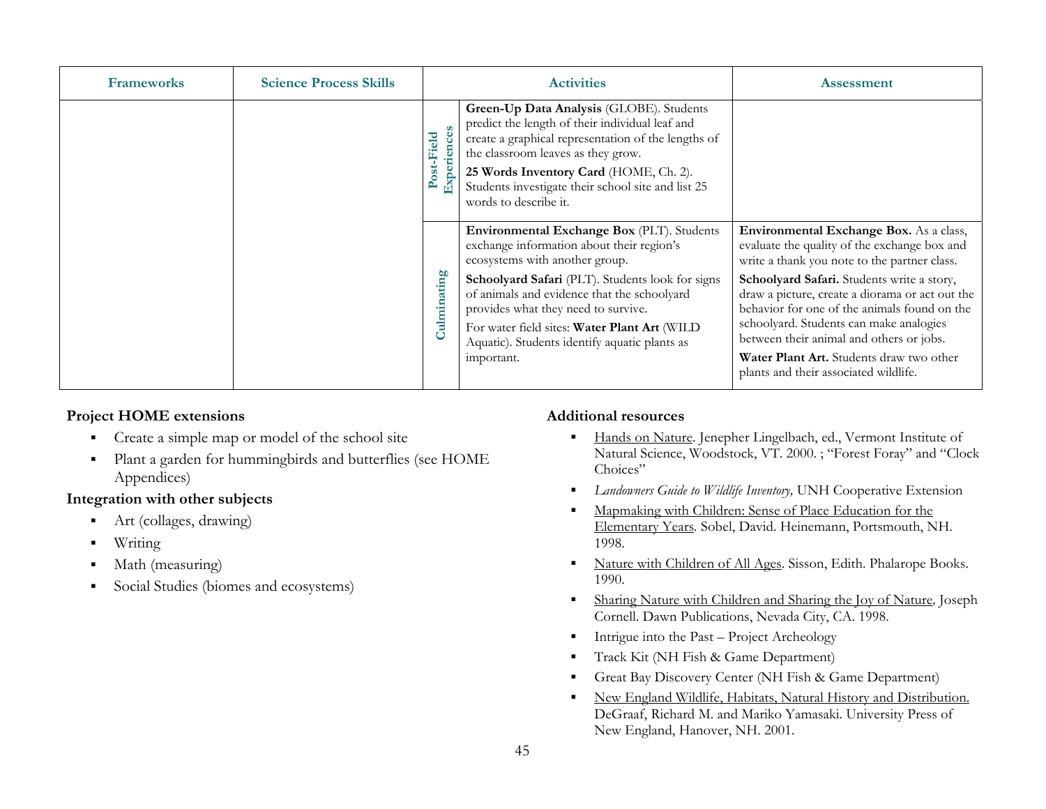| Frameworks | Science Process Skills | | Activities | Assessment |
|---|---|---|---|---|
| | | Post-Field Experiences | **Green-Up Data Analysis** (GLOBE). Students predict the length of their individual leaf and create a graphical representation of the lengths of the classroom leaves as they grow.<br>**25 Words Inventory Card** (HOME, Ch. 2). Students investigate their school site and list 25 words to describe it. | |
| | | Culminating | **Environmental Exchange Box** (PLT). Students exchange information about their region's ecosystems with another group.<br>**Schoolyard Safari** (PLT). Students look for signs of animals and evidence that the schoolyard provides what they need to survive.<br>For water field sites: **Water Plant Art** (WILD Aquatic). Students identify aquatic plants as important. | **Environmental Exchange Box.** As a class, evaluate the quality of the exchange box and write a thank you note to the partner class.<br>**Schoolyard Safari.** Students write a story, draw a picture, create a diorama or act out the behavior for one of the animals found on the schoolyard. Students can make analogies between their animal and others or jobs.<br>**Water Plant Art.** Students draw two other plants and their associated wildlife. |

**Project HOME extensions**

- Create a simple map or model of the school site
- Plant a garden for hummingbirds and butterflies (see HOME Appendices)

**Integration with other subjects**

- Art (collages, drawing)
- Writing
- Math (measuring)
- Social Studies (biomes and ecosystems)

**Additional resources**

- Hands on Nature. Jenepher Lingelbach, ed., Vermont Institute of Natural Science, Woodstock, VT. 2000. ; "Forest Foray" and "Clock Choices"
- *Landowners Guide to Wildlife Inventory,* UNH Cooperative Extension
- Mapmaking with Children: Sense of Place Education for the Elementary Years. Sobel, David. Heinemann, Portsmouth, NH. 1998.
- Nature with Children of All Ages. Sisson, Edith. Phalarope Books. 1990.
- Sharing Nature with Children and Sharing the Joy of Nature, Joseph Cornell. Dawn Publications, Nevada City, CA. 1998.
- Intrigue into the Past – Project Archeology
- Track Kit (NH Fish & Game Department)
- Great Bay Discovery Center (NH Fish & Game Department)
- New England Wildlife, Habitats, Natural History and Distribution. DeGraaf, Richard M. and Mariko Yamasaki. University Press of New England, Hanover, NH. 2001.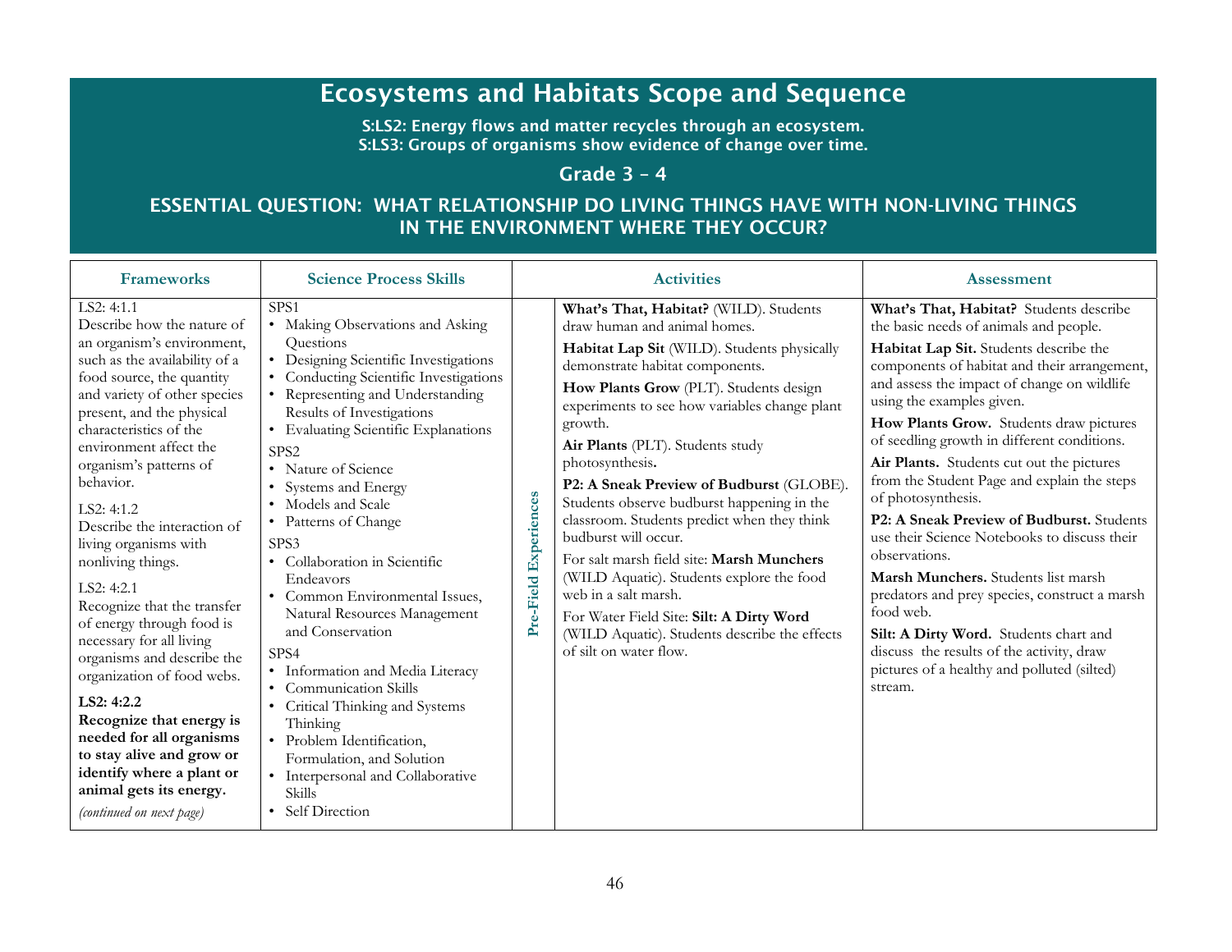# Ecosystems and Habitats Scope and Sequence

**S:LS2: Energy flows and matter recycles through an ecosystem.**
**S:LS3: Groups of organisms show evidence of change over time.**

## Grade 3 – 4

## ESSENTIAL QUESTION: WHAT RELATIONSHIP DO LIVING THINGS HAVE WITH NON-LIVING THINGS IN THE ENVIRONMENT WHERE THEY OCCUR?

| Frameworks | Science Process Skills | | Activities | Assessment |
|---|---|---|---|---|
| LS2: 4:1.1<br>Describe how the nature of an organism's environment, such as the availability of a food source, the quantity and variety of other species present, and the physical characteristics of the environment affect the organism's patterns of behavior.<br><br>LS2: 4:1.2<br>Describe the interaction of living organisms with nonliving things.<br><br>LS2: 4:2.1<br>Recognize that the transfer of energy through food is necessary for all living organisms and describe the organization of food webs.<br><br>**LS2: 4:2.2**<br>**Recognize that energy is needed for all organisms to stay alive and grow or identify where a plant or animal gets its energy.**<br><br>*(continued on next page)* | SPS1<br>• Making Observations and Asking Questions<br>• Designing Scientific Investigations<br>• Conducting Scientific Investigations<br>• Representing and Understanding Results of Investigations<br>• Evaluating Scientific Explanations<br><br>SPS2<br>• Nature of Science<br>• Systems and Energy<br>• Models and Scale<br>• Patterns of Change<br><br>SPS3<br>• Collaboration in Scientific Endeavors<br>• Common Environmental Issues, Natural Resources Management and Conservation<br><br>SPS4<br>• Information and Media Literacy<br>• Communication Skills<br>• Critical Thinking and Systems Thinking<br>• Problem Identification, Formulation, and Solution<br>• Interpersonal and Collaborative Skills<br>• Self Direction | **Pre-Field Experiences** | **What's That, Habitat?** (WILD). Students draw human and animal homes.<br><br>**Habitat Lap Sit** (WILD). Students physically demonstrate habitat components.<br><br>**How Plants Grow** (PLT). Students design experiments to see how variables change plant growth.<br><br>**Air Plants** (PLT). Students study photosynthesis**.**<br><br>**P2: A Sneak Preview of Budburst** (GLOBE). Students observe budburst happening in the classroom. Students predict when they think budburst will occur.<br><br>For salt marsh field site: **Marsh Munchers** (WILD Aquatic). Students explore the food web in a salt marsh.<br><br>For Water Field Site: **Silt: A Dirty Word** (WILD Aquatic). Students describe the effects of silt on water flow. | **What's That, Habitat?** Students describe the basic needs of animals and people.<br><br>**Habitat Lap Sit.** Students describe the components of habitat and their arrangement, and assess the impact of change on wildlife using the examples given.<br><br>**How Plants Grow.** Students draw pictures of seedling growth in different conditions.<br><br>**Air Plants.** Students cut out the pictures from the Student Page and explain the steps of photosynthesis.<br><br>**P2: A Sneak Preview of Budburst.** Students use their Science Notebooks to discuss their observations.<br><br>**Marsh Munchers.** Students list marsh predators and prey species, construct a marsh food web.<br><br>**Silt: A Dirty Word.** Students chart and discuss the results of the activity, draw pictures of a healthy and polluted (silted) stream. |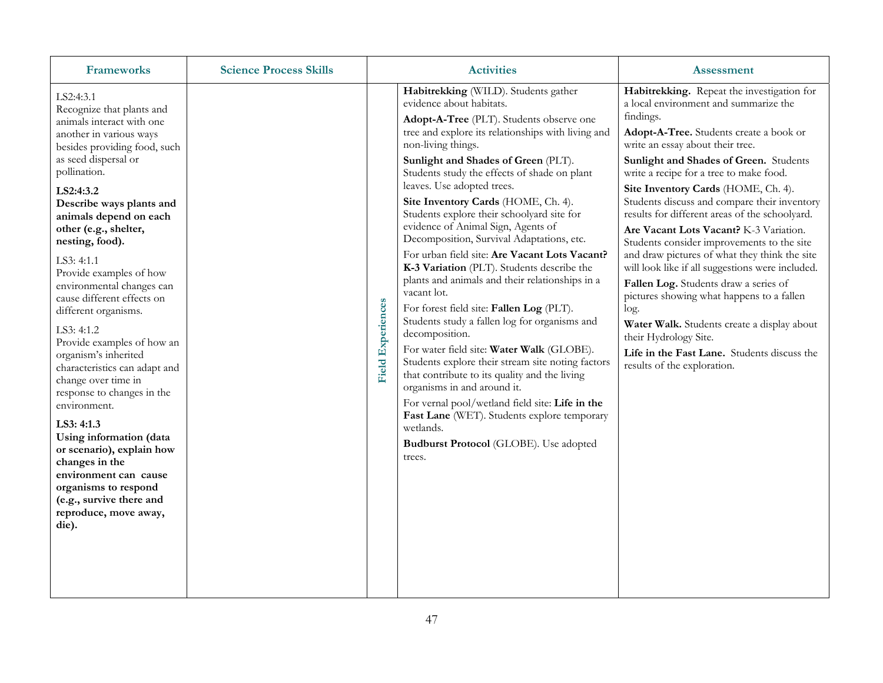| Frameworks | Science Process Skills | | Activities | Assessment |
|---|---|---|---|---|
| LS2:4:3.1<br>Recognize that plants and animals interact with one another in various ways besides providing food, such as seed dispersal or pollination.<br><br>**LS2:4:3.2**<br>**Describe ways plants and animals depend on each other (e.g., shelter, nesting, food).**<br><br>LS3: 4:1.1<br>Provide examples of how environmental changes can cause different effects on different organisms.<br><br>LS3: 4:1.2<br>Provide examples of how an organism's inherited characteristics can adapt and change over time in response to changes in the environment.<br><br>**LS3: 4:1.3**<br>**Using information (data or scenario), explain how changes in the environment can cause organisms to respond (e.g., survive there and reproduce, move away, die).** | | Field Experiences | **Habitrekking** (WILD). Students gather evidence about habitats.<br><br>**Adopt-A-Tree** (PLT). Students observe one tree and explore its relationships with living and non-living things.<br><br>**Sunlight and Shades of Green** (PLT). Students study the effects of shade on plant leaves. Use adopted trees.<br><br>**Site Inventory Cards** (HOME, Ch. 4). Students explore their schoolyard site for evidence of Animal Sign, Agents of Decomposition, Survival Adaptations, etc.<br><br>For urban field site: **Are Vacant Lots Vacant? K-3 Variation** (PLT). Students describe the plants and animals and their relationships in a vacant lot.<br><br>For forest field site: **Fallen Log** (PLT). Students study a fallen log for organisms and decomposition.<br><br>For water field site: **Water Walk** (GLOBE). Students explore their stream site noting factors that contribute to its quality and the living organisms in and around it.<br><br>For vernal pool/wetland field site: **Life in the Fast Lane** (WET). Students explore temporary wetlands.<br><br>**Budburst Protocol** (GLOBE). Use adopted trees. | **Habitrekking.** Repeat the investigation for a local environment and summarize the findings.<br><br>**Adopt-A-Tree.** Students create a book or write an essay about their tree.<br><br>**Sunlight and Shades of Green.** Students write a recipe for a tree to make food.<br><br>**Site Inventory Cards** (HOME, Ch. 4). Students discuss and compare their inventory results for different areas of the schoolyard.<br><br>**Are Vacant Lots Vacant?** K-3 Variation. Students consider improvements to the site and draw pictures of what they think the site will look like if all suggestions were included.<br><br>**Fallen Log.** Students draw a series of pictures showing what happens to a fallen log.<br><br>**Water Walk.** Students create a display about their Hydrology Site.<br><br>**Life in the Fast Lane.** Students discuss the results of the exploration. |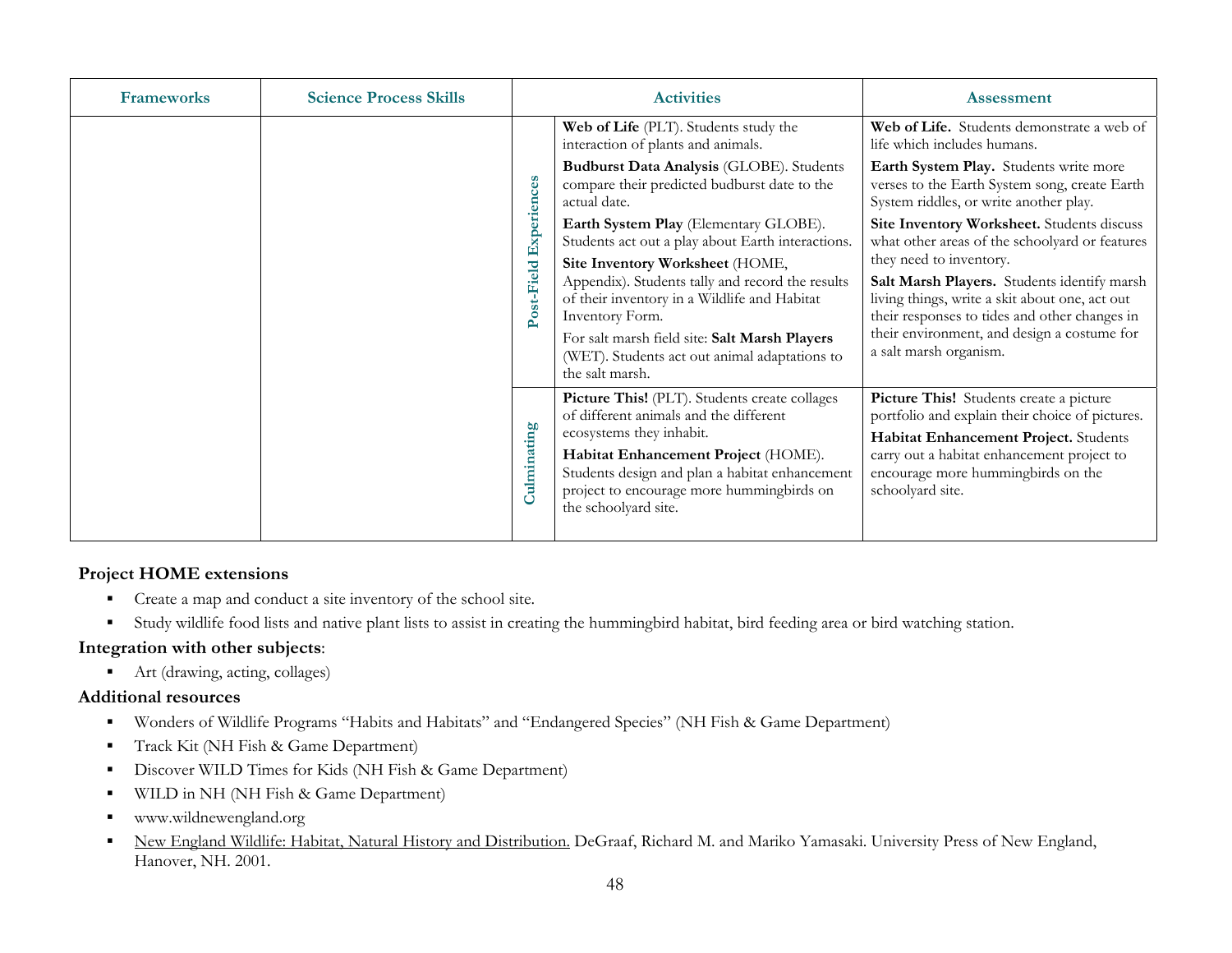| Frameworks | Science Process Skills | | Activities | Assessment |
|---|---|---|---|---|
| | | Post-Field Experiences | **Web of Life** (PLT). Students study the interaction of plants and animals.<br>**Budburst Data Analysis** (GLOBE). Students compare their predicted budburst date to the actual date.<br>**Earth System Play** (Elementary GLOBE). Students act out a play about Earth interactions.<br>**Site Inventory Worksheet** (HOME, Appendix). Students tally and record the results of their inventory in a Wildlife and Habitat Inventory Form.<br>For salt marsh field site: **Salt Marsh Players** (WET). Students act out animal adaptations to the salt marsh. | **Web of Life.** Students demonstrate a web of life which includes humans.<br>**Earth System Play.** Students write more verses to the Earth System song, create Earth System riddles, or write another play.<br>**Site Inventory Worksheet.** Students discuss what other areas of the schoolyard or features they need to inventory.<br>**Salt Marsh Players.** Students identify marsh living things, write a skit about one, act out their responses to tides and other changes in their environment, and design a costume for a salt marsh organism. |
| | | Culminating | **Picture This!** (PLT). Students create collages of different animals and the different ecosystems they inhabit.<br>**Habitat Enhancement Project** (HOME). Students design and plan a habitat enhancement project to encourage more hummingbirds on the schoolyard site. | **Picture This!** Students create a picture portfolio and explain their choice of pictures.<br>**Habitat Enhancement Project.** Students carry out a habitat enhancement project to encourage more hummingbirds on the schoolyard site. |

**Project HOME extensions**

- Create a map and conduct a site inventory of the school site.
- Study wildlife food lists and native plant lists to assist in creating the hummingbird habitat, bird feeding area or bird watching station.

**Integration with other subjects**:

- Art (drawing, acting, collages)

**Additional resources**

- Wonders of Wildlife Programs "Habits and Habitats" and "Endangered Species" (NH Fish & Game Department)
- Track Kit (NH Fish & Game Department)
- Discover WILD Times for Kids (NH Fish & Game Department)
- WILD in NH (NH Fish & Game Department)
- www.wildnewengland.org
- New England Wildlife: Habitat, Natural History and Distribution. DeGraaf, Richard M. and Mariko Yamasaki. University Press of New England, Hanover, NH. 2001.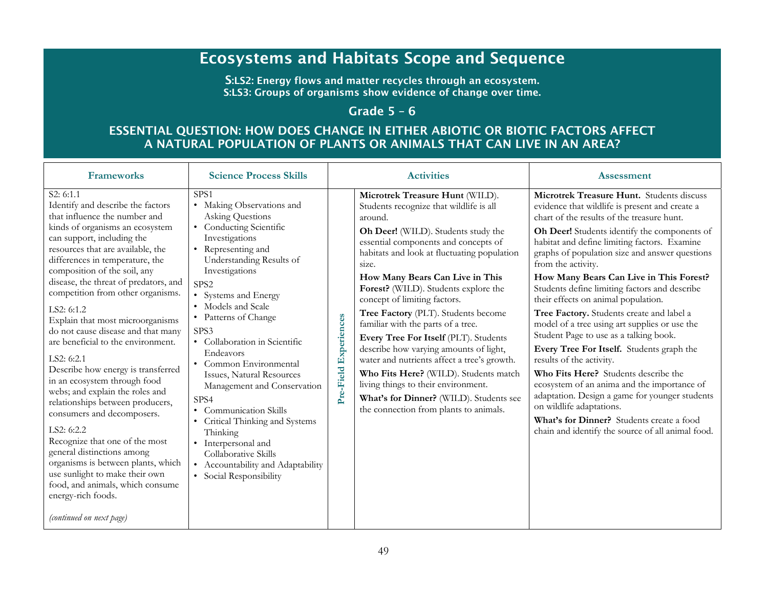# Ecosystems and Habitats Scope and Sequence

**S:LS2: Energy flows and matter recycles through an ecosystem.**
**S:LS3: Groups of organisms show evidence of change over time.**

## Grade 5 – 6

### ESSENTIAL QUESTION: HOW DOES CHANGE IN EITHER ABIOTIC OR BIOTIC FACTORS AFFECT A NATURAL POPULATION OF PLANTS OR ANIMALS THAT CAN LIVE IN AN AREA?

| Frameworks | Science Process Skills | | Activities | Assessment |
|---|---|---|---|---|
| S2: 6:1.1<br>Identify and describe the factors that influence the number and kinds of organisms an ecosystem can support, including the resources that are available, the differences in temperature, the composition of the soil, any disease, the threat of predators, and competition from other organisms.<br><br>LS2: 6:1.2<br>Explain that most microorganisms do not cause disease and that many are beneficial to the environment.<br><br>LS2: 6:2.1<br>Describe how energy is transferred in an ecosystem through food webs; and explain the roles and relationships between producers, consumers and decomposers.<br><br>LS2: 6:2.2<br>Recognize that one of the most general distinctions among organisms is between plants, which use sunlight to make their own food, and animals, which consume energy-rich foods.<br><br>*(continued on next page)* | SPS1<br>• Making Observations and Asking Questions<br>• Conducting Scientific Investigations<br>• Representing and Understanding Results of Investigations<br><br>SPS2<br>• Systems and Energy<br>• Models and Scale<br>• Patterns of Change<br><br>SPS3<br>• Collaboration in Scientific Endeavors<br>• Common Environmental Issues, Natural Resources Management and Conservation<br><br>SPS4<br>• Communication Skills<br>• Critical Thinking and Systems Thinking<br>• Interpersonal and Collaborative Skills<br>• Accountability and Adaptability<br>• Social Responsibility | **Pre-Field Experiences** | **Microtrek Treasure Hunt** (WILD). Students recognize that wildlife is all around.<br><br>**Oh Deer!** (WILD). Students study the essential components and concepts of habitats and look at fluctuating population size.<br><br>**How Many Bears Can Live in This Forest?** (WILD). Students explore the concept of limiting factors.<br><br>**Tree Factory** (PLT). Students become familiar with the parts of a tree.<br><br>**Every Tree For Itself** (PLT). Students describe how varying amounts of light, water and nutrients affect a tree's growth.<br><br>**Who Fits Here?** (WILD). Students match living things to their environment.<br><br>**What's for Dinner?** (WILD). Students see the connection from plants to animals. | **Microtrek Treasure Hunt.** Students discuss evidence that wildlife is present and create a chart of the results of the treasure hunt.<br><br>**Oh Deer!** Students identify the components of habitat and define limiting factors. Examine graphs of population size and answer questions from the activity.<br><br>**How Many Bears Can Live in This Forest?** Students define limiting factors and describe their effects on animal population.<br><br>**Tree Factory.** Students create and label a model of a tree using art supplies or use the Student Page to use as a talking book.<br><br>**Every Tree For Itself.** Students graph the results of the activity.<br><br>**Who Fits Here?** Students describe the ecosystem of an anima and the importance of adaptation. Design a game for younger students on wildlife adaptations.<br><br>**What's for Dinner?** Students create a food chain and identify the source of all animal food. |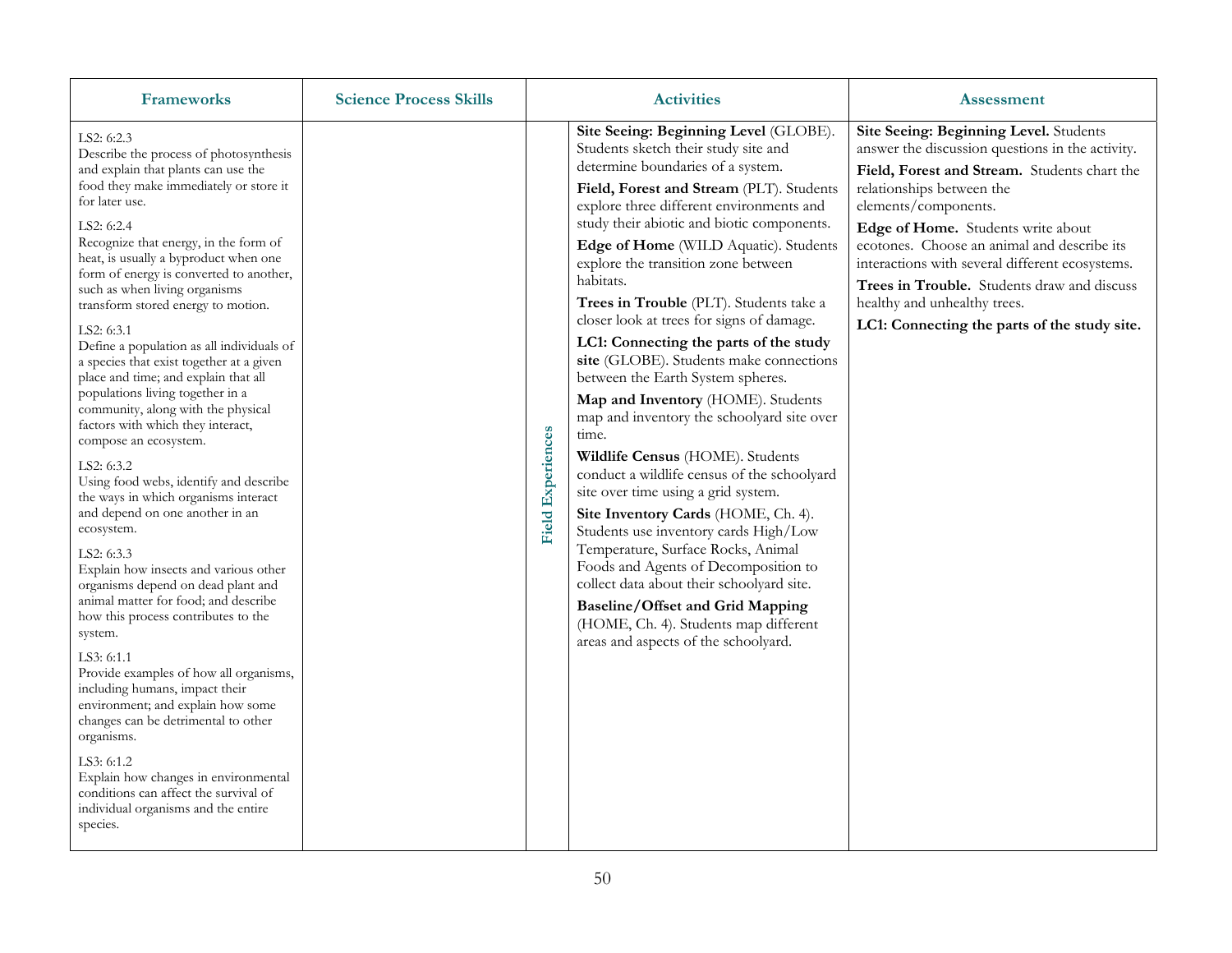| Frameworks | Science Process Skills | | Activities | Assessment |
|---|---|---|---|---|
| LS2: 6:2.3<br>Describe the process of photosynthesis and explain that plants can use the food they make immediately or store it for later use.<br><br>LS2: 6:2.4<br>Recognize that energy, in the form of heat, is usually a byproduct when one form of energy is converted to another, such as when living organisms transform stored energy to motion.<br><br>LS2: 6:3.1<br>Define a population as all individuals of a species that exist together at a given place and time; and explain that all populations living together in a community, along with the physical factors with which they interact, compose an ecosystem.<br><br>LS2: 6:3.2<br>Using food webs, identify and describe the ways in which organisms interact and depend on one another in an ecosystem.<br><br>LS2: 6:3.3<br>Explain how insects and various other organisms depend on dead plant and animal matter for food; and describe how this process contributes to the system.<br><br>LS3: 6:1.1<br>Provide examples of how all organisms, including humans, impact their environment; and explain how some changes can be detrimental to other organisms.<br><br>LS3: 6:1.2<br>Explain how changes in environmental conditions can affect the survival of individual organisms and the entire species. | | **Field Experiences** | **Site Seeing: Beginning Level** (GLOBE). Students sketch their study site and determine boundaries of a system.<br><br>**Field, Forest and Stream** (PLT). Students explore three different environments and study their abiotic and biotic components.<br><br>**Edge of Home** (WILD Aquatic). Students explore the transition zone between habitats.<br><br>**Trees in Trouble** (PLT). Students take a closer look at trees for signs of damage.<br><br>**LC1: Connecting the parts of the study site** (GLOBE). Students make connections between the Earth System spheres.<br><br>**Map and Inventory** (HOME). Students map and inventory the schoolyard site over time.<br><br>**Wildlife Census** (HOME). Students conduct a wildlife census of the schoolyard site over time using a grid system.<br><br>**Site Inventory Cards** (HOME, Ch. 4). Students use inventory cards High/Low Temperature, Surface Rocks, Animal Foods and Agents of Decomposition to collect data about their schoolyard site.<br><br>**Baseline/Offset and Grid Mapping** (HOME, Ch. 4). Students map different areas and aspects of the schoolyard. | **Site Seeing: Beginning Level.** Students answer the discussion questions in the activity.<br><br>**Field, Forest and Stream.** Students chart the relationships between the elements/components.<br><br>**Edge of Home.** Students write about ecotones. Choose an animal and describe its interactions with several different ecosystems.<br><br>**Trees in Trouble.** Students draw and discuss healthy and unhealthy trees.<br><br>**LC1: Connecting the parts of the study site.** |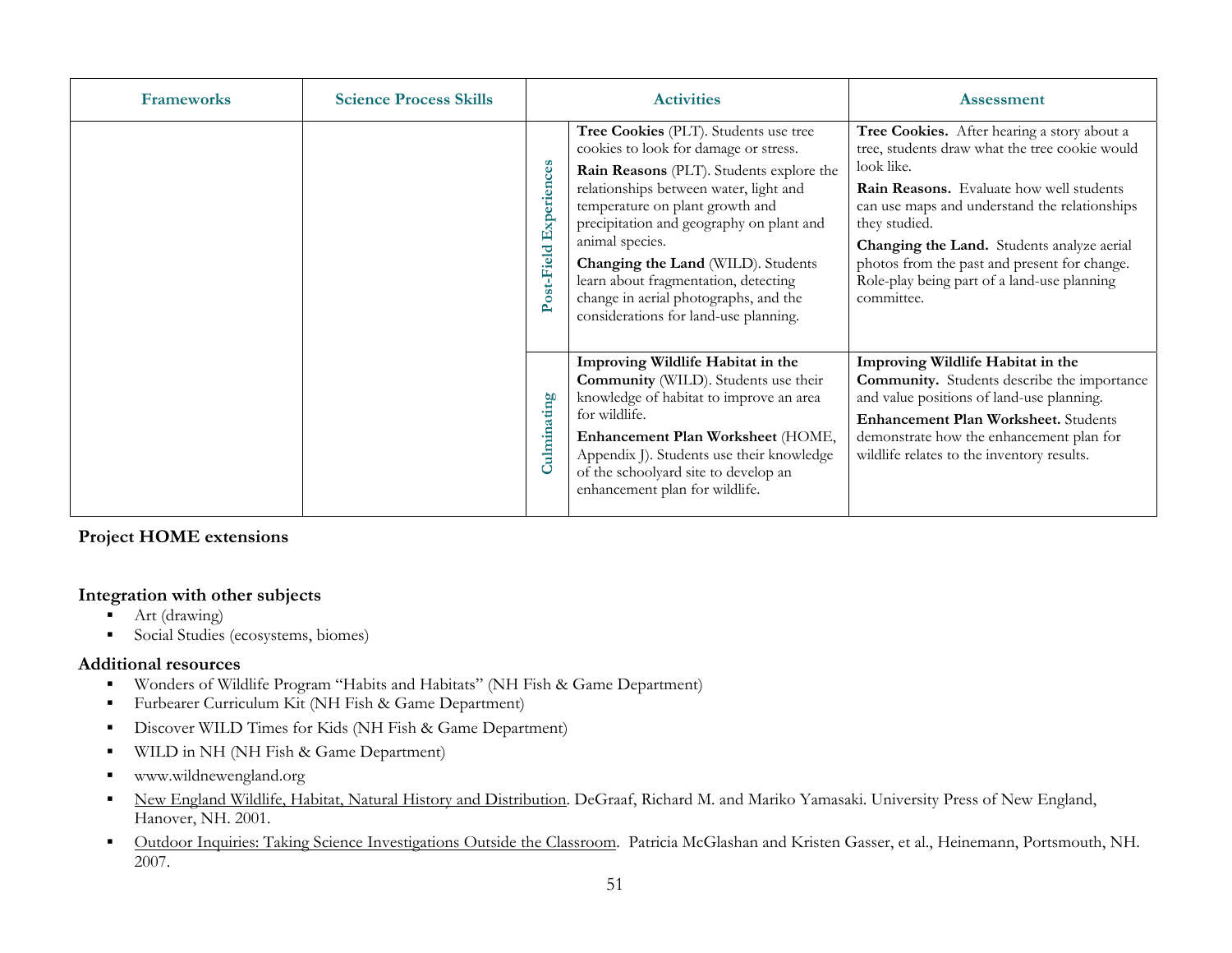| Frameworks | Science Process Skills | | Activities | Assessment |
|---|---|---|---|---|
| | | Post-Field Experiences | **Tree Cookies** (PLT). Students use tree cookies to look for damage or stress.<br><br>**Rain Reasons** (PLT). Students explore the relationships between water, light and temperature on plant growth and precipitation and geography on plant and animal species.<br><br>**Changing the Land** (WILD). Students learn about fragmentation, detecting change in aerial photographs, and the considerations for land-use planning. | **Tree Cookies.** After hearing a story about a tree, students draw what the tree cookie would look like.<br><br>**Rain Reasons.** Evaluate how well students can use maps and understand the relationships they studied.<br><br>**Changing the Land.** Students analyze aerial photos from the past and present for change. Role-play being part of a land-use planning committee. |
| | | Culminating | **Improving Wildlife Habitat in the Community** (WILD). Students use their knowledge of habitat to improve an area for wildlife.<br><br>**Enhancement Plan Worksheet** (HOME, Appendix J). Students use their knowledge of the schoolyard site to develop an enhancement plan for wildlife. | **Improving Wildlife Habitat in the Community.** Students describe the importance and value positions of land-use planning.<br><br>**Enhancement Plan Worksheet.** Students demonstrate how the enhancement plan for wildlife relates to the inventory results. |

**Project HOME extensions**

**Integration with other subjects**

- Art (drawing)
- Social Studies (ecosystems, biomes)

**Additional resources**

- Wonders of Wildlife Program "Habits and Habitats" (NH Fish & Game Department)
- Furbearer Curriculum Kit (NH Fish & Game Department)
- Discover WILD Times for Kids (NH Fish & Game Department)
- WILD in NH (NH Fish & Game Department)
- www.wildnewengland.org
- New England Wildlife, Habitat, Natural History and Distribution. DeGraaf, Richard M. and Mariko Yamasaki. University Press of New England, Hanover, NH. 2001.
- Outdoor Inquiries: Taking Science Investigations Outside the Classroom. Patricia McGlashan and Kristen Gasser, et al., Heinemann, Portsmouth, NH. 2007.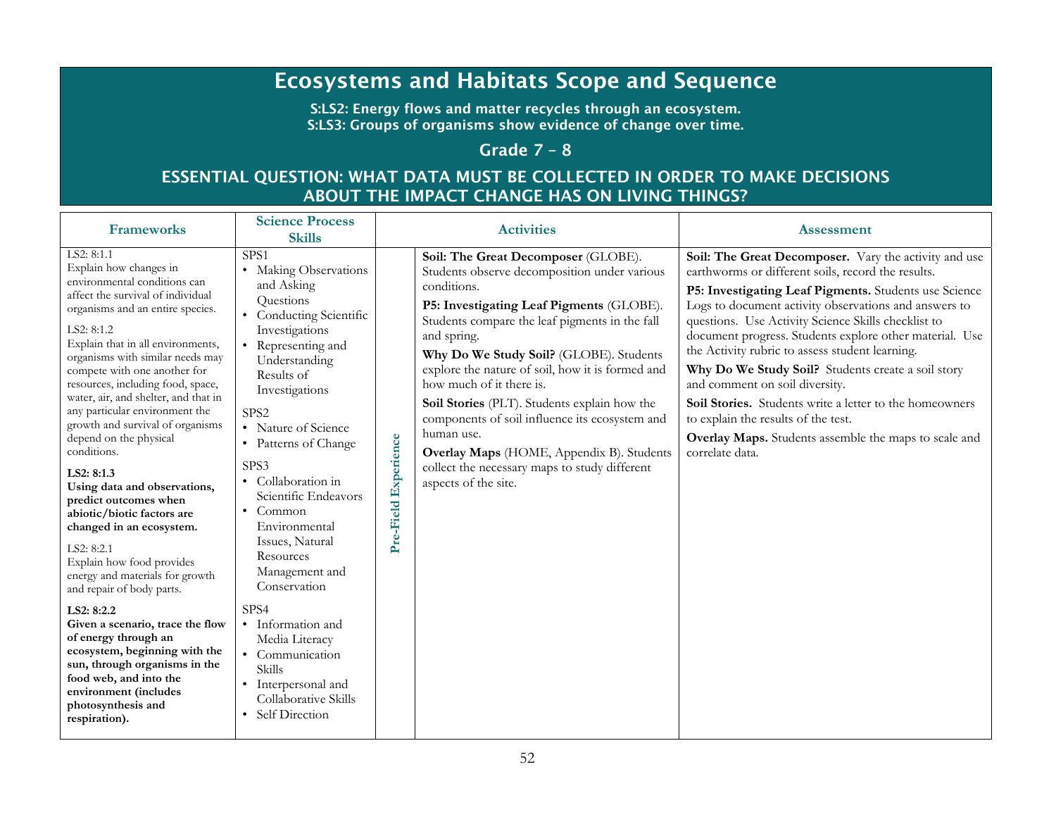# Ecosystems and Habitats Scope and Sequence

**S:LS2: Energy flows and matter recycles through an ecosystem.**
**S:LS3: Groups of organisms show evidence of change over time.**

## Grade 7 – 8

## ESSENTIAL QUESTION: WHAT DATA MUST BE COLLECTED IN ORDER TO MAKE DECISIONS ABOUT THE IMPACT CHANGE HAS ON LIVING THINGS?

| Frameworks | Science Process Skills | | Activities | Assessment |
|---|---|---|---|---|
| LS2: 8:1.1<br>Explain how changes in environmental conditions can affect the survival of individual organisms and an entire species.<br><br>LS2: 8:1.2<br>Explain that in all environments, organisms with similar needs may compete with one another for resources, including food, space, water, air, and shelter, and that in any particular environment the growth and survival of organisms depend on the physical conditions.<br><br>**LS2: 8:1.3**<br>**Using data and observations, predict outcomes when abiotic/biotic factors are changed in an ecosystem.**<br><br>LS2: 8:2.1<br>Explain how food provides energy and materials for growth and repair of body parts.<br><br>**LS2: 8:2.2**<br>**Given a scenario, trace the flow of energy through an ecosystem, beginning with the sun, through organisms in the food web, and into the environment (includes photosynthesis and respiration).** | SPS1<br>• Making Observations and Asking Questions<br>• Conducting Scientific Investigations<br>• Representing and Understanding Results of Investigations<br><br>SPS2<br>• Nature of Science<br>• Patterns of Change<br><br>SPS3<br>• Collaboration in Scientific Endeavors<br>• Common Environmental Issues, Natural Resources Management and Conservation<br><br>SPS4<br>• Information and Media Literacy<br>• Communication Skills<br>• Interpersonal and Collaborative Skills<br>• Self Direction | **Pre-Field Experience** | **Soil: The Great Decomposer** (GLOBE). Students observe decomposition under various conditions.<br><br>**P5: Investigating Leaf Pigments** (GLOBE). Students compare the leaf pigments in the fall and spring.<br><br>**Why Do We Study Soil?** (GLOBE). Students explore the nature of soil, how it is formed and how much of it there is.<br><br>**Soil Stories** (PLT). Students explain how the components of soil influence its ecosystem and human use.<br><br>**Overlay Maps** (HOME, Appendix B). Students collect the necessary maps to study different aspects of the site. | **Soil: The Great Decomposer.** Vary the activity and use earthworms or different soils, record the results.<br><br>**P5: Investigating Leaf Pigments.** Students use Science Logs to document activity observations and answers to questions. Use Activity Science Skills checklist to document progress. Students explore other material. Use the Activity rubric to assess student learning.<br><br>**Why Do We Study Soil?** Students create a soil story and comment on soil diversity.<br><br>**Soil Stories.** Students write a letter to the homeowners to explain the results of the test.<br><br>**Overlay Maps.** Students assemble the maps to scale and correlate data. |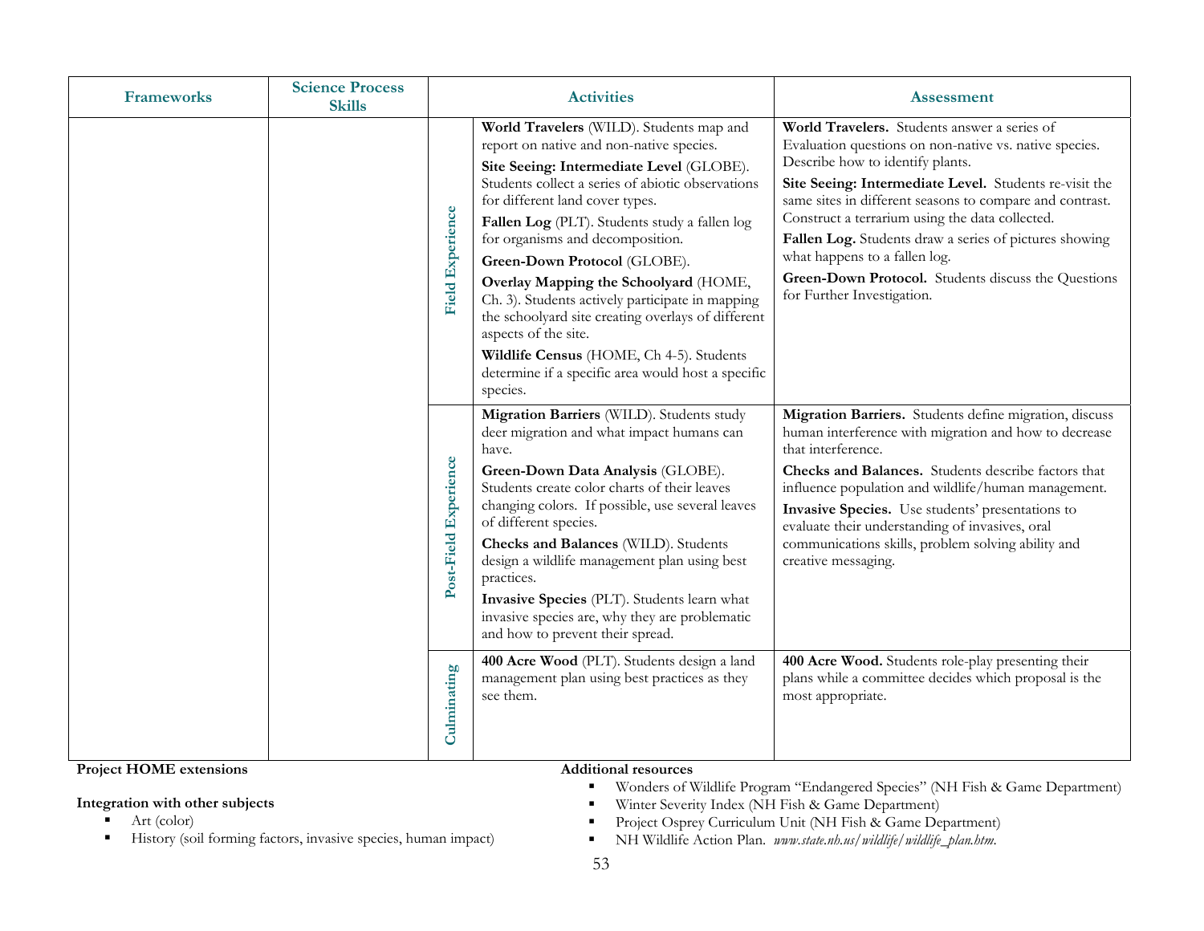| Frameworks | Science Process Skills | | Activities | Assessment |
|---|---|---|---|---|
| | | **Field Experience** | **World Travelers** (WILD). Students map and report on native and non-native species.<br>**Site Seeing: Intermediate Level** (GLOBE). Students collect a series of abiotic observations for different land cover types.<br>**Fallen Log** (PLT). Students study a fallen log for organisms and decomposition.<br>**Green-Down Protocol** (GLOBE).<br>**Overlay Mapping the Schoolyard** (HOME, Ch. 3). Students actively participate in mapping the schoolyard site creating overlays of different aspects of the site.<br>**Wildlife Census** (HOME, Ch 4-5). Students determine if a specific area would host a specific species. | **World Travelers.** Students answer a series of Evaluation questions on non-native vs. native species. Describe how to identify plants.<br>**Site Seeing: Intermediate Level.** Students re-visit the same sites in different seasons to compare and contrast. Construct a terrarium using the data collected.<br>**Fallen Log.** Students draw a series of pictures showing what happens to a fallen log.<br>**Green-Down Protocol.** Students discuss the Questions for Further Investigation. |
| | | **Post-Field Experience** | **Migration Barriers** (WILD). Students study deer migration and what impact humans can have.<br>**Green-Down Data Analysis** (GLOBE). Students create color charts of their leaves changing colors. If possible, use several leaves of different species.<br>**Checks and Balances** (WILD). Students design a wildlife management plan using best practices.<br>**Invasive Species** (PLT). Students learn what invasive species are, why they are problematic and how to prevent their spread. | **Migration Barriers.** Students define migration, discuss human interference with migration and how to decrease that interference.<br>**Checks and Balances.** Students describe factors that influence population and wildlife/human management.<br>**Invasive Species.** Use students' presentations to evaluate their understanding of invasives, oral communications skills, problem solving ability and creative messaging. |
| | | **Culminating** | **400 Acre Wood** (PLT). Students design a land management plan using best practices as they see them. | **400 Acre Wood.** Students role-play presenting their plans while a committee decides which proposal is the most appropriate. |

**Project HOME extensions**

**Integration with other subjects**

- Art (color)
- History (soil forming factors, invasive species, human impact)

**Additional resources**

- Wonders of Wildlife Program "Endangered Species" (NH Fish & Game Department)
- Winter Severity Index (NH Fish & Game Department)
- Project Osprey Curriculum Unit (NH Fish & Game Department)
- NH Wildlife Action Plan. *www.state.nh.us/wildlife/wildlife_plan.htm.*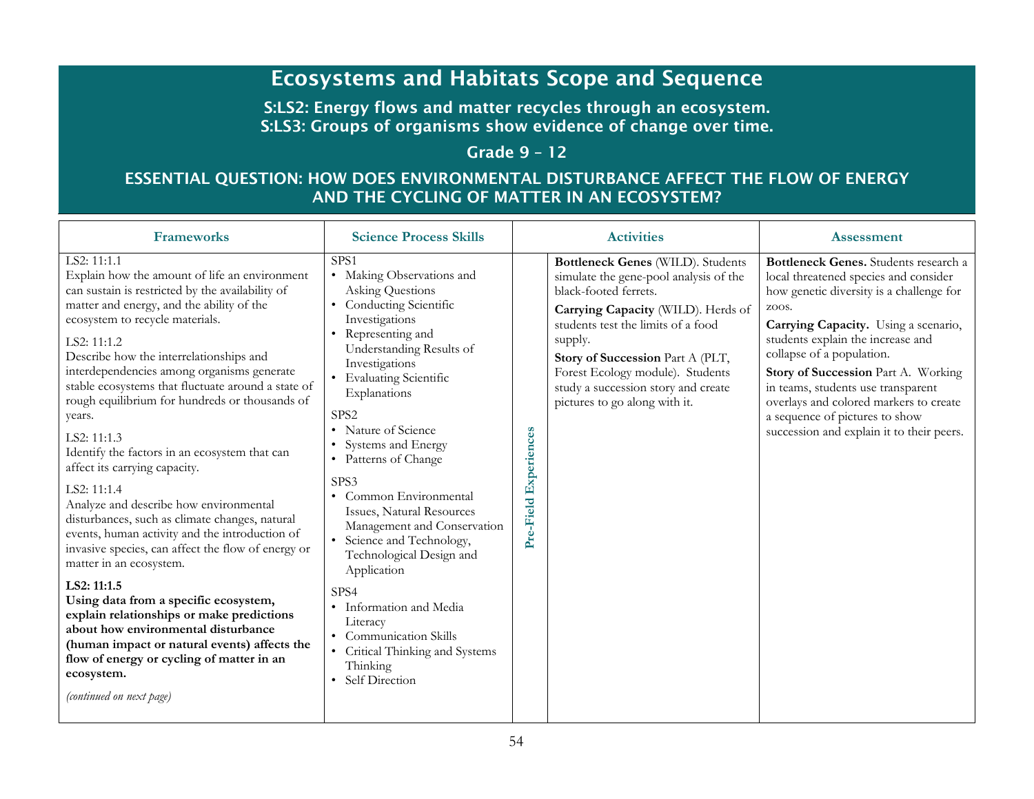# Ecosystems and Habitats Scope and Sequence

**S:LS2: Energy flows and matter recycles through an ecosystem.**
**S:LS3: Groups of organisms show evidence of change over time.**

**Grade 9 – 12**

## ESSENTIAL QUESTION: HOW DOES ENVIRONMENTAL DISTURBANCE AFFECT THE FLOW OF ENERGY AND THE CYCLING OF MATTER IN AN ECOSYSTEM?

| Frameworks | Science Process Skills | | Activities | Assessment |
|---|---|---|---|---|
| LS2: 11:1.1<br>Explain how the amount of life an environment can sustain is restricted by the availability of matter and energy, and the ability of the ecosystem to recycle materials.<br><br>LS2: 11:1.2<br>Describe how the interrelationships and interdependencies among organisms generate stable ecosystems that fluctuate around a state of rough equilibrium for hundreds or thousands of years.<br><br>LS2: 11:1.3<br>Identify the factors in an ecosystem that can affect its carrying capacity.<br><br>LS2: 11:1.4<br>Analyze and describe how environmental disturbances, such as climate changes, natural events, human activity and the introduction of invasive species, can affect the flow of energy or matter in an ecosystem.<br><br>**LS2: 11:1.5**<br>**Using data from a specific ecosystem, explain relationships or make predictions about how environmental disturbance (human impact or natural events) affects the flow of energy or cycling of matter in an ecosystem.**<br><br>*(continued on next page)* | SPS1<br>• Making Observations and Asking Questions<br>• Conducting Scientific Investigations<br>• Representing and Understanding Results of Investigations<br>• Evaluating Scientific Explanations<br><br>SPS2<br>• Nature of Science<br>• Systems and Energy<br>• Patterns of Change<br><br>SPS3<br>• Common Environmental Issues, Natural Resources Management and Conservation<br>• Science and Technology, Technological Design and Application<br><br>SPS4<br>• Information and Media Literacy<br>• Communication Skills<br>• Critical Thinking and Systems Thinking<br>• Self Direction | **Pre-Field Experiences** | **Bottleneck Genes** (WILD). Students simulate the gene-pool analysis of the black-footed ferrets.<br><br>**Carrying Capacity** (WILD). Herds of students test the limits of a food supply.<br><br>**Story of Succession** Part A (PLT, Forest Ecology module). Students study a succession story and create pictures to go along with it. | **Bottleneck Genes.** Students research a local threatened species and consider how genetic diversity is a challenge for zoos.<br><br>**Carrying Capacity.** Using a scenario, students explain the increase and collapse of a population.<br><br>**Story of Succession** Part A. Working in teams, students use transparent overlays and colored markers to create a sequence of pictures to show succession and explain it to their peers. |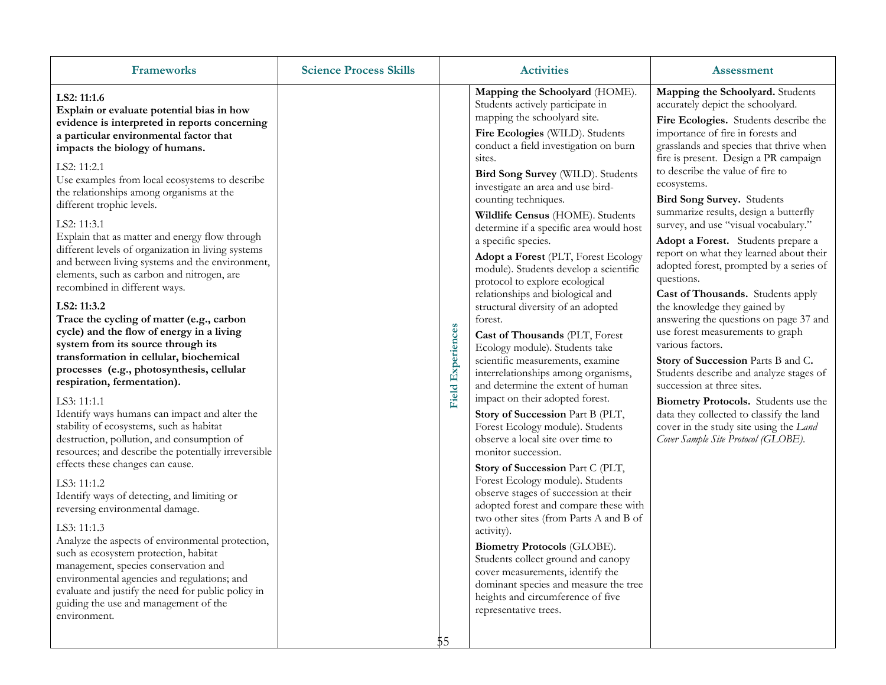| Frameworks | Science Process Skills | | Activities | Assessment |
|---|---|---|---|---|
| **LS2: 11:1.6**<br>**Explain or evaluate potential bias in how evidence is interpreted in reports concerning a particular environmental factor that impacts the biology of humans.**<br><br>LS2: 11:2.1<br>Use examples from local ecosystems to describe the relationships among organisms at the different trophic levels.<br><br>LS2: 11:3.1<br>Explain that as matter and energy flow through different levels of organization in living systems and between living systems and the environment, elements, such as carbon and nitrogen, are recombined in different ways.<br><br>**LS2: 11:3.2**<br>**Trace the cycling of matter (e.g., carbon cycle) and the flow of energy in a living system from its source through its transformation in cellular, biochemical processes (e.g., photosynthesis, cellular respiration, fermentation).**<br><br>LS3: 11:1.1<br>Identify ways humans can impact and alter the stability of ecosystems, such as habitat destruction, pollution, and consumption of resources; and describe the potentially irreversible effects these changes can cause.<br><br>LS3: 11:1.2<br>Identify ways of detecting, and limiting or reversing environmental damage.<br><br>LS3: 11:1.3<br>Analyze the aspects of environmental protection, such as ecosystem protection, habitat management, species conservation and environmental agencies and regulations; and evaluate and justify the need for public policy in guiding the use and management of the environment. | | **Field Experiences** | **Mapping the Schoolyard** (HOME). Students actively participate in mapping the schoolyard site.<br><br>**Fire Ecologies** (WILD). Students conduct a field investigation on burn sites.<br><br>**Bird Song Survey** (WILD). Students investigate an area and use bird-counting techniques.<br><br>**Wildlife Census** (HOME). Students determine if a specific area would host a specific species.<br><br>**Adopt a Forest** (PLT, Forest Ecology module). Students develop a scientific protocol to explore ecological relationships and biological and structural diversity of an adopted forest.<br><br>**Cast of Thousands** (PLT, Forest Ecology module). Students take scientific measurements, examine interrelationships among organisms, and determine the extent of human impact on their adopted forest.<br><br>**Story of Succession** Part B (PLT, Forest Ecology module). Students observe a local site over time to monitor succession.<br><br>**Story of Succession** Part C (PLT, Forest Ecology module). Students observe stages of succession at their adopted forest and compare these with two other sites (from Parts A and B of activity).<br><br>**Biometry Protocols** (GLOBE). Students collect ground and canopy cover measurements, identify the dominant species and measure the tree heights and circumference of five representative trees. | **Mapping the Schoolyard.** Students accurately depict the schoolyard.<br><br>**Fire Ecologies.** Students describe the importance of fire in forests and grasslands and species that thrive when fire is present. Design a PR campaign to describe the value of fire to ecosystems.<br><br>**Bird Song Survey.** Students summarize results, design a butterfly survey, and use "visual vocabulary."<br><br>**Adopt a Forest.** Students prepare a report on what they learned about their adopted forest, prompted by a series of questions.<br><br>**Cast of Thousands.** Students apply the knowledge they gained by answering the questions on page 37 and use forest measurements to graph various factors.<br><br>**Story of Succession** Parts B and C**.** Students describe and analyze stages of succession at three sites.<br><br>**Biometry Protocols.** Students use the data they collected to classify the land cover in the study site using the *Land Cover Sample Site Protocol (GLOBE).* |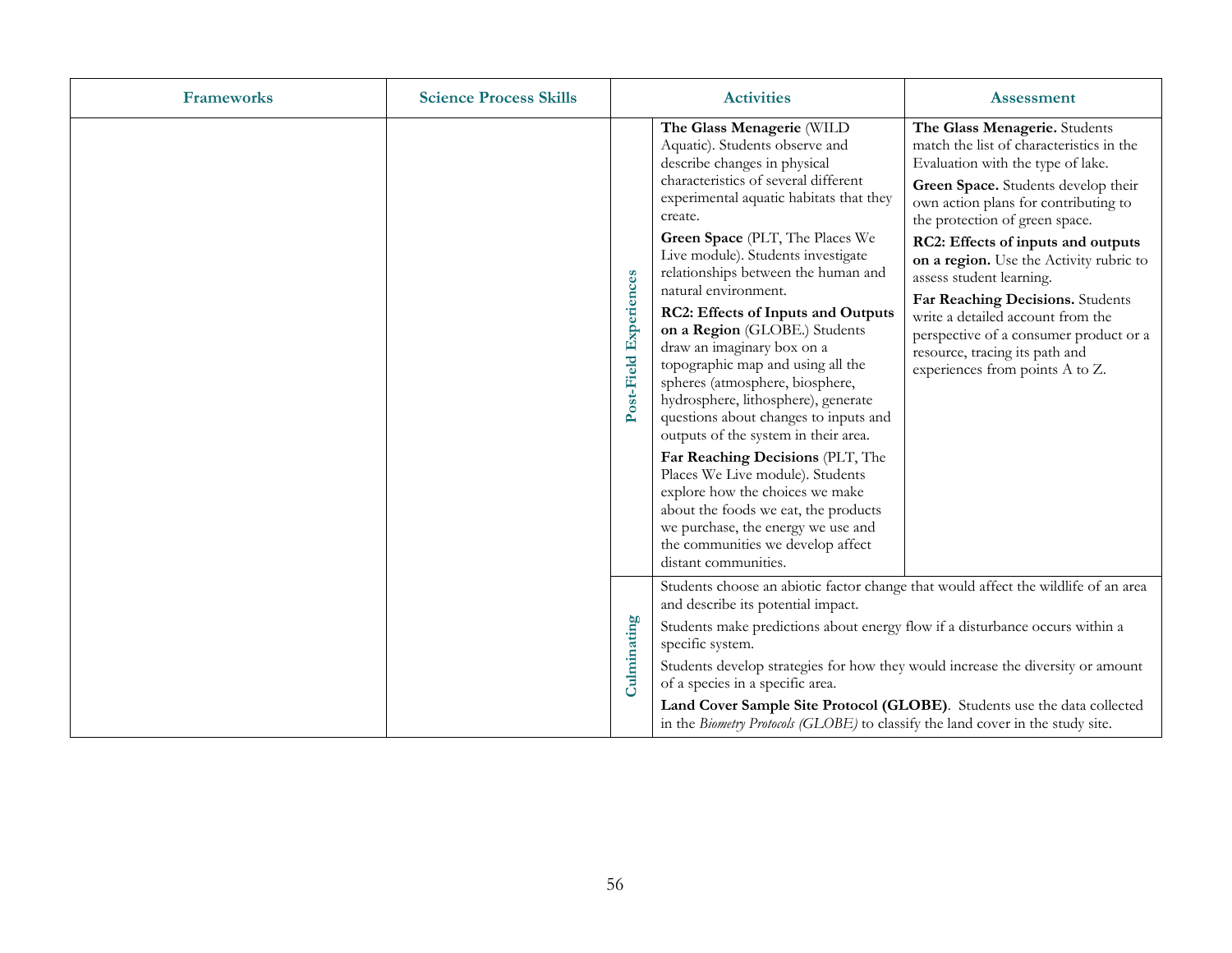| Frameworks | Science Process Skills | | Activities | Assessment |
|---|---|---|---|---|
| | | **Post-Field Experiences** | **The Glass Menagerie** (WILD Aquatic). Students observe and describe changes in physical characteristics of several different experimental aquatic habitats that they create.<br><br>**Green Space** (PLT, The Places We Live module). Students investigate relationships between the human and natural environment.<br><br>**RC2: Effects of Inputs and Outputs on a Region** (GLOBE.) Students draw an imaginary box on a topographic map and using all the spheres (atmosphere, biosphere, hydrosphere, lithosphere), generate questions about changes to inputs and outputs of the system in their area.<br><br>**Far Reaching Decisions** (PLT, The Places We Live module). Students explore how the choices we make about the foods we eat, the products we purchase, the energy we use and the communities we develop affect distant communities. | **The Glass Menagerie.** Students match the list of characteristics in the Evaluation with the type of lake.<br><br>**Green Space.** Students develop their own action plans for contributing to the protection of green space.<br><br>**RC2: Effects of inputs and outputs on a region.** Use the Activity rubric to assess student learning.<br><br>**Far Reaching Decisions.** Students write a detailed account from the perspective of a consumer product or a resource, tracing its path and experiences from points A to Z. |
| | | **Culminating** | Students choose an abiotic factor change that would affect the wildlife of an area and describe its potential impact.<br><br>Students make predictions about energy flow if a disturbance occurs within a specific system.<br><br>Students develop strategies for how they would increase the diversity or amount of a species in a specific area.<br><br>**Land Cover Sample Site Protocol (GLOBE)**. Students use the data collected in the *Biometry Protocols (GLOBE)* to classify the land cover in the study site. | |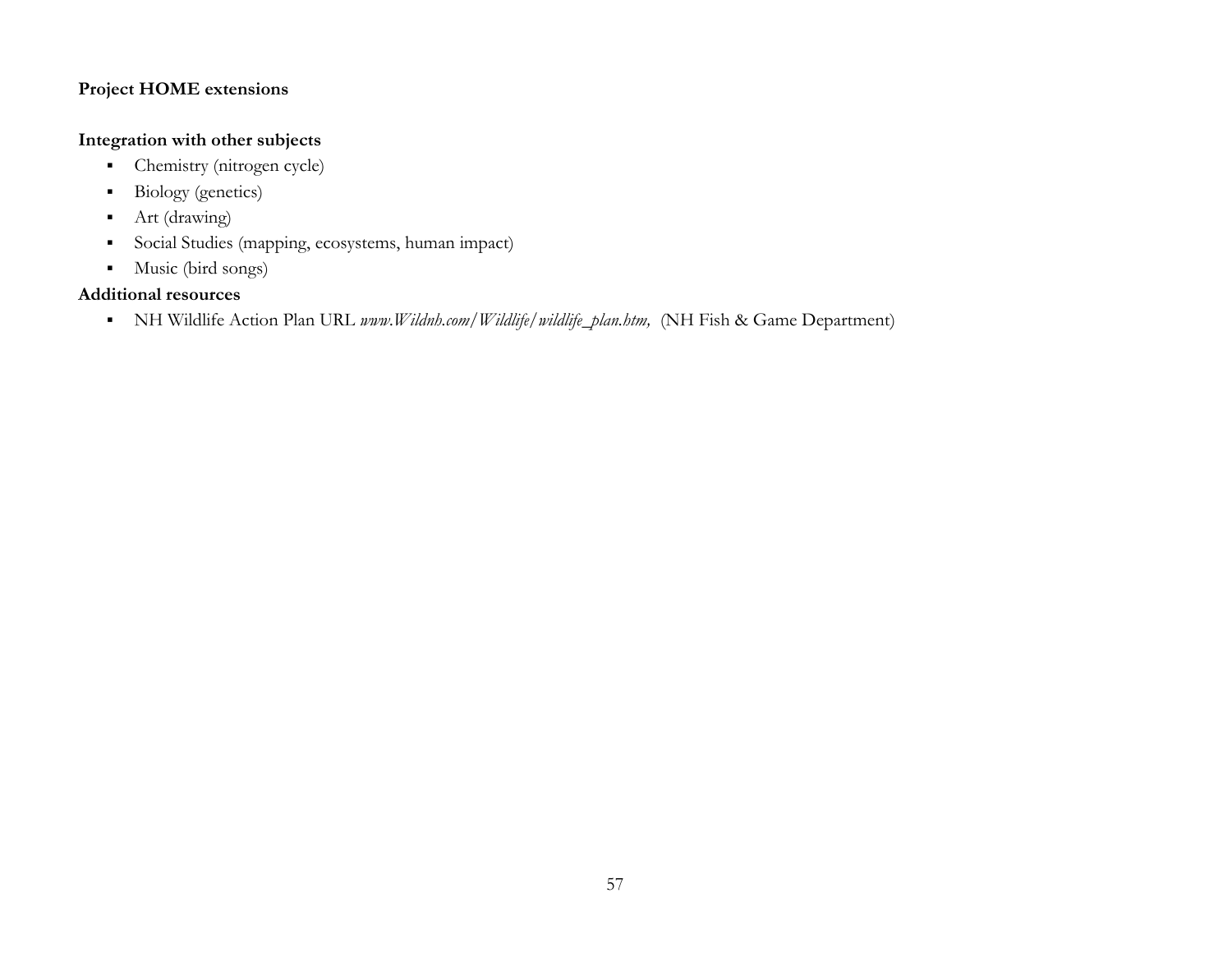**Project HOME extensions**

**Integration with other subjects**

- Chemistry (nitrogen cycle)
- Biology (genetics)
- Art (drawing)
- Social Studies (mapping, ecosystems, human impact)
- Music (bird songs)

**Additional resources**

- NH Wildlife Action Plan URL *www.Wildnh.com/Wildlife/wildlife_plan.htm,* (NH Fish & Game Department)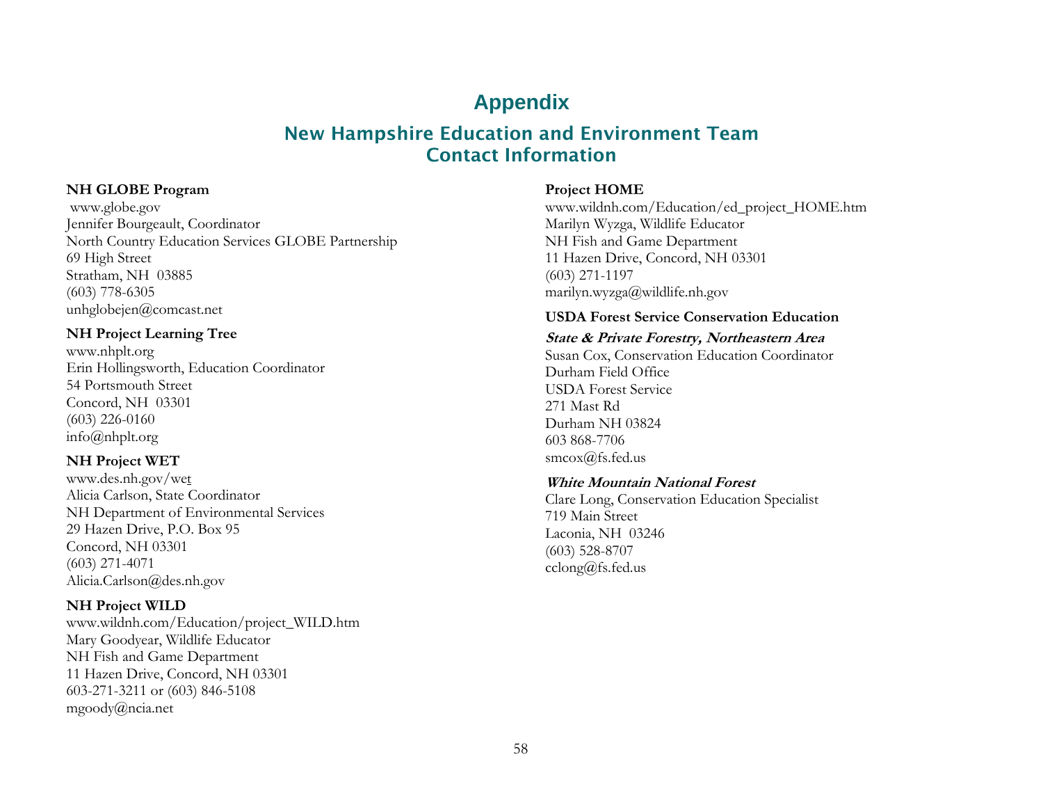# Appendix

## New Hampshire Education and Environment Team Contact Information

**NH GLOBE Program**
www.globe.gov
Jennifer Bourgeault, Coordinator
North Country Education Services GLOBE Partnership
69 High Street
Stratham, NH 03885
(603) 778-6305
unhglobejen@comcast.net

**NH Project Learning Tree**
www.nhplt.org
Erin Hollingsworth, Education Coordinator
54 Portsmouth Street
Concord, NH 03301
(603) 226-0160
info@nhplt.org

**NH Project WET**
www.des.nh.gov/wet
Alicia Carlson, State Coordinator
NH Department of Environmental Services
29 Hazen Drive, P.O. Box 95
Concord, NH 03301
(603) 271-4071
Alicia.Carlson@des.nh.gov

**NH Project WILD**
www.wildnh.com/Education/project_WILD.htm
Mary Goodyear, Wildlife Educator
NH Fish and Game Department
11 Hazen Drive, Concord, NH 03301
603-271-3211 or (603) 846-5108
mgoody@ncia.net

**Project HOME**
www.wildnh.com/Education/ed_project_HOME.htm
Marilyn Wyzga, Wildlife Educator
NH Fish and Game Department
11 Hazen Drive, Concord, NH 03301
(603) 271-1197
marilyn.wyzga@wildlife.nh.gov

**USDA Forest Service Conservation Education**

***State & Private Forestry, Northeastern Area***
Susan Cox, Conservation Education Coordinator
Durham Field Office
USDA Forest Service
271 Mast Rd
Durham NH 03824
603 868-7706
smcox@fs.fed.us

***White Mountain National Forest***
Clare Long, Conservation Education Specialist
719 Main Street
Laconia, NH 03246
(603) 528-8707
cclong@fs.fed.us